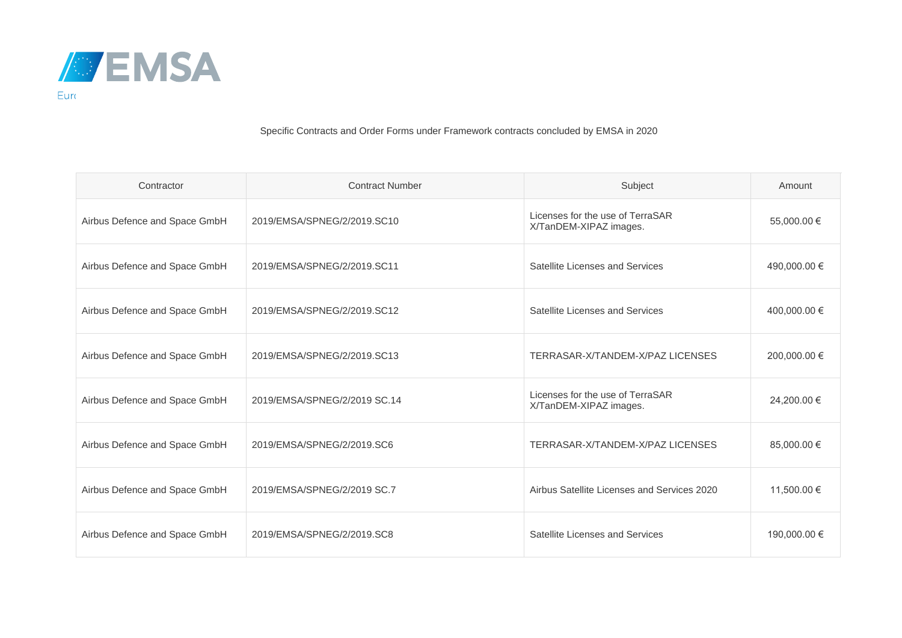EMSA

Eur

Specific Contracts and Order Forms under Framework contracts concluded by EMSA in 2020

| Contractor | Contract Number | Subject | Amount |
| --- | --- | --- | --- |
| Airbus Defence and Space GmbH | 2019/EMSA/SPNEG/2/2019.SC10 | Licenses for the use of TerraSAR X/TanDEM-XIPAZ images. | 55,000.00 € |
| Airbus Defence and Space GmbH | 2019/EMSA/SPNEG/2/2019.SC11 | Satellite Licenses and Services | 490,000.00 € |
| Airbus Defence and Space GmbH | 2019/EMSA/SPNEG/2/2019.SC12 | Satellite Licenses and Services | 400,000.00 € |
| Airbus Defence and Space GmbH | 2019/EMSA/SPNEG/2/2019.SC13 | TERRASAR-X/TANDEM-X/PAZ LICENSES | 200,000.00 € |
| Airbus Defence and Space GmbH | 2019/EMSA/SPNEG/2/2019 SC.14 | Licenses for the use of TerraSAR X/TanDEM-XIPAZ images. | 24,200.00 € |
| Airbus Defence and Space GmbH | 2019/EMSA/SPNEG/2/2019.SC6 | TERRASAR-X/TANDEM-X/PAZ LICENSES | 85,000.00 € |
| Airbus Defence and Space GmbH | 2019/EMSA/SPNEG/2/2019 SC.7 | Airbus Satellite Licenses and Services 2020 | 11,500.00 € |
| Airbus Defence and Space GmbH | 2019/EMSA/SPNEG/2/2019.SC8 | Satellite Licenses and Services | 190,000.00 € |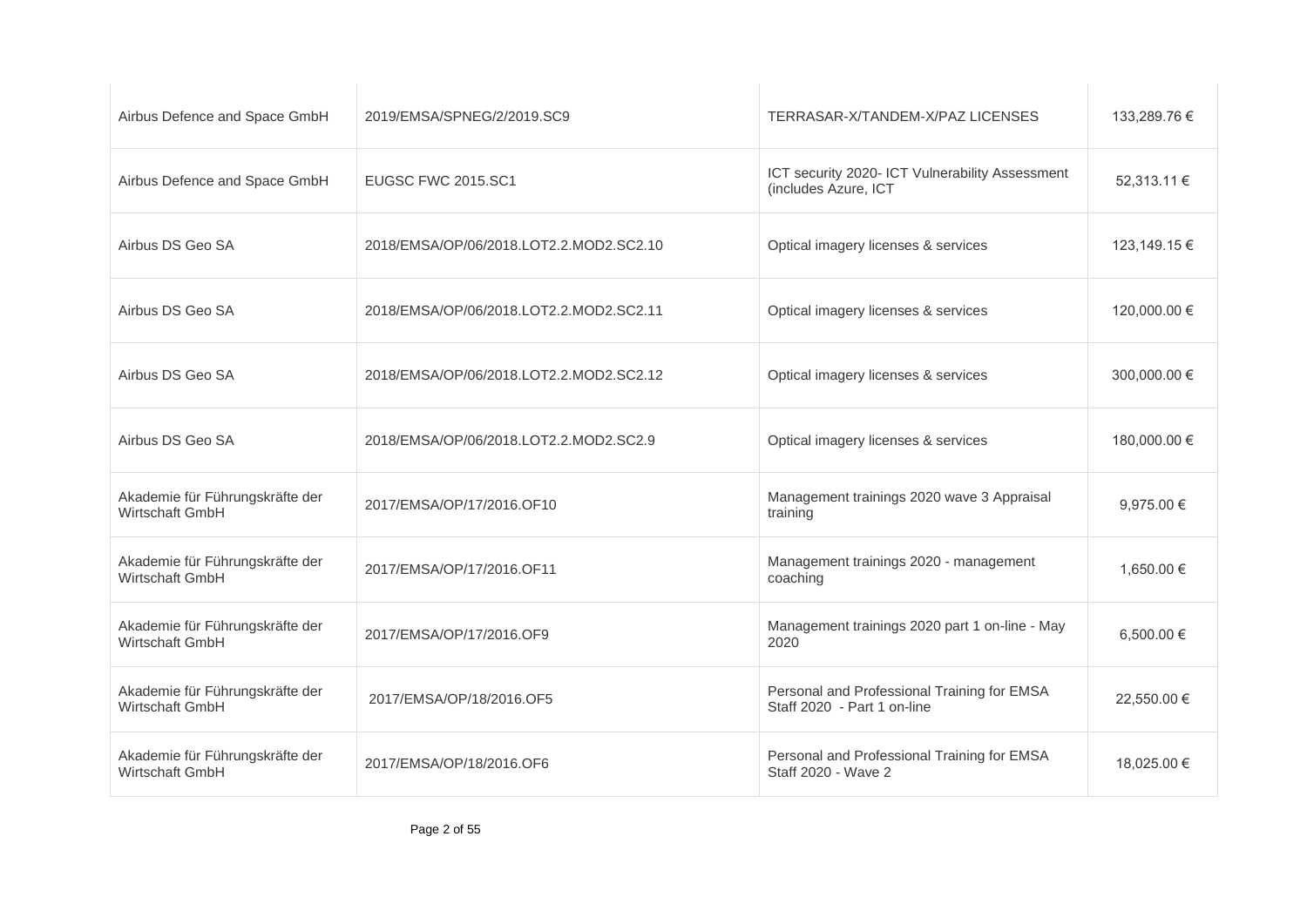| Airbus Defence and Space GmbH | 2019/EMSA/SPNEG/2/2019.SC9 | TERRASAR-X/TANDEM-X/PAZ LICENSES | 133,289.76 € |
|---|---|---|---|
| Airbus Defence and Space GmbH | EUGSC FWC 2015.SC1 | ICT security 2020- ICT Vulnerability Assessment (includes Azure, ICT | 52,313.11 € |
| Airbus DS Geo SA | 2018/EMSA/OP/06/2018.LOT2.2.MOD2.SC2.10 | Optical imagery licenses & services | 123,149.15 € |
| Airbus DS Geo SA | 2018/EMSA/OP/06/2018.LOT2.2.MOD2.SC2.11 | Optical imagery licenses & services | 120,000.00 € |
| Airbus DS Geo SA | 2018/EMSA/OP/06/2018.LOT2.2.MOD2.SC2.12 | Optical imagery licenses & services | 300,000.00 € |
| Airbus DS Geo SA | 2018/EMSA/OP/06/2018.LOT2.2.MOD2.SC2.9 | Optical imagery licenses & services | 180,000.00 € |
| Akademie für Führungskräfte der Wirtschaft GmbH | 2017/EMSA/OP/17/2016.OF10 | Management trainings 2020 wave 3 Appraisal training | 9,975.00 € |
| Akademie für Führungskräfte der Wirtschaft GmbH | 2017/EMSA/OP/17/2016.OF11 | Management trainings 2020 - management coaching | 1,650.00 € |
| Akademie für Führungskräfte der Wirtschaft GmbH | 2017/EMSA/OP/17/2016.OF9 | Management trainings 2020 part 1 on-line - May 2020 | 6,500.00 € |
| Akademie für Führungskräfte der Wirtschaft GmbH | 2017/EMSA/OP/18/2016.OF5 | Personal and Professional Training for EMSA Staff 2020 - Part 1 on-line | 22,550.00 € |
| Akademie für Führungskräfte der Wirtschaft GmbH | 2017/EMSA/OP/18/2016.OF6 | Personal and Professional Training for EMSA Staff 2020 - Wave 2 | 18,025.00 € |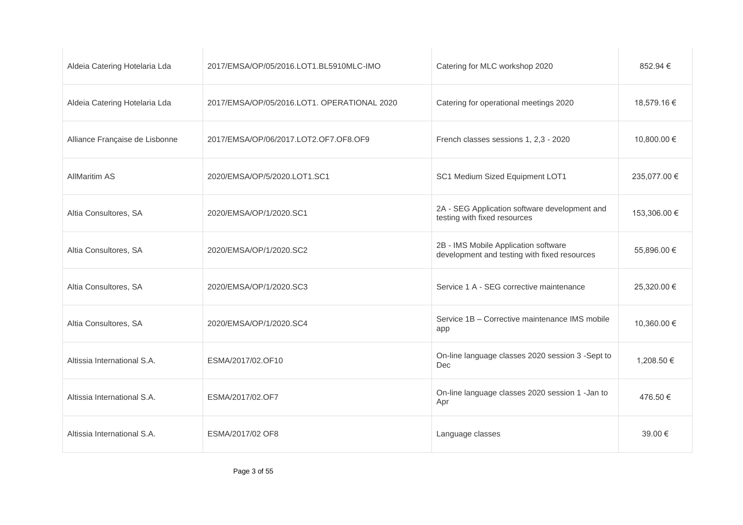| | | | |
|---|---|---|---|
| Aldeia Catering Hotelaria Lda | 2017/EMSA/OP/05/2016.LOT1.BL5910MLC-IMO | Catering for MLC workshop 2020 | 852.94 € |
| Aldeia Catering Hotelaria Lda | 2017/EMSA/OP/05/2016.LOT1. OPERATIONAL 2020 | Catering for operational meetings 2020 | 18,579.16 € |
| Alliance Française de Lisbonne | 2017/EMSA/OP/06/2017.LOT2.OF7.OF8.OF9 | French classes sessions 1, 2,3 - 2020 | 10,800.00 € |
| AllMaritim AS | 2020/EMSA/OP/5/2020.LOT1.SC1 | SC1 Medium Sized Equipment LOT1 | 235,077.00 € |
| Altia Consultores, SA | 2020/EMSA/OP/1/2020.SC1 | 2A - SEG Application software development and testing with fixed resources | 153,306.00 € |
| Altia Consultores, SA | 2020/EMSA/OP/1/2020.SC2 | 2B - IMS Mobile Application software development and testing with fixed resources | 55,896.00 € |
| Altia Consultores, SA | 2020/EMSA/OP/1/2020.SC3 | Service 1 A - SEG corrective maintenance | 25,320.00 € |
| Altia Consultores, SA | 2020/EMSA/OP/1/2020.SC4 | Service 1B – Corrective maintenance IMS mobile app | 10,360.00 € |
| Altissia International S.A. | ESMA/2017/02.OF10 | On-line language classes 2020 session 3 -Sept to Dec | 1,208.50 € |
| Altissia International S.A. | ESMA/2017/02.OF7 | On-line language classes 2020 session 1 -Jan to Apr | 476.50 € |
| Altissia International S.A. | ESMA/2017/02 OF8 | Language classes | 39.00 € |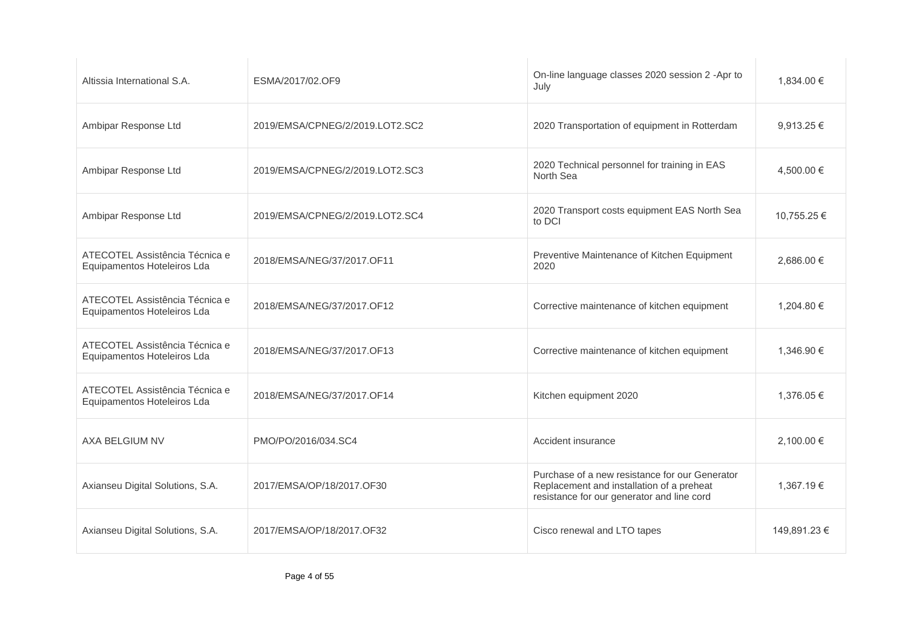| | | | |
|---|---|---|---|
| Altissia International S.A. | ESMA/2017/02.OF9 | On-line language classes 2020 session 2 -Apr to July | 1,834.00 € |
| Ambipar Response Ltd | 2019/EMSA/CPNEG/2/2019.LOT2.SC2 | 2020 Transportation of equipment in Rotterdam | 9,913.25 € |
| Ambipar Response Ltd | 2019/EMSA/CPNEG/2/2019.LOT2.SC3 | 2020 Technical personnel for training in EAS North Sea | 4,500.00 € |
| Ambipar Response Ltd | 2019/EMSA/CPNEG/2/2019.LOT2.SC4 | 2020 Transport costs equipment EAS North Sea to DCI | 10,755.25 € |
| ATECOTEL Assistência Técnica e Equipamentos Hoteleiros Lda | 2018/EMSA/NEG/37/2017.OF11 | Preventive Maintenance of Kitchen Equipment 2020 | 2,686.00 € |
| ATECOTEL Assistência Técnica e Equipamentos Hoteleiros Lda | 2018/EMSA/NEG/37/2017.OF12 | Corrective maintenance of kitchen equipment | 1,204.80 € |
| ATECOTEL Assistência Técnica e Equipamentos Hoteleiros Lda | 2018/EMSA/NEG/37/2017.OF13 | Corrective maintenance of kitchen equipment | 1,346.90 € |
| ATECOTEL Assistência Técnica e Equipamentos Hoteleiros Lda | 2018/EMSA/NEG/37/2017.OF14 | Kitchen equipment 2020 | 1,376.05 € |
| AXA BELGIUM NV | PMO/PO/2016/034.SC4 | Accident insurance | 2,100.00 € |
| Axianseu Digital Solutions, S.A. | 2017/EMSA/OP/18/2017.OF30 | Purchase of a new resistance for our Generator Replacement and installation of a preheat resistance for our generator and line cord | 1,367.19 € |
| Axianseu Digital Solutions, S.A. | 2017/EMSA/OP/18/2017.OF32 | Cisco renewal and LTO tapes | 149,891.23 € |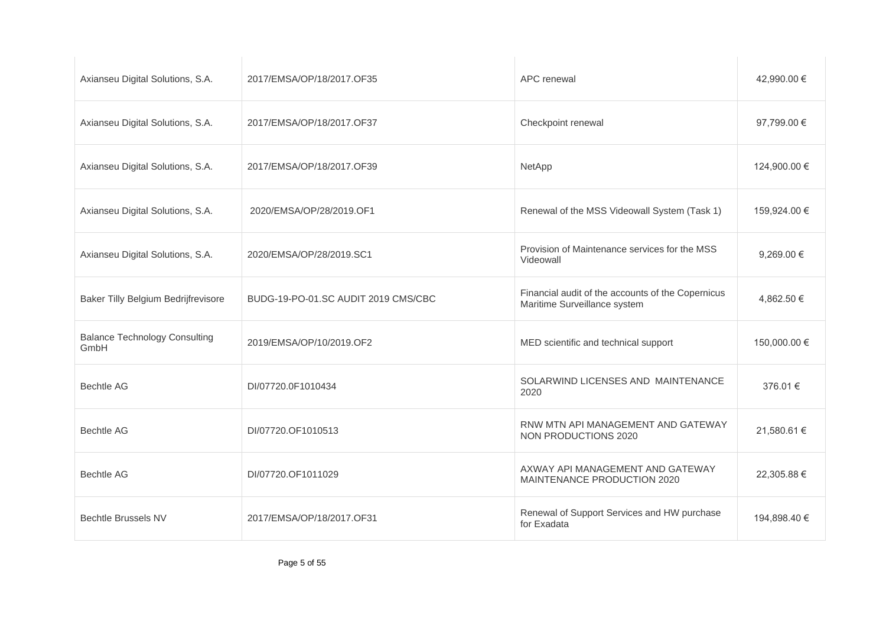| | | | |
|---|---|---|---|
| Axianseu Digital Solutions, S.A. | 2017/EMSA/OP/18/2017.OF35 | APC renewal | 42,990.00 € |
| Axianseu Digital Solutions, S.A. | 2017/EMSA/OP/18/2017.OF37 | Checkpoint renewal | 97,799.00 € |
| Axianseu Digital Solutions, S.A. | 2017/EMSA/OP/18/2017.OF39 | NetApp | 124,900.00 € |
| Axianseu Digital Solutions, S.A. | 2020/EMSA/OP/28/2019.OF1 | Renewal of the MSS Videowall System (Task 1) | 159,924.00 € |
| Axianseu Digital Solutions, S.A. | 2020/EMSA/OP/28/2019.SC1 | Provision of Maintenance services for the MSS Videowall | 9,269.00 € |
| Baker Tilly Belgium Bedrijfrevisore | BUDG-19-PO-01.SC AUDIT 2019 CMS/CBC | Financial audit of the accounts of the Copernicus Maritime Surveillance system | 4,862.50 € |
| Balance Technology Consulting GmbH | 2019/EMSA/OP/10/2019.OF2 | MED scientific and technical support | 150,000.00 € |
| Bechtle AG | DI/07720.0F1010434 | SOLARWIND LICENSES AND MAINTENANCE 2020 | 376.01 € |
| Bechtle AG | DI/07720.OF1010513 | RNW MTN API MANAGEMENT AND GATEWAY NON PRODUCTIONS 2020 | 21,580.61 € |
| Bechtle AG | DI/07720.OF1011029 | AXWAY API MANAGEMENT AND GATEWAY MAINTENANCE PRODUCTION 2020 | 22,305.88 € |
| Bechtle Brussels NV | 2017/EMSA/OP/18/2017.OF31 | Renewal of Support Services and HW purchase for Exadata | 194,898.40 € |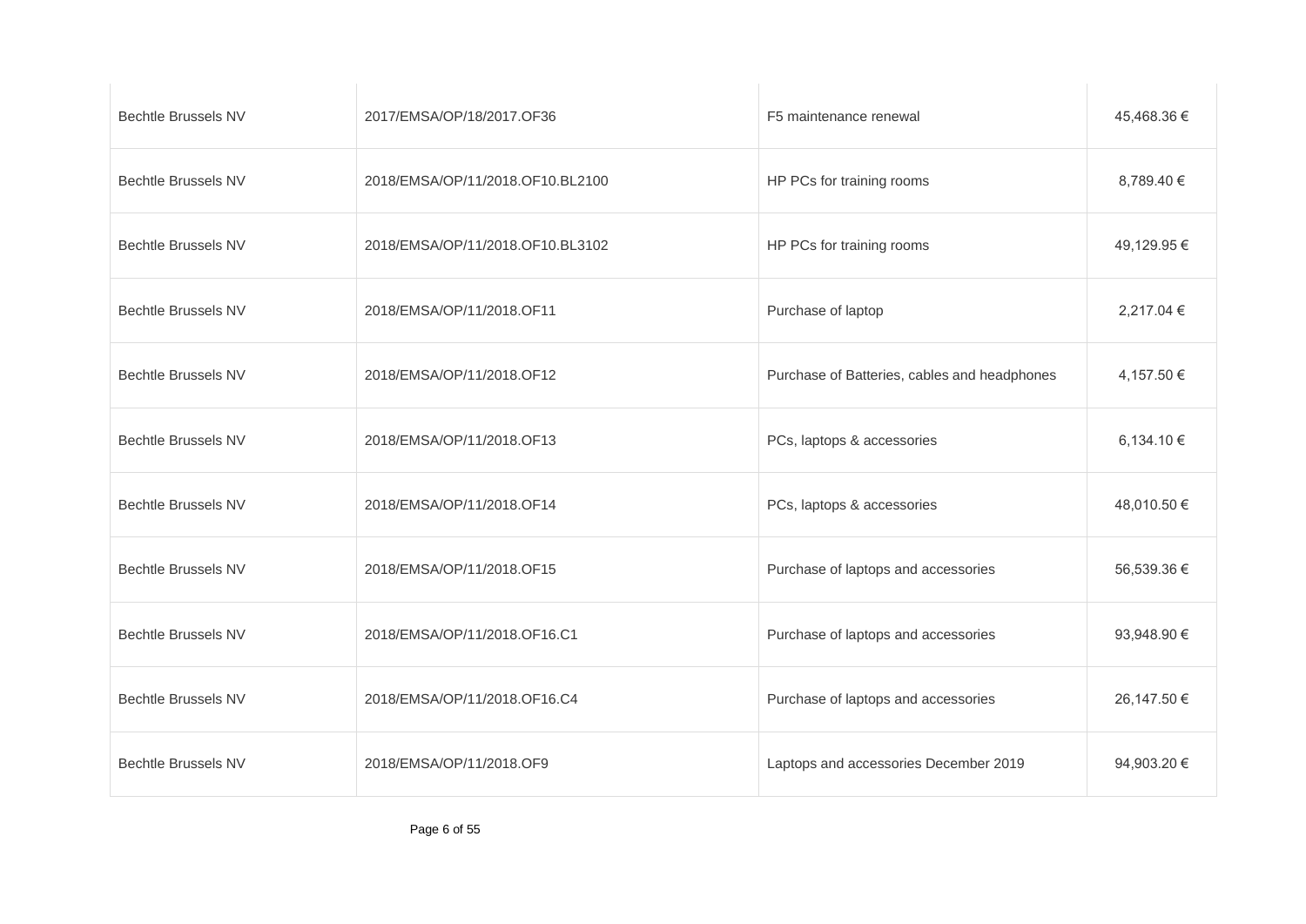| | | | |
|---|---|---|---|
| Bechtle Brussels NV | 2017/EMSA/OP/18/2017.OF36 | F5 maintenance renewal | 45,468.36 € |
| Bechtle Brussels NV | 2018/EMSA/OP/11/2018.OF10.BL2100 | HP PCs for training rooms | 8,789.40 € |
| Bechtle Brussels NV | 2018/EMSA/OP/11/2018.OF10.BL3102 | HP PCs for training rooms | 49,129.95 € |
| Bechtle Brussels NV | 2018/EMSA/OP/11/2018.OF11 | Purchase of laptop | 2,217.04 € |
| Bechtle Brussels NV | 2018/EMSA/OP/11/2018.OF12 | Purchase of Batteries, cables and headphones | 4,157.50 € |
| Bechtle Brussels NV | 2018/EMSA/OP/11/2018.OF13 | PCs, laptops & accessories | 6,134.10 € |
| Bechtle Brussels NV | 2018/EMSA/OP/11/2018.OF14 | PCs, laptops & accessories | 48,010.50 € |
| Bechtle Brussels NV | 2018/EMSA/OP/11/2018.OF15 | Purchase of laptops and accessories | 56,539.36 € |
| Bechtle Brussels NV | 2018/EMSA/OP/11/2018.OF16.C1 | Purchase of laptops and accessories | 93,948.90 € |
| Bechtle Brussels NV | 2018/EMSA/OP/11/2018.OF16.C4 | Purchase of laptops and accessories | 26,147.50 € |
| Bechtle Brussels NV | 2018/EMSA/OP/11/2018.OF9 | Laptops and accessories December 2019 | 94,903.20 € |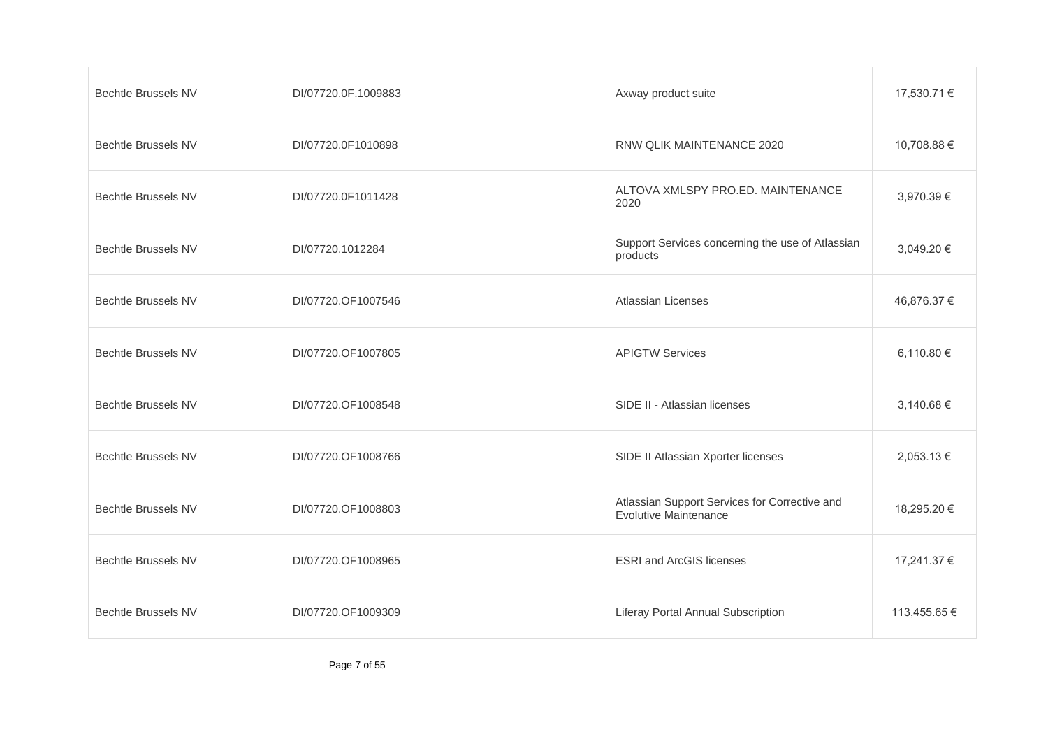| | | | |
|---|---|---|---|
| Bechtle Brussels NV | DI/07720.0F.1009883 | Axway product suite | 17,530.71 € |
| Bechtle Brussels NV | DI/07720.0F1010898 | RNW QLIK MAINTENANCE 2020 | 10,708.88 € |
| Bechtle Brussels NV | DI/07720.0F1011428 | ALTOVA XMLSPY PRO.ED. MAINTENANCE 2020 | 3,970.39 € |
| Bechtle Brussels NV | DI/07720.1012284 | Support Services concerning the use of Atlassian products | 3,049.20 € |
| Bechtle Brussels NV | DI/07720.OF1007546 | Atlassian Licenses | 46,876.37 € |
| Bechtle Brussels NV | DI/07720.OF1007805 | APIGTW Services | 6,110.80 € |
| Bechtle Brussels NV | DI/07720.OF1008548 | SIDE II - Atlassian licenses | 3,140.68 € |
| Bechtle Brussels NV | DI/07720.OF1008766 | SIDE II Atlassian Xporter licenses | 2,053.13 € |
| Bechtle Brussels NV | DI/07720.OF1008803 | Atlassian Support Services for Corrective and Evolutive Maintenance | 18,295.20 € |
| Bechtle Brussels NV | DI/07720.OF1008965 | ESRI and ArcGIS licenses | 17,241.37 € |
| Bechtle Brussels NV | DI/07720.OF1009309 | Liferay Portal Annual Subscription | 113,455.65 € |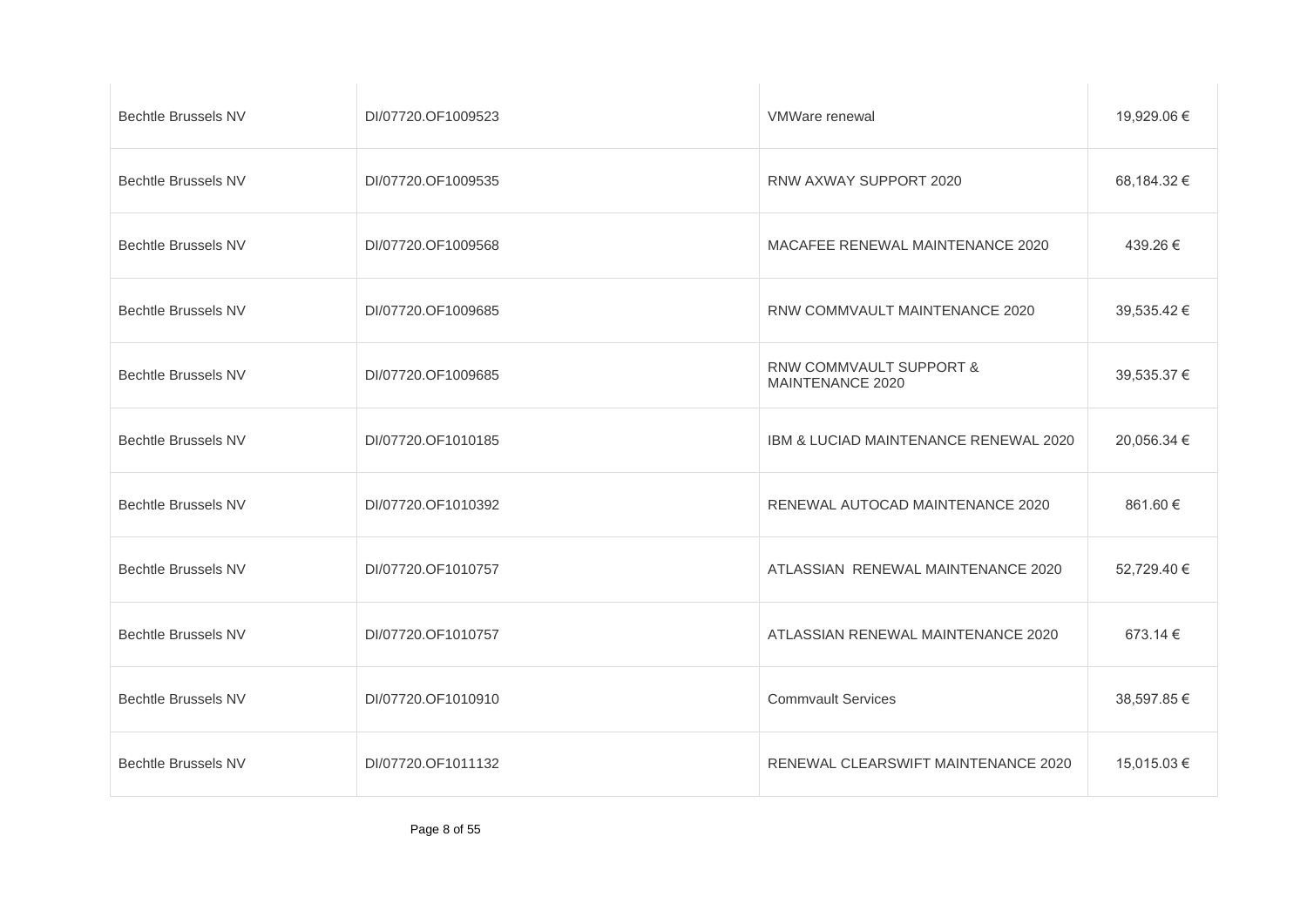| | | | |
|---|---|---|---|
| Bechtle Brussels NV | DI/07720.OF1009523 | VMWare renewal | 19,929.06 € |
| Bechtle Brussels NV | DI/07720.OF1009535 | RNW AXWAY SUPPORT 2020 | 68,184.32 € |
| Bechtle Brussels NV | DI/07720.OF1009568 | MACAFEE RENEWAL MAINTENANCE 2020 | 439.26 € |
| Bechtle Brussels NV | DI/07720.OF1009685 | RNW COMMVAULT MAINTENANCE 2020 | 39,535.42 € |
| Bechtle Brussels NV | DI/07720.OF1009685 | RNW COMMVAULT SUPPORT & MAINTENANCE 2020 | 39,535.37 € |
| Bechtle Brussels NV | DI/07720.OF1010185 | IBM & LUCIAD MAINTENANCE RENEWAL 2020 | 20,056.34 € |
| Bechtle Brussels NV | DI/07720.OF1010392 | RENEWAL AUTOCAD MAINTENANCE 2020 | 861.60 € |
| Bechtle Brussels NV | DI/07720.OF1010757 | ATLASSIAN  RENEWAL MAINTENANCE 2020 | 52,729.40 € |
| Bechtle Brussels NV | DI/07720.OF1010757 | ATLASSIAN RENEWAL MAINTENANCE 2020 | 673.14 € |
| Bechtle Brussels NV | DI/07720.OF1010910 | Commvault Services | 38,597.85 € |
| Bechtle Brussels NV | DI/07720.OF1011132 | RENEWAL CLEARSWIFT MAINTENANCE 2020 | 15,015.03 € |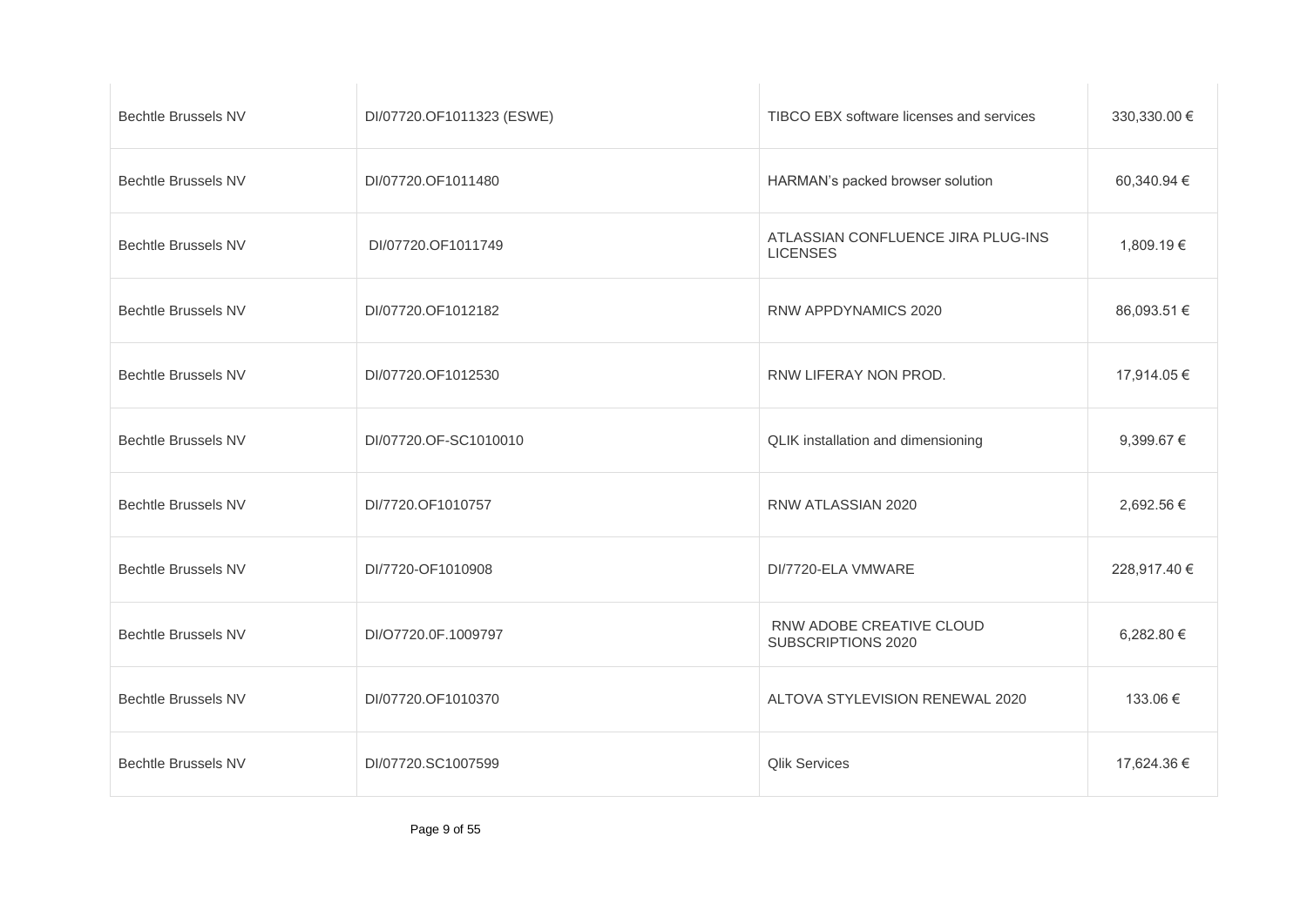| | | | |
|---|---|---|---|
| Bechtle Brussels NV | DI/07720.OF1011323 (ESWE) | TIBCO EBX software licenses and services | 330,330.00 € |
| Bechtle Brussels NV | DI/07720.OF1011480 | HARMAN's packed browser solution | 60,340.94 € |
| Bechtle Brussels NV | DI/07720.OF1011749 | ATLASSIAN CONFLUENCE JIRA PLUG-INS LICENSES | 1,809.19 € |
| Bechtle Brussels NV | DI/07720.OF1012182 | RNW APPDYNAMICS 2020 | 86,093.51 € |
| Bechtle Brussels NV | DI/07720.OF1012530 | RNW LIFERAY NON PROD. | 17,914.05 € |
| Bechtle Brussels NV | DI/07720.OF-SC1010010 | QLIK installation and dimensioning | 9,399.67 € |
| Bechtle Brussels NV | DI/7720.OF1010757 | RNW ATLASSIAN 2020 | 2,692.56 € |
| Bechtle Brussels NV | DI/7720-OF1010908 | DI/7720-ELA VMWARE | 228,917.40 € |
| Bechtle Brussels NV | DI/O7720.0F.1009797 | RNW ADOBE CREATIVE CLOUD SUBSCRIPTIONS 2020 | 6,282.80 € |
| Bechtle Brussels NV | DI/07720.OF1010370 | ALTOVA STYLEVISION RENEWAL 2020 | 133.06 € |
| Bechtle Brussels NV | DI/07720.SC1007599 | Qlik Services | 17,624.36 € |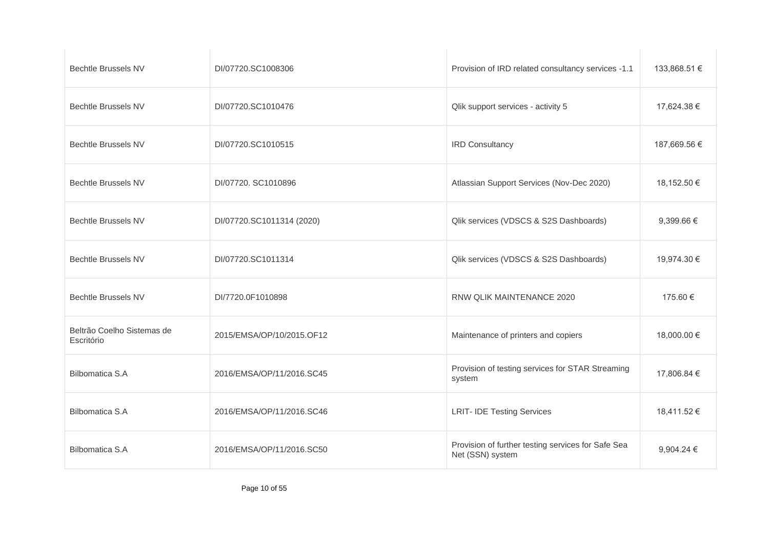| | | | |
|---|---|---|---|
| Bechtle Brussels NV | DI/07720.SC1008306 | Provision of IRD related consultancy services -1.1 | 133,868.51 € |
| Bechtle Brussels NV | DI/07720.SC1010476 | Qlik support services - activity 5 | 17,624.38 € |
| Bechtle Brussels NV | DI/07720.SC1010515 | IRD Consultancy | 187,669.56 € |
| Bechtle Brussels NV | DI/07720. SC1010896 | Atlassian Support Services (Nov-Dec 2020) | 18,152.50 € |
| Bechtle Brussels NV | DI/07720.SC1011314 (2020) | Qlik services (VDSCS & S2S Dashboards) | 9,399.66 € |
| Bechtle Brussels NV | DI/07720.SC1011314 | Qlik services (VDSCS & S2S Dashboards) | 19,974.30 € |
| Bechtle Brussels NV | DI/7720.0F1010898 | RNW QLIK MAINTENANCE 2020 | 175.60 € |
| Beltrão Coelho Sistemas de Escritório | 2015/EMSA/OP/10/2015.OF12 | Maintenance of printers and copiers | 18,000.00 € |
| Bilbomatica S.A | 2016/EMSA/OP/11/2016.SC45 | Provision of testing services for STAR Streaming system | 17,806.84 € |
| Bilbomatica S.A | 2016/EMSA/OP/11/2016.SC46 | LRIT- IDE Testing Services | 18,411.52 € |
| Bilbomatica S.A | 2016/EMSA/OP/11/2016.SC50 | Provision of further testing services for Safe Sea Net (SSN) system | 9,904.24 € |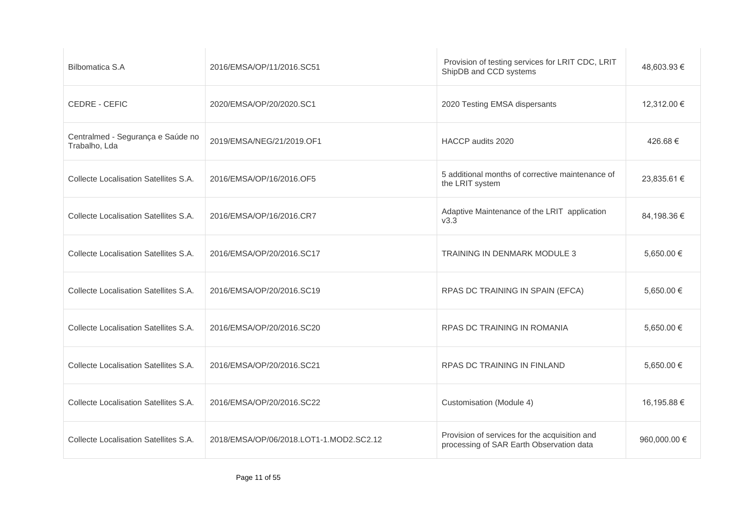| | | | |
|---|---|---|---|
| Bilbomatica S.A | 2016/EMSA/OP/11/2016.SC51 | Provision of testing services for LRIT CDC, LRIT ShipDB and CCD systems | 48,603.93 € |
| CEDRE - CEFIC | 2020/EMSA/OP/20/2020.SC1 | 2020 Testing EMSA dispersants | 12,312.00 € |
| Centralmed - Segurança e Saúde no Trabalho, Lda | 2019/EMSA/NEG/21/2019.OF1 | HACCP audits 2020 | 426.68 € |
| Collecte Localisation Satellites S.A. | 2016/EMSA/OP/16/2016.OF5 | 5 additional months of corrective maintenance of the LRIT system | 23,835.61 € |
| Collecte Localisation Satellites S.A. | 2016/EMSA/OP/16/2016.CR7 | Adaptive Maintenance of the LRIT application v3.3 | 84,198.36 € |
| Collecte Localisation Satellites S.A. | 2016/EMSA/OP/20/2016.SC17 | TRAINING IN DENMARK MODULE 3 | 5,650.00 € |
| Collecte Localisation Satellites S.A. | 2016/EMSA/OP/20/2016.SC19 | RPAS DC TRAINING IN SPAIN (EFCA) | 5,650.00 € |
| Collecte Localisation Satellites S.A. | 2016/EMSA/OP/20/2016.SC20 | RPAS DC TRAINING IN ROMANIA | 5,650.00 € |
| Collecte Localisation Satellites S.A. | 2016/EMSA/OP/20/2016.SC21 | RPAS DC TRAINING IN FINLAND | 5,650.00 € |
| Collecte Localisation Satellites S.A. | 2016/EMSA/OP/20/2016.SC22 | Customisation (Module 4) | 16,195.88 € |
| Collecte Localisation Satellites S.A. | 2018/EMSA/OP/06/2018.LOT1-1.MOD2.SC2.12 | Provision of services for the acquisition and processing of SAR Earth Observation data | 960,000.00 € |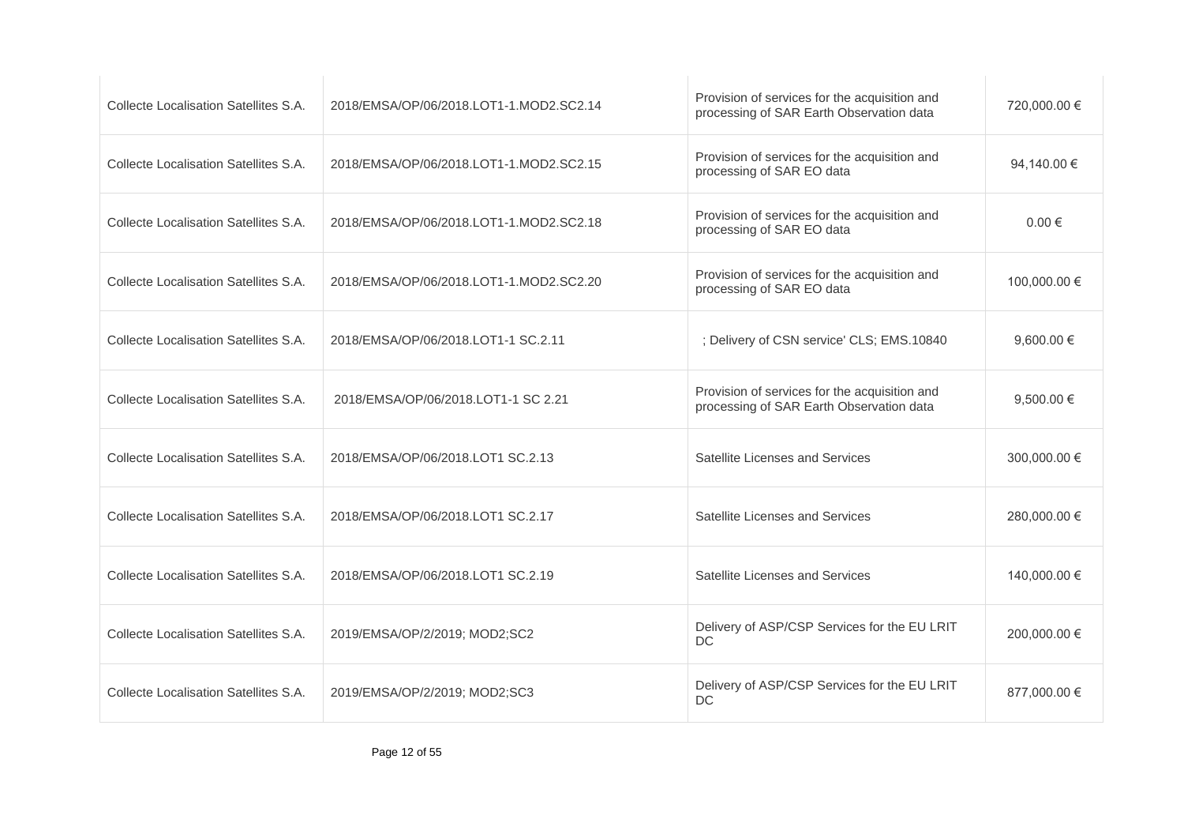| | | | |
|---|---|---|---|
| Collecte Localisation Satellites S.A. | 2018/EMSA/OP/06/2018.LOT1-1.MOD2.SC2.14 | Provision of services for the acquisition and processing of SAR Earth Observation data | 720,000.00 € |
| Collecte Localisation Satellites S.A. | 2018/EMSA/OP/06/2018.LOT1-1.MOD2.SC2.15 | Provision of services for the acquisition and processing of SAR EO data | 94,140.00 € |
| Collecte Localisation Satellites S.A. | 2018/EMSA/OP/06/2018.LOT1-1.MOD2.SC2.18 | Provision of services for the acquisition and processing of SAR EO data | 0.00 € |
| Collecte Localisation Satellites S.A. | 2018/EMSA/OP/06/2018.LOT1-1.MOD2.SC2.20 | Provision of services for the acquisition and processing of SAR EO data | 100,000.00 € |
| Collecte Localisation Satellites S.A. | 2018/EMSA/OP/06/2018.LOT1-1 SC.2.11 | ; Delivery of CSN service' CLS; EMS.10840 | 9,600.00 € |
| Collecte Localisation Satellites S.A. | 2018/EMSA/OP/06/2018.LOT1-1 SC 2.21 | Provision of services for the acquisition and processing of SAR Earth Observation data | 9,500.00 € |
| Collecte Localisation Satellites S.A. | 2018/EMSA/OP/06/2018.LOT1 SC.2.13 | Satellite Licenses and Services | 300,000.00 € |
| Collecte Localisation Satellites S.A. | 2018/EMSA/OP/06/2018.LOT1 SC.2.17 | Satellite Licenses and Services | 280,000.00 € |
| Collecte Localisation Satellites S.A. | 2018/EMSA/OP/06/2018.LOT1 SC.2.19 | Satellite Licenses and Services | 140,000.00 € |
| Collecte Localisation Satellites S.A. | 2019/EMSA/OP/2/2019; MOD2;SC2 | Delivery of ASP/CSP Services for the EU LRIT DC | 200,000.00 € |
| Collecte Localisation Satellites S.A. | 2019/EMSA/OP/2/2019; MOD2;SC3 | Delivery of ASP/CSP Services for the EU LRIT DC | 877,000.00 € |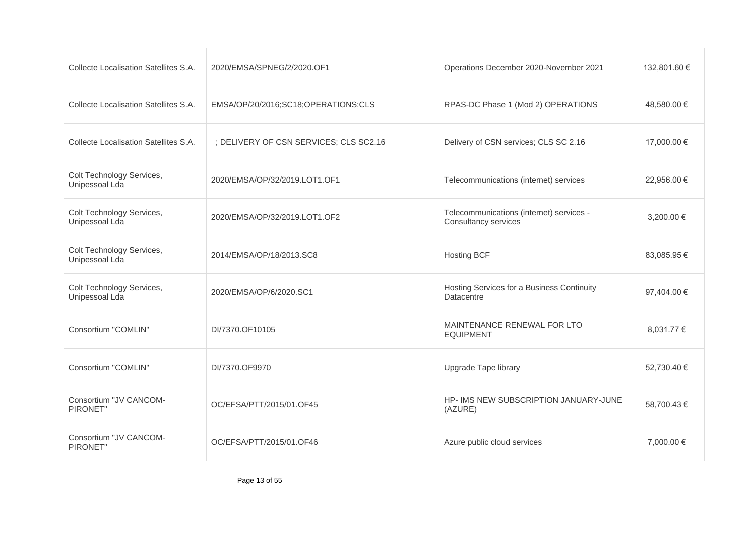| | | | |
|---|---|---|---|
| Collecte Localisation Satellites S.A. | 2020/EMSA/SPNEG/2/2020.OF1 | Operations December 2020-November 2021 | 132,801.60 € |
| Collecte Localisation Satellites S.A. | EMSA/OP/20/2016;SC18;OPERATIONS;CLS | RPAS-DC Phase 1 (Mod 2) OPERATIONS | 48,580.00 € |
| Collecte Localisation Satellites S.A. | ; DELIVERY OF CSN SERVICES; CLS SC2.16 | Delivery of CSN services; CLS SC 2.16 | 17,000.00 € |
| Colt Technology Services, Unipessoal Lda | 2020/EMSA/OP/32/2019.LOT1.OF1 | Telecommunications (internet) services | 22,956.00 € |
| Colt Technology Services, Unipessoal Lda | 2020/EMSA/OP/32/2019.LOT1.OF2 | Telecommunications (internet) services - Consultancy services | 3,200.00 € |
| Colt Technology Services, Unipessoal Lda | 2014/EMSA/OP/18/2013.SC8 | Hosting BCF | 83,085.95 € |
| Colt Technology Services, Unipessoal Lda | 2020/EMSA/OP/6/2020.SC1 | Hosting Services for a Business Continuity Datacentre | 97,404.00 € |
| Consortium "COMLIN" | DI/7370.OF10105 | MAINTENANCE RENEWAL FOR LTO EQUIPMENT | 8,031.77 € |
| Consortium "COMLIN" | DI/7370.OF9970 | Upgrade Tape library | 52,730.40 € |
| Consortium "JV CANCOM-PIRONET" | OC/EFSA/PTT/2015/01.OF45 | HP- IMS NEW SUBSCRIPTION JANUARY-JUNE (AZURE) | 58,700.43 € |
| Consortium "JV CANCOM-PIRONET" | OC/EFSA/PTT/2015/01.OF46 | Azure public cloud services | 7,000.00 € |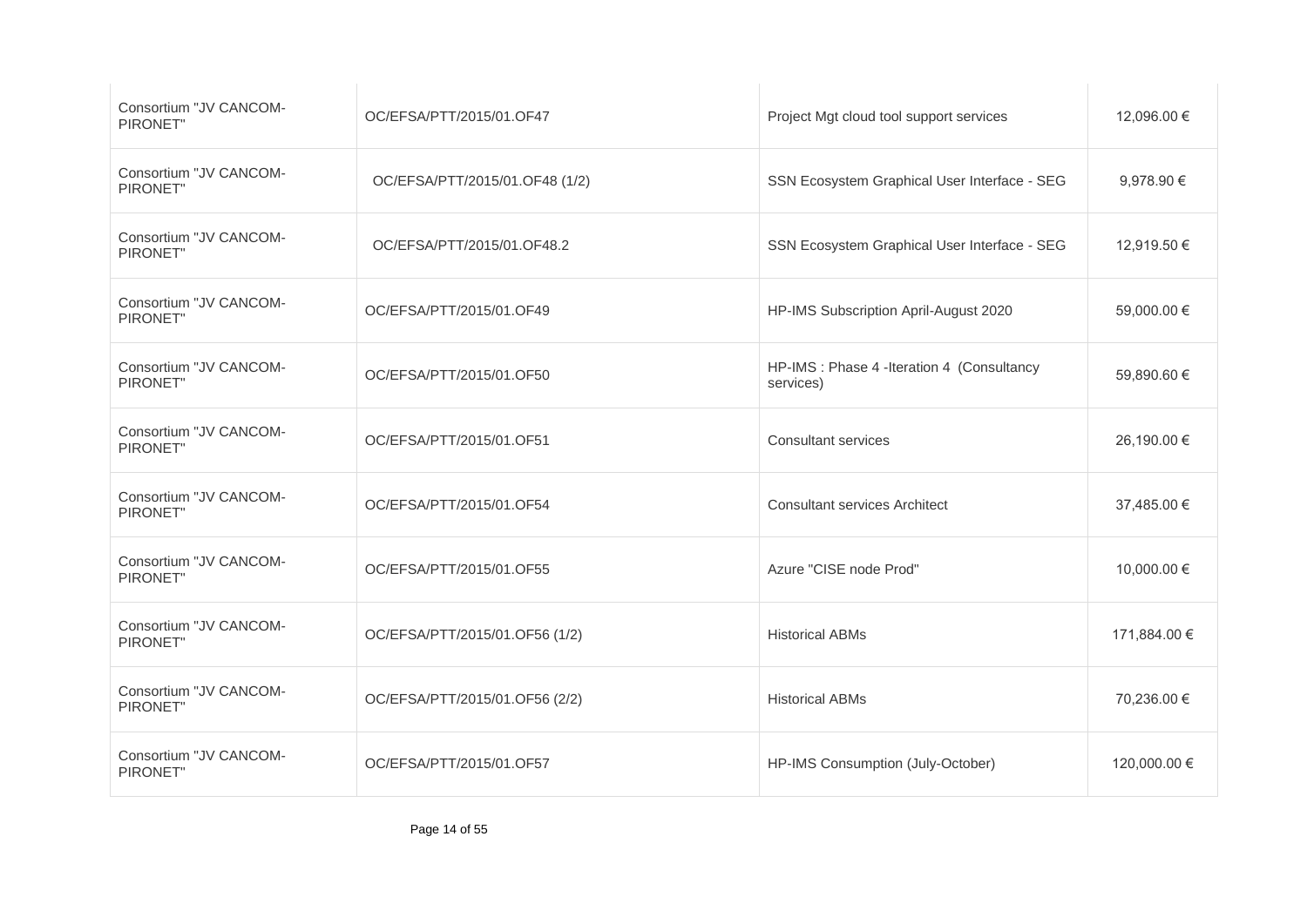| | | | |
|---|---|---|---|
| Consortium "JV CANCOM-PIRONET" | OC/EFSA/PTT/2015/01.OF47 | Project Mgt cloud tool support services | 12,096.00 € |
| Consortium "JV CANCOM-PIRONET" | OC/EFSA/PTT/2015/01.OF48 (1/2) | SSN Ecosystem Graphical User Interface - SEG | 9,978.90 € |
| Consortium "JV CANCOM-PIRONET" | OC/EFSA/PTT/2015/01.OF48.2 | SSN Ecosystem Graphical User Interface - SEG | 12,919.50 € |
| Consortium "JV CANCOM-PIRONET" | OC/EFSA/PTT/2015/01.OF49 | HP-IMS Subscription April-August 2020 | 59,000.00 € |
| Consortium "JV CANCOM-PIRONET" | OC/EFSA/PTT/2015/01.OF50 | HP-IMS : Phase 4 -Iteration 4 (Consultancy services) | 59,890.60 € |
| Consortium "JV CANCOM-PIRONET" | OC/EFSA/PTT/2015/01.OF51 | Consultant services | 26,190.00 € |
| Consortium "JV CANCOM-PIRONET" | OC/EFSA/PTT/2015/01.OF54 | Consultant services Architect | 37,485.00 € |
| Consortium "JV CANCOM-PIRONET" | OC/EFSA/PTT/2015/01.OF55 | Azure "CISE node Prod" | 10,000.00 € |
| Consortium "JV CANCOM-PIRONET" | OC/EFSA/PTT/2015/01.OF56 (1/2) | Historical ABMs | 171,884.00 € |
| Consortium "JV CANCOM-PIRONET" | OC/EFSA/PTT/2015/01.OF56 (2/2) | Historical ABMs | 70,236.00 € |
| Consortium "JV CANCOM-PIRONET" | OC/EFSA/PTT/2015/01.OF57 | HP-IMS Consumption (July-October) | 120,000.00 € |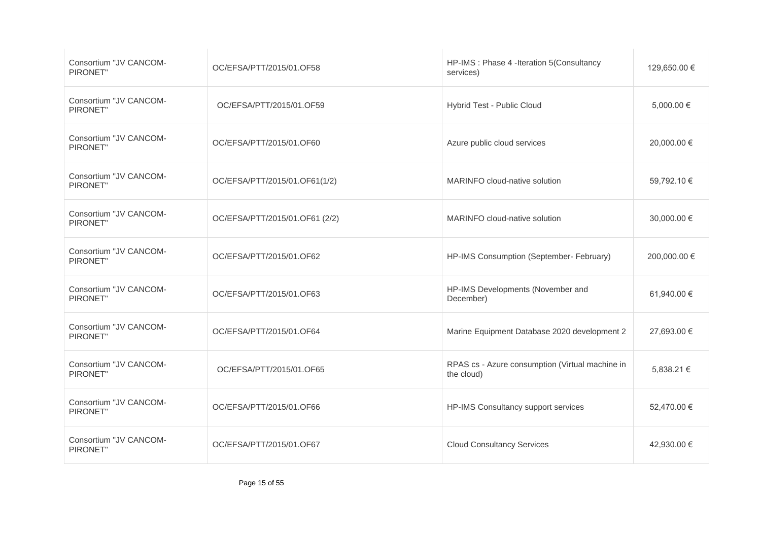| | | | |
|---|---|---|---|
| Consortium "JV CANCOM-PIRONET" | OC/EFSA/PTT/2015/01.OF58 | HP-IMS : Phase 4 -Iteration 5(Consultancy services) | 129,650.00 € |
| Consortium "JV CANCOM-PIRONET" | OC/EFSA/PTT/2015/01.OF59 | Hybrid Test - Public Cloud | 5,000.00 € |
| Consortium "JV CANCOM-PIRONET" | OC/EFSA/PTT/2015/01.OF60 | Azure public cloud services | 20,000.00 € |
| Consortium "JV CANCOM-PIRONET" | OC/EFSA/PTT/2015/01.OF61(1/2) | MARINFO cloud-native solution | 59,792.10 € |
| Consortium "JV CANCOM-PIRONET" | OC/EFSA/PTT/2015/01.OF61 (2/2) | MARINFO cloud-native solution | 30,000.00 € |
| Consortium "JV CANCOM-PIRONET" | OC/EFSA/PTT/2015/01.OF62 | HP-IMS Consumption (September- February) | 200,000.00 € |
| Consortium "JV CANCOM-PIRONET" | OC/EFSA/PTT/2015/01.OF63 | HP-IMS Developments (November and December) | 61,940.00 € |
| Consortium "JV CANCOM-PIRONET" | OC/EFSA/PTT/2015/01.OF64 | Marine Equipment Database 2020 development 2 | 27,693.00 € |
| Consortium "JV CANCOM-PIRONET" | OC/EFSA/PTT/2015/01.OF65 | RPAS cs - Azure consumption (Virtual machine in the cloud) | 5,838.21 € |
| Consortium "JV CANCOM-PIRONET" | OC/EFSA/PTT/2015/01.OF66 | HP-IMS Consultancy support services | 52,470.00 € |
| Consortium "JV CANCOM-PIRONET" | OC/EFSA/PTT/2015/01.OF67 | Cloud Consultancy Services | 42,930.00 € |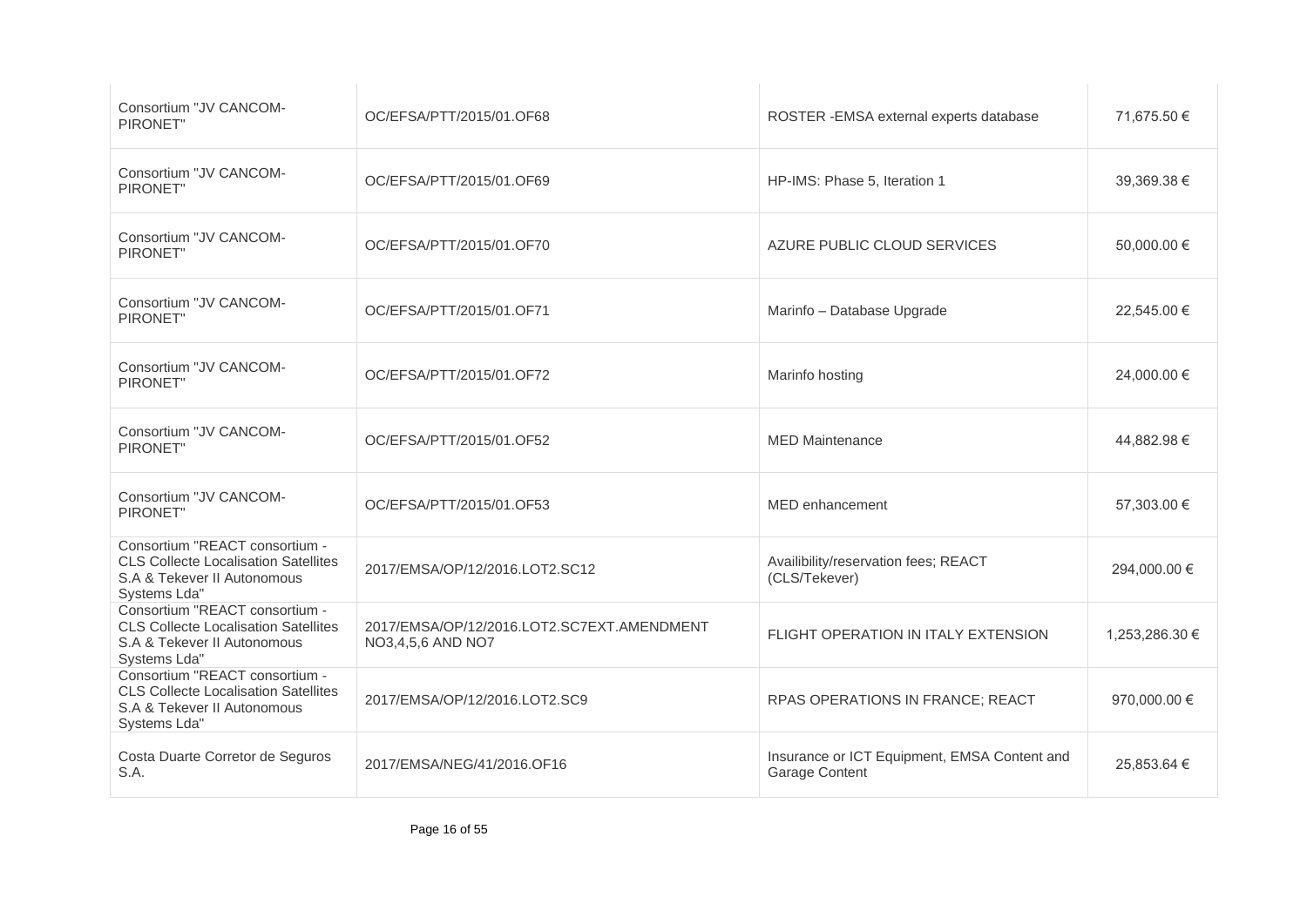| | | | |
|---|---|---|---|
| Consortium "JV CANCOM-PIRONET" | OC/EFSA/PTT/2015/01.OF68 | ROSTER -EMSA external experts database | 71,675.50 € |
| Consortium "JV CANCOM-PIRONET" | OC/EFSA/PTT/2015/01.OF69 | HP-IMS: Phase 5, Iteration 1 | 39,369.38 € |
| Consortium "JV CANCOM-PIRONET" | OC/EFSA/PTT/2015/01.OF70 | AZURE PUBLIC CLOUD SERVICES | 50,000.00 € |
| Consortium "JV CANCOM-PIRONET" | OC/EFSA/PTT/2015/01.OF71 | Marinfo – Database Upgrade | 22,545.00 € |
| Consortium "JV CANCOM-PIRONET" | OC/EFSA/PTT/2015/01.OF72 | Marinfo hosting | 24,000.00 € |
| Consortium "JV CANCOM-PIRONET" | OC/EFSA/PTT/2015/01.OF52 | MED Maintenance | 44,882.98 € |
| Consortium "JV CANCOM-PIRONET" | OC/EFSA/PTT/2015/01.OF53 | MED enhancement | 57,303.00 € |
| Consortium "REACT consortium - CLS Collecte Localisation Satellites S.A & Tekever II Autonomous Systems Lda" | 2017/EMSA/OP/12/2016.LOT2.SC12 | Availibility/reservation fees; REACT (CLS/Tekever) | 294,000.00 € |
| Consortium "REACT consortium - CLS Collecte Localisation Satellites S.A & Tekever II Autonomous Systems Lda" | 2017/EMSA/OP/12/2016.LOT2.SC7EXT.AMENDMENT NO3,4,5,6 AND NO7 | FLIGHT OPERATION IN ITALY EXTENSION | 1,253,286.30 € |
| Consortium "REACT consortium - CLS Collecte Localisation Satellites S.A & Tekever II Autonomous Systems Lda" | 2017/EMSA/OP/12/2016.LOT2.SC9 | RPAS OPERATIONS IN FRANCE; REACT | 970,000.00 € |
| Costa Duarte Corretor de Seguros S.A. | 2017/EMSA/NEG/41/2016.OF16 | Insurance or ICT Equipment, EMSA Content and Garage Content | 25,853.64 € |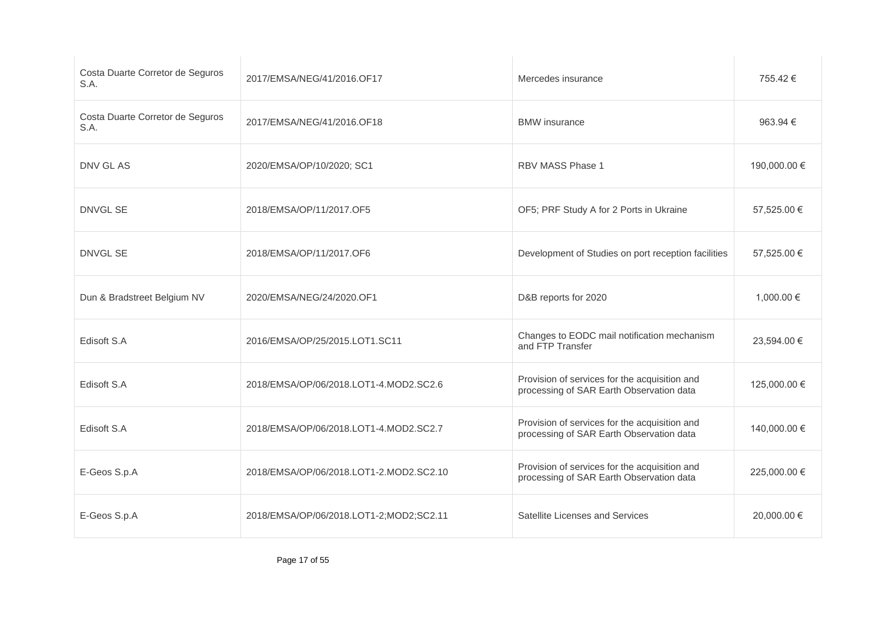| | | | |
|---|---|---|---|
| Costa Duarte Corretor de Seguros S.A. | 2017/EMSA/NEG/41/2016.OF17 | Mercedes insurance | 755.42 € |
| Costa Duarte Corretor de Seguros S.A. | 2017/EMSA/NEG/41/2016.OF18 | BMW insurance | 963.94 € |
| DNV GL AS | 2020/EMSA/OP/10/2020; SC1 | RBV MASS Phase 1 | 190,000.00 € |
| DNVGL SE | 2018/EMSA/OP/11/2017.OF5 | OF5; PRF Study A for 2 Ports in Ukraine | 57,525.00 € |
| DNVGL SE | 2018/EMSA/OP/11/2017.OF6 | Development of Studies on port reception facilities | 57,525.00 € |
| Dun & Bradstreet Belgium NV | 2020/EMSA/NEG/24/2020.OF1 | D&B reports for 2020 | 1,000.00 € |
| Edisoft S.A | 2016/EMSA/OP/25/2015.LOT1.SC11 | Changes to EODC mail notification mechanism and FTP Transfer | 23,594.00 € |
| Edisoft S.A | 2018/EMSA/OP/06/2018.LOT1-4.MOD2.SC2.6 | Provision of services for the acquisition and processing of SAR Earth Observation data | 125,000.00 € |
| Edisoft S.A | 2018/EMSA/OP/06/2018.LOT1-4.MOD2.SC2.7 | Provision of services for the acquisition and processing of SAR Earth Observation data | 140,000.00 € |
| E-Geos S.p.A | 2018/EMSA/OP/06/2018.LOT1-2.MOD2.SC2.10 | Provision of services for the acquisition and processing of SAR Earth Observation data | 225,000.00 € |
| E-Geos S.p.A | 2018/EMSA/OP/06/2018.LOT1-2;MOD2;SC2.11 | Satellite Licenses and Services | 20,000.00 € |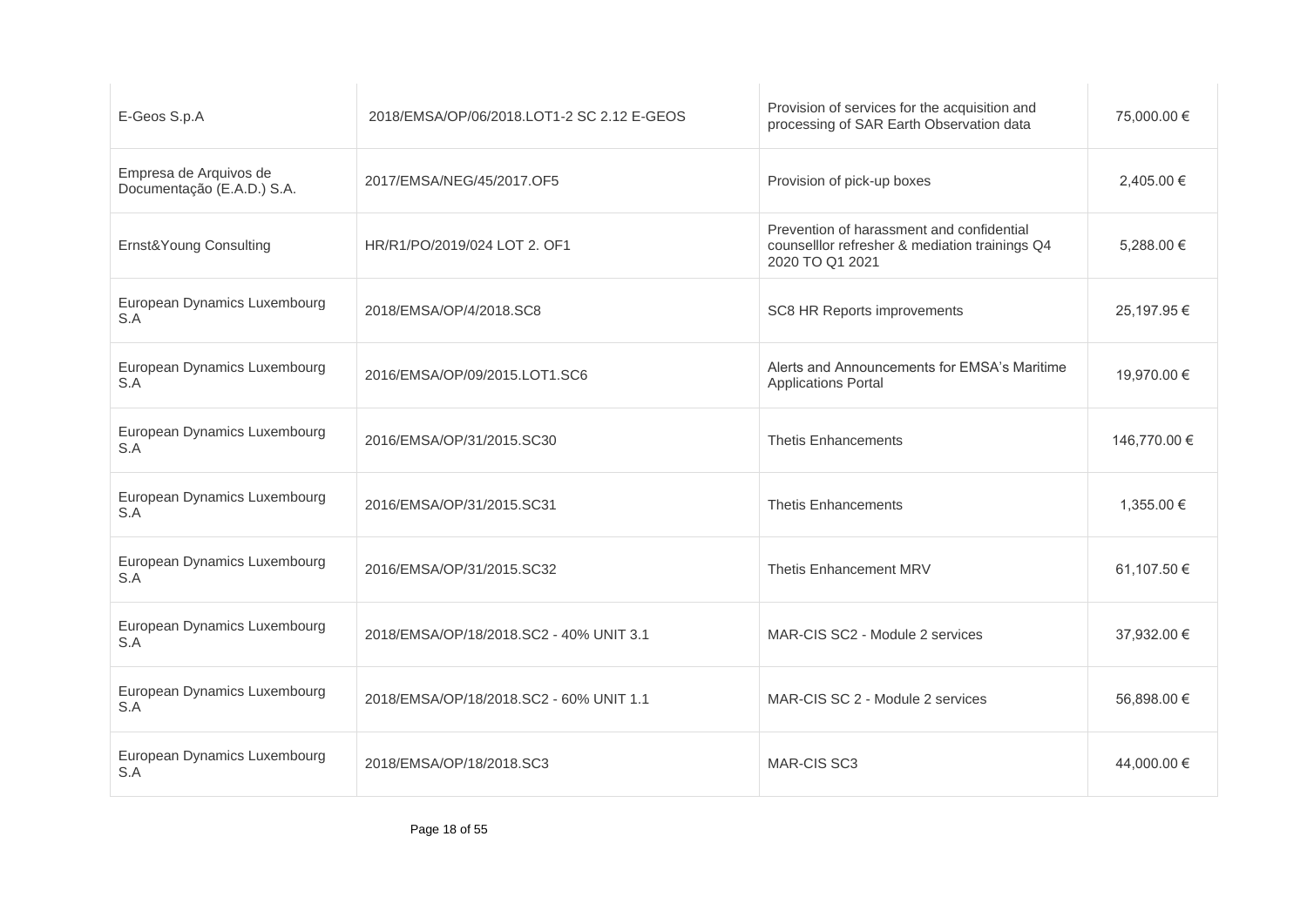| | | | |
|---|---|---|---|
| E-Geos S.p.A | 2018/EMSA/OP/06/2018.LOT1-2 SC 2.12 E-GEOS | Provision of services for the acquisition and processing of SAR Earth Observation data | 75,000.00 € |
| Empresa de Arquivos de Documentação (E.A.D.) S.A. | 2017/EMSA/NEG/45/2017.OF5 | Provision of pick-up boxes | 2,405.00 € |
| Ernst&Young Consulting | HR/R1/PO/2019/024 LOT 2. OF1 | Prevention of harassment and confidential counselllor refresher & mediation trainings Q4 2020 TO Q1 2021 | 5,288.00 € |
| European Dynamics Luxembourg S.A | 2018/EMSA/OP/4/2018.SC8 | SC8 HR Reports improvements | 25,197.95 € |
| European Dynamics Luxembourg S.A | 2016/EMSA/OP/09/2015.LOT1.SC6 | Alerts and Announcements for EMSA's Maritime Applications Portal | 19,970.00 € |
| European Dynamics Luxembourg S.A | 2016/EMSA/OP/31/2015.SC30 | Thetis Enhancements | 146,770.00 € |
| European Dynamics Luxembourg S.A | 2016/EMSA/OP/31/2015.SC31 | Thetis Enhancements | 1,355.00 € |
| European Dynamics Luxembourg S.A | 2016/EMSA/OP/31/2015.SC32 | Thetis Enhancement MRV | 61,107.50 € |
| European Dynamics Luxembourg S.A | 2018/EMSA/OP/18/2018.SC2 - 40% UNIT 3.1 | MAR-CIS SC2 - Module 2 services | 37,932.00 € |
| European Dynamics Luxembourg S.A | 2018/EMSA/OP/18/2018.SC2 - 60% UNIT 1.1 | MAR-CIS SC 2 - Module 2 services | 56,898.00 € |
| European Dynamics Luxembourg S.A | 2018/EMSA/OP/18/2018.SC3 | MAR-CIS SC3 | 44,000.00 € |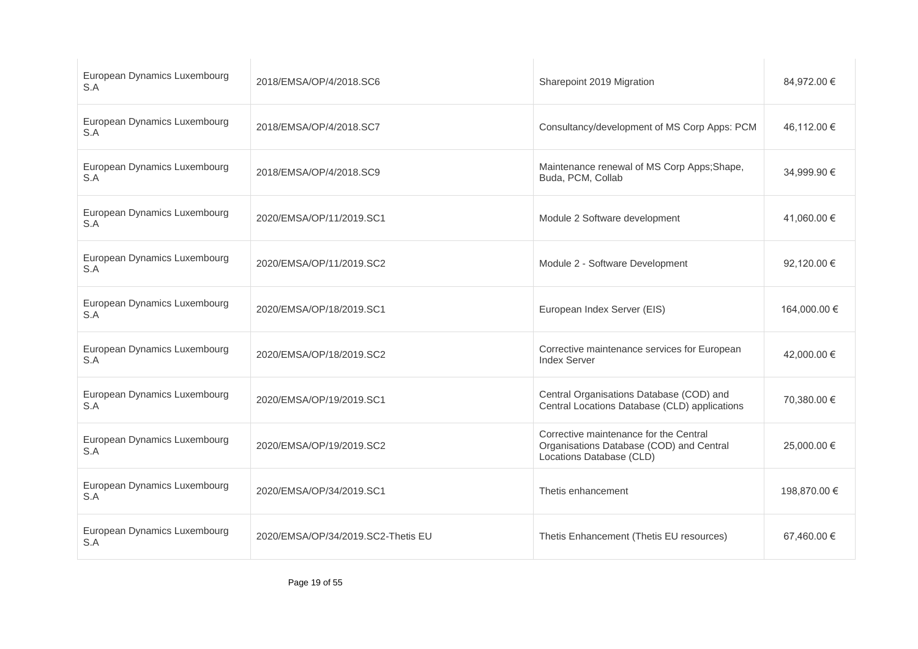| | | | |
|---|---|---|---|
| European Dynamics Luxembourg S.A | 2018/EMSA/OP/4/2018.SC6 | Sharepoint 2019 Migration | 84,972.00 € |
| European Dynamics Luxembourg S.A | 2018/EMSA/OP/4/2018.SC7 | Consultancy/development of MS Corp Apps: PCM | 46,112.00 € |
| European Dynamics Luxembourg S.A | 2018/EMSA/OP/4/2018.SC9 | Maintenance renewal of MS Corp Apps;Shape, Buda, PCM, Collab | 34,999.90 € |
| European Dynamics Luxembourg S.A | 2020/EMSA/OP/11/2019.SC1 | Module 2 Software development | 41,060.00 € |
| European Dynamics Luxembourg S.A | 2020/EMSA/OP/11/2019.SC2 | Module 2 - Software Development | 92,120.00 € |
| European Dynamics Luxembourg S.A | 2020/EMSA/OP/18/2019.SC1 | European Index Server (EIS) | 164,000.00 € |
| European Dynamics Luxembourg S.A | 2020/EMSA/OP/18/2019.SC2 | Corrective maintenance services for European Index Server | 42,000.00 € |
| European Dynamics Luxembourg S.A | 2020/EMSA/OP/19/2019.SC1 | Central Organisations Database (COD) and Central Locations Database (CLD) applications | 70,380.00 € |
| European Dynamics Luxembourg S.A | 2020/EMSA/OP/19/2019.SC2 | Corrective maintenance for the Central Organisations Database (COD) and Central Locations Database (CLD) | 25,000.00 € |
| European Dynamics Luxembourg S.A | 2020/EMSA/OP/34/2019.SC1 | Thetis enhancement | 198,870.00 € |
| European Dynamics Luxembourg S.A | 2020/EMSA/OP/34/2019.SC2-Thetis EU | Thetis Enhancement (Thetis EU resources) | 67,460.00 € |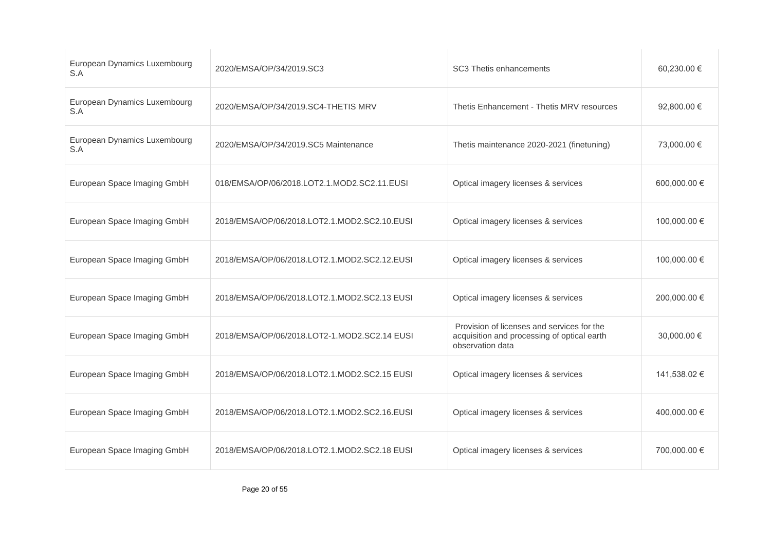| | | | |
|---|---|---|---|
| European Dynamics Luxembourg S.A | 2020/EMSA/OP/34/2019.SC3 | SC3 Thetis enhancements | 60,230.00 € |
| European Dynamics Luxembourg S.A | 2020/EMSA/OP/34/2019.SC4-THETIS MRV | Thetis Enhancement - Thetis MRV resources | 92,800.00 € |
| European Dynamics Luxembourg S.A | 2020/EMSA/OP/34/2019.SC5 Maintenance | Thetis maintenance 2020-2021 (finetuning) | 73,000.00 € |
| European Space Imaging GmbH | 018/EMSA/OP/06/2018.LOT2.1.MOD2.SC2.11.EUSI | Optical imagery licenses & services | 600,000.00 € |
| European Space Imaging GmbH | 2018/EMSA/OP/06/2018.LOT2.1.MOD2.SC2.10.EUSI | Optical imagery licenses & services | 100,000.00 € |
| European Space Imaging GmbH | 2018/EMSA/OP/06/2018.LOT2.1.MOD2.SC2.12.EUSI | Optical imagery licenses & services | 100,000.00 € |
| European Space Imaging GmbH | 2018/EMSA/OP/06/2018.LOT2.1.MOD2.SC2.13 EUSI | Optical imagery licenses & services | 200,000.00 € |
| European Space Imaging GmbH | 2018/EMSA/OP/06/2018.LOT2-1.MOD2.SC2.14 EUSI | Provision of licenses and services for the acquisition and processing of optical earth observation data | 30,000.00 € |
| European Space Imaging GmbH | 2018/EMSA/OP/06/2018.LOT2.1.MOD2.SC2.15 EUSI | Optical imagery licenses & services | 141,538.02 € |
| European Space Imaging GmbH | 2018/EMSA/OP/06/2018.LOT2.1.MOD2.SC2.16.EUSI | Optical imagery licenses & services | 400,000.00 € |
| European Space Imaging GmbH | 2018/EMSA/OP/06/2018.LOT2.1.MOD2.SC2.18 EUSI | Optical imagery licenses & services | 700,000.00 € |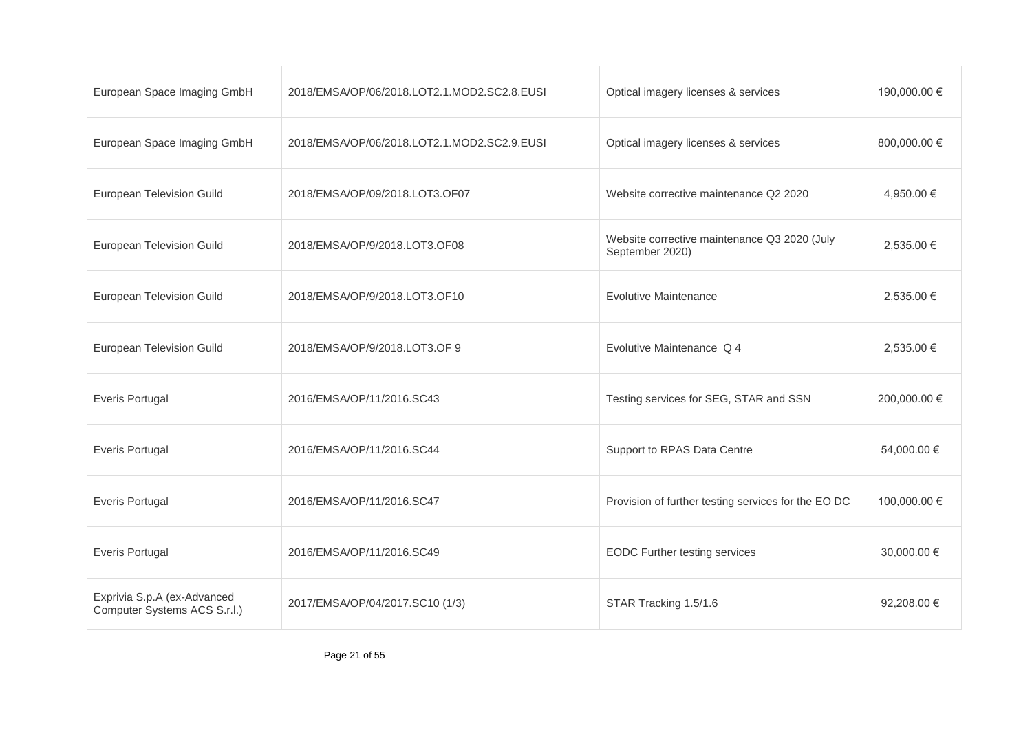| | | | |
|---|---|---|---|
| European Space Imaging GmbH | 2018/EMSA/OP/06/2018.LOT2.1.MOD2.SC2.8.EUSI | Optical imagery licenses & services | 190,000.00 € |
| European Space Imaging GmbH | 2018/EMSA/OP/06/2018.LOT2.1.MOD2.SC2.9.EUSI | Optical imagery licenses & services | 800,000.00 € |
| European Television Guild | 2018/EMSA/OP/09/2018.LOT3.OF07 | Website corrective maintenance Q2 2020 | 4,950.00 € |
| European Television Guild | 2018/EMSA/OP/9/2018.LOT3.OF08 | Website corrective maintenance Q3 2020 (July September 2020) | 2,535.00 € |
| European Television Guild | 2018/EMSA/OP/9/2018.LOT3.OF10 | Evolutive Maintenance | 2,535.00 € |
| European Television Guild | 2018/EMSA/OP/9/2018.LOT3.OF 9 | Evolutive Maintenance Q 4 | 2,535.00 € |
| Everis Portugal | 2016/EMSA/OP/11/2016.SC43 | Testing services for SEG, STAR and SSN | 200,000.00 € |
| Everis Portugal | 2016/EMSA/OP/11/2016.SC44 | Support to RPAS Data Centre | 54,000.00 € |
| Everis Portugal | 2016/EMSA/OP/11/2016.SC47 | Provision of further testing services for the EO DC | 100,000.00 € |
| Everis Portugal | 2016/EMSA/OP/11/2016.SC49 | EODC Further testing services | 30,000.00 € |
| Exprivia S.p.A (ex-Advanced Computer Systems ACS S.r.l.) | 2017/EMSA/OP/04/2017.SC10 (1/3) | STAR Tracking 1.5/1.6 | 92,208.00 € |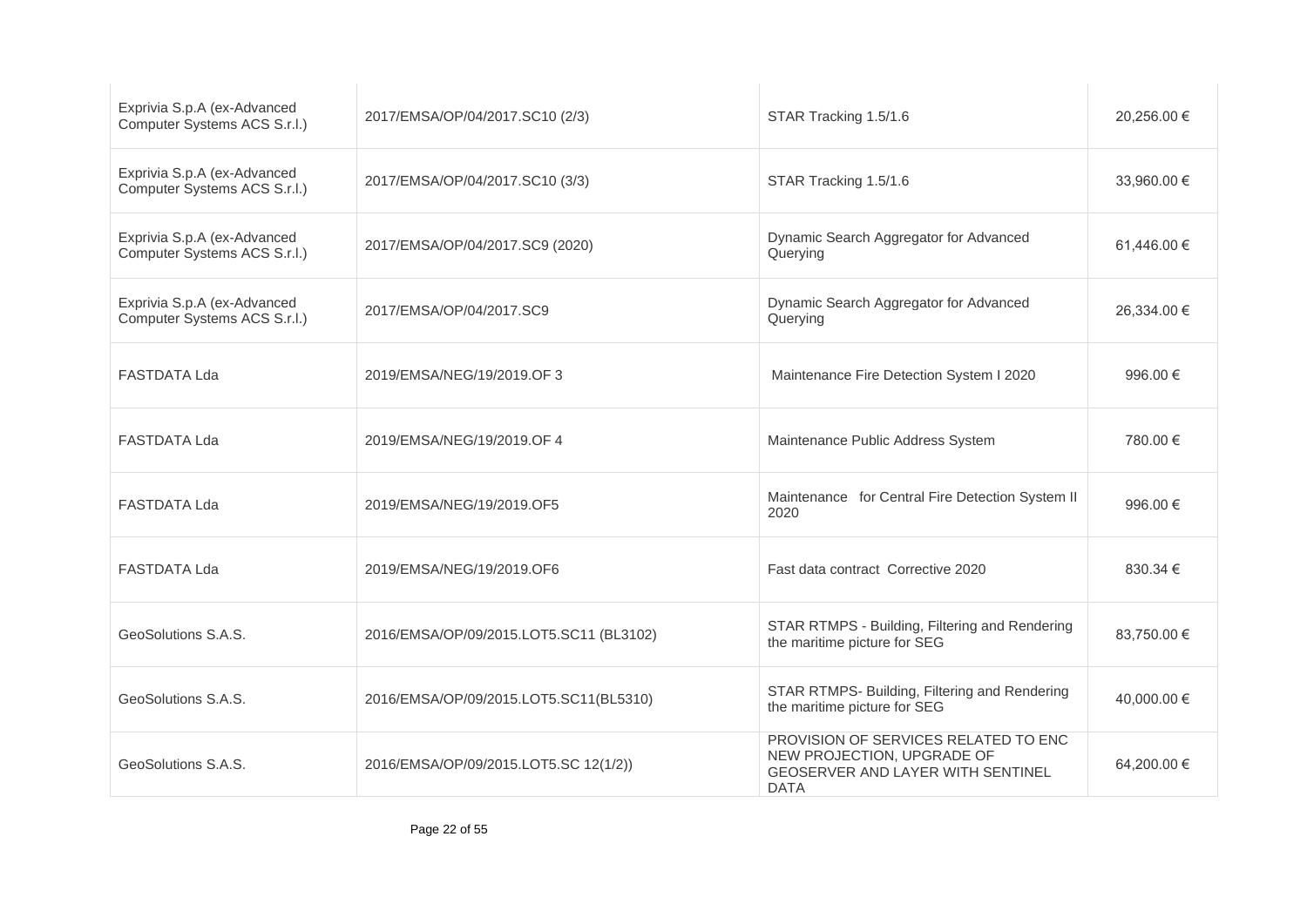| | | | |
|---|---|---|---|
| Exprivia S.p.A (ex-Advanced Computer Systems ACS S.r.l.) | 2017/EMSA/OP/04/2017.SC10 (2/3) | STAR Tracking 1.5/1.6 | 20,256.00 € |
| Exprivia S.p.A (ex-Advanced Computer Systems ACS S.r.l.) | 2017/EMSA/OP/04/2017.SC10 (3/3) | STAR Tracking 1.5/1.6 | 33,960.00 € |
| Exprivia S.p.A (ex-Advanced Computer Systems ACS S.r.l.) | 2017/EMSA/OP/04/2017.SC9 (2020) | Dynamic Search Aggregator for Advanced Querying | 61,446.00 € |
| Exprivia S.p.A (ex-Advanced Computer Systems ACS S.r.l.) | 2017/EMSA/OP/04/2017.SC9 | Dynamic Search Aggregator for Advanced Querying | 26,334.00 € |
| FASTDATA Lda | 2019/EMSA/NEG/19/2019.OF 3 | Maintenance Fire Detection System I 2020 | 996.00 € |
| FASTDATA Lda | 2019/EMSA/NEG/19/2019.OF 4 | Maintenance Public Address System | 780.00 € |
| FASTDATA Lda | 2019/EMSA/NEG/19/2019.OF5 | Maintenance for Central Fire Detection System II 2020 | 996.00 € |
| FASTDATA Lda | 2019/EMSA/NEG/19/2019.OF6 | Fast data contract Corrective 2020 | 830.34 € |
| GeoSolutions S.A.S. | 2016/EMSA/OP/09/2015.LOT5.SC11 (BL3102) | STAR RTMPS - Building, Filtering and Rendering the maritime picture for SEG | 83,750.00 € |
| GeoSolutions S.A.S. | 2016/EMSA/OP/09/2015.LOT5.SC11(BL5310) | STAR RTMPS- Building, Filtering and Rendering the maritime picture for SEG | 40,000.00 € |
| GeoSolutions S.A.S. | 2016/EMSA/OP/09/2015.LOT5.SC 12(1/2)) | PROVISION OF SERVICES RELATED TO ENC NEW PROJECTION, UPGRADE OF GEOSERVER AND LAYER WITH SENTINEL DATA | 64,200.00 € |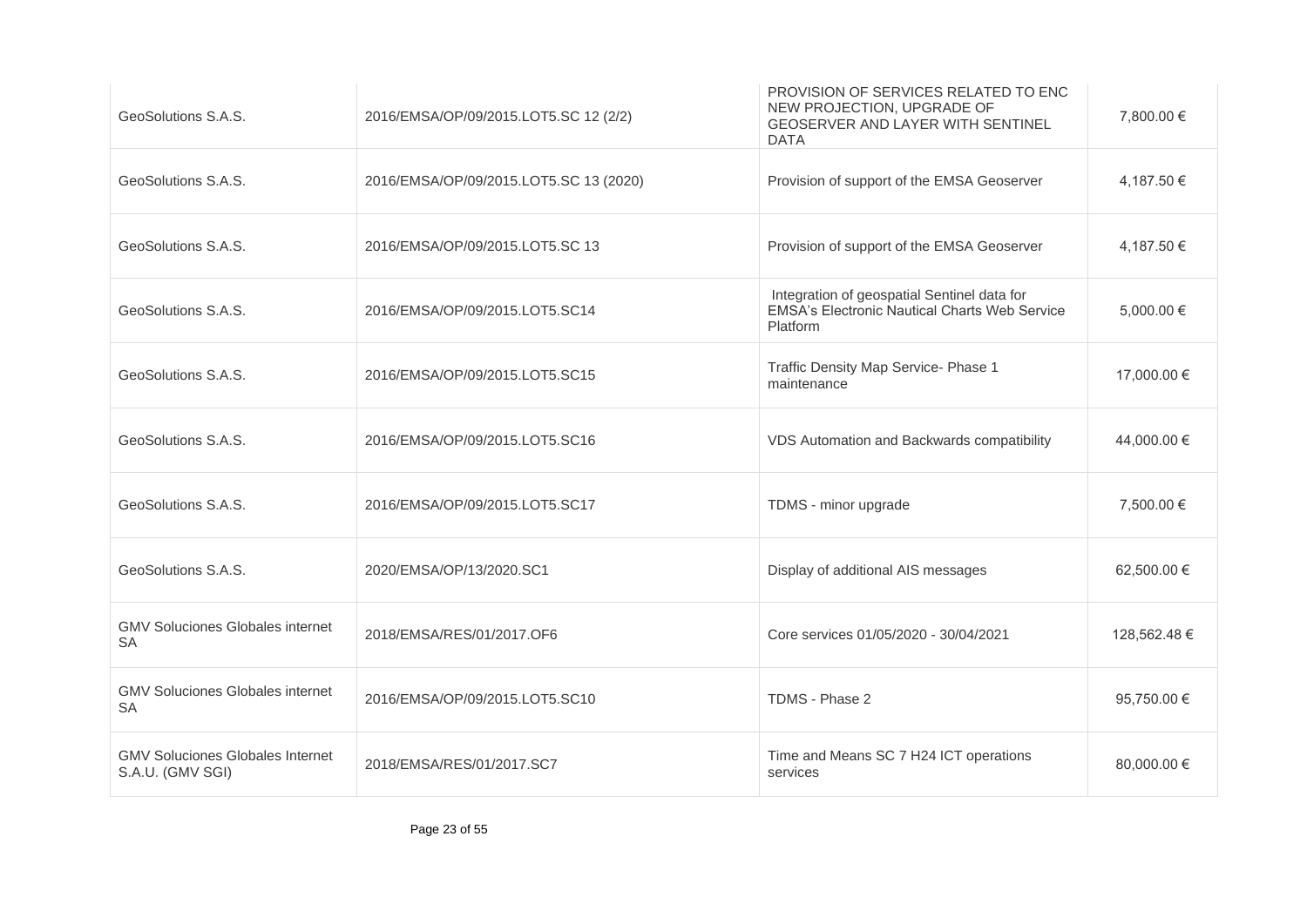| | | | |
|---|---|---|---|
| GeoSolutions S.A.S. | 2016/EMSA/OP/09/2015.LOT5.SC 12 (2/2) | PROVISION OF SERVICES RELATED TO ENC NEW PROJECTION, UPGRADE OF GEOSERVER AND LAYER WITH SENTINEL DATA | 7,800.00 € |
| GeoSolutions S.A.S. | 2016/EMSA/OP/09/2015.LOT5.SC 13 (2020) | Provision of support of the EMSA Geoserver | 4,187.50 € |
| GeoSolutions S.A.S. | 2016/EMSA/OP/09/2015.LOT5.SC 13 | Provision of support of the EMSA Geoserver | 4,187.50 € |
| GeoSolutions S.A.S. | 2016/EMSA/OP/09/2015.LOT5.SC14 | Integration of geospatial Sentinel data for EMSA's Electronic Nautical Charts Web Service Platform | 5,000.00 € |
| GeoSolutions S.A.S. | 2016/EMSA/OP/09/2015.LOT5.SC15 | Traffic Density Map Service- Phase 1 maintenance | 17,000.00 € |
| GeoSolutions S.A.S. | 2016/EMSA/OP/09/2015.LOT5.SC16 | VDS Automation and Backwards compatibility | 44,000.00 € |
| GeoSolutions S.A.S. | 2016/EMSA/OP/09/2015.LOT5.SC17 | TDMS - minor upgrade | 7,500.00 € |
| GeoSolutions S.A.S. | 2020/EMSA/OP/13/2020.SC1 | Display of additional AIS messages | 62,500.00 € |
| GMV Soluciones Globales internet SA | 2018/EMSA/RES/01/2017.OF6 | Core services 01/05/2020 - 30/04/2021 | 128,562.48 € |
| GMV Soluciones Globales internet SA | 2016/EMSA/OP/09/2015.LOT5.SC10 | TDMS - Phase 2 | 95,750.00 € |
| GMV Soluciones Globales Internet S.A.U. (GMV SGI) | 2018/EMSA/RES/01/2017.SC7 | Time and Means SC 7 H24 ICT operations services | 80,000.00 € |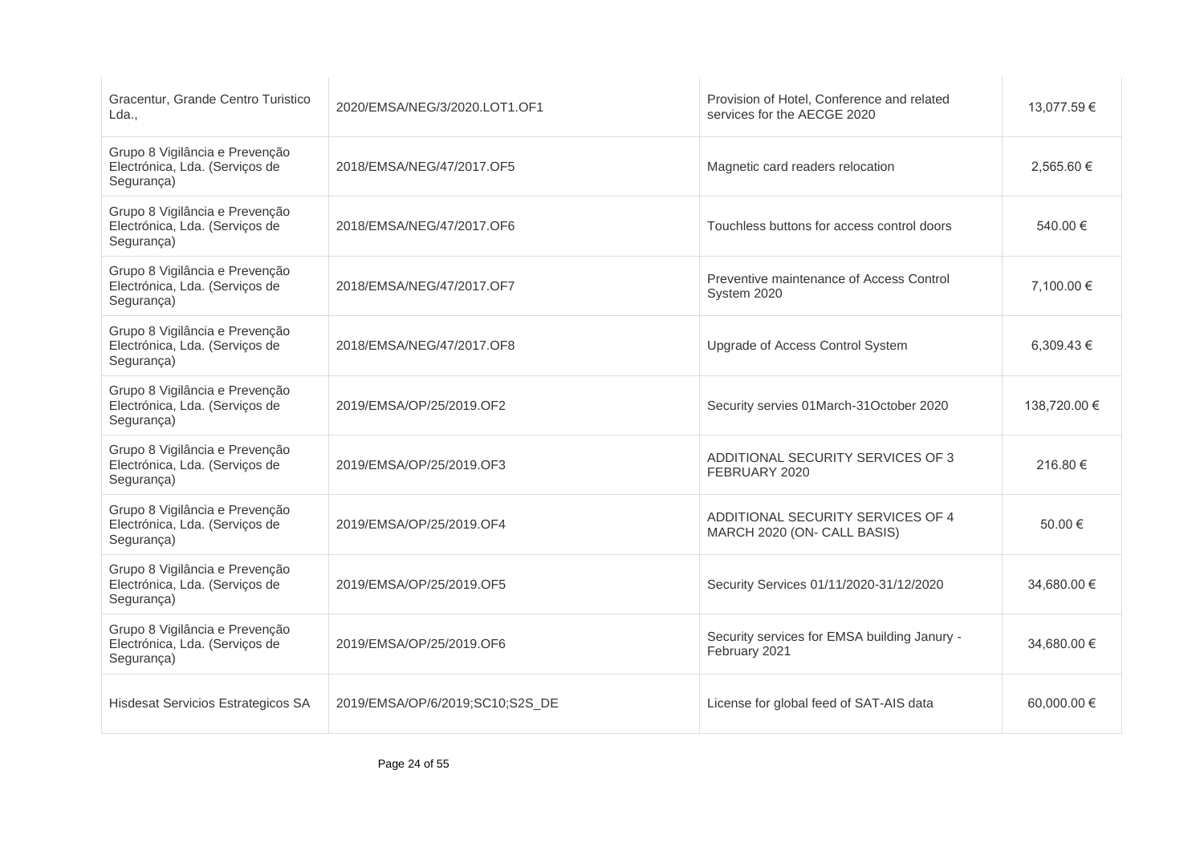| | | | |
|---|---|---|---|
| Gracentur, Grande Centro Turistico Lda., | 2020/EMSA/NEG/3/2020.LOT1.OF1 | Provision of Hotel, Conference and related services for the AECGE 2020 | 13,077.59 € |
| Grupo 8 Vigilância e Prevenção Electrónica, Lda. (Serviços de Segurança) | 2018/EMSA/NEG/47/2017.OF5 | Magnetic card readers relocation | 2,565.60 € |
| Grupo 8 Vigilância e Prevenção Electrónica, Lda. (Serviços de Segurança) | 2018/EMSA/NEG/47/2017.OF6 | Touchless buttons for access control doors | 540.00 € |
| Grupo 8 Vigilância e Prevenção Electrónica, Lda. (Serviços de Segurança) | 2018/EMSA/NEG/47/2017.OF7 | Preventive maintenance of Access Control System 2020 | 7,100.00 € |
| Grupo 8 Vigilância e Prevenção Electrónica, Lda. (Serviços de Segurança) | 2018/EMSA/NEG/47/2017.OF8 | Upgrade of Access Control System | 6,309.43 € |
| Grupo 8 Vigilância e Prevenção Electrónica, Lda. (Serviços de Segurança) | 2019/EMSA/OP/25/2019.OF2 | Security servies 01March-31October 2020 | 138,720.00 € |
| Grupo 8 Vigilância e Prevenção Electrónica, Lda. (Serviços de Segurança) | 2019/EMSA/OP/25/2019.OF3 | ADDITIONAL SECURITY SERVICES OF 3 FEBRUARY 2020 | 216.80 € |
| Grupo 8 Vigilância e Prevenção Electrónica, Lda. (Serviços de Segurança) | 2019/EMSA/OP/25/2019.OF4 | ADDITIONAL SECURITY SERVICES OF 4 MARCH 2020 (ON- CALL BASIS) | 50.00 € |
| Grupo 8 Vigilância e Prevenção Electrónica, Lda. (Serviços de Segurança) | 2019/EMSA/OP/25/2019.OF5 | Security Services 01/11/2020-31/12/2020 | 34,680.00 € |
| Grupo 8 Vigilância e Prevenção Electrónica, Lda. (Serviços de Segurança) | 2019/EMSA/OP/25/2019.OF6 | Security services for EMSA building Janury - February 2021 | 34,680.00 € |
| Hisdesat Servicios Estrategicos SA | 2019/EMSA/OP/6/2019;SC10;S2S_DE | License for global feed of SAT-AIS data | 60,000.00 € |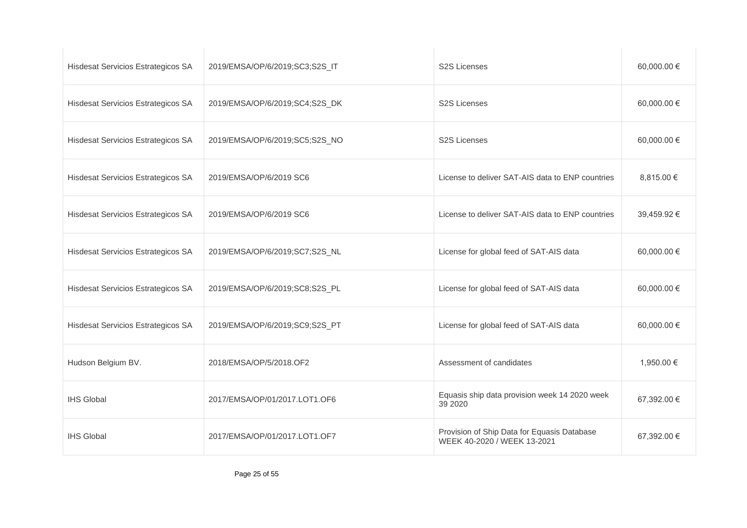| | | | |
|---|---|---|---|
| Hisdesat Servicios Estrategicos SA | 2019/EMSA/OP/6/2019;SC3;S2S_IT | S2S Licenses | 60,000.00 € |
| Hisdesat Servicios Estrategicos SA | 2019/EMSA/OP/6/2019;SC4;S2S_DK | S2S Licenses | 60,000.00 € |
| Hisdesat Servicios Estrategicos SA | 2019/EMSA/OP/6/2019;SC5;S2S_NO | S2S Licenses | 60,000.00 € |
| Hisdesat Servicios Estrategicos SA | 2019/EMSA/OP/6/2019 SC6 | License to deliver SAT-AIS data to ENP countries | 8,815.00 € |
| Hisdesat Servicios Estrategicos SA | 2019/EMSA/OP/6/2019 SC6 | License to deliver SAT-AIS data to ENP countries | 39,459.92 € |
| Hisdesat Servicios Estrategicos SA | 2019/EMSA/OP/6/2019;SC7;S2S_NL | License for global feed of SAT-AIS data | 60,000.00 € |
| Hisdesat Servicios Estrategicos SA | 2019/EMSA/OP/6/2019;SC8;S2S_PL | License for global feed of SAT-AIS data | 60,000.00 € |
| Hisdesat Servicios Estrategicos SA | 2019/EMSA/OP/6/2019;SC9;S2S_PT | License for global feed of SAT-AIS data | 60,000.00 € |
| Hudson Belgium BV. | 2018/EMSA/OP/5/2018.OF2 | Assessment of candidates | 1,950.00 € |
| IHS Global | 2017/EMSA/OP/01/2017.LOT1.OF6 | Equasis ship data provision week 14 2020 week 39 2020 | 67,392.00 € |
| IHS Global | 2017/EMSA/OP/01/2017.LOT1.OF7 | Provision of Ship Data for Equasis Database WEEK 40-2020 / WEEK 13-2021 | 67,392.00 € |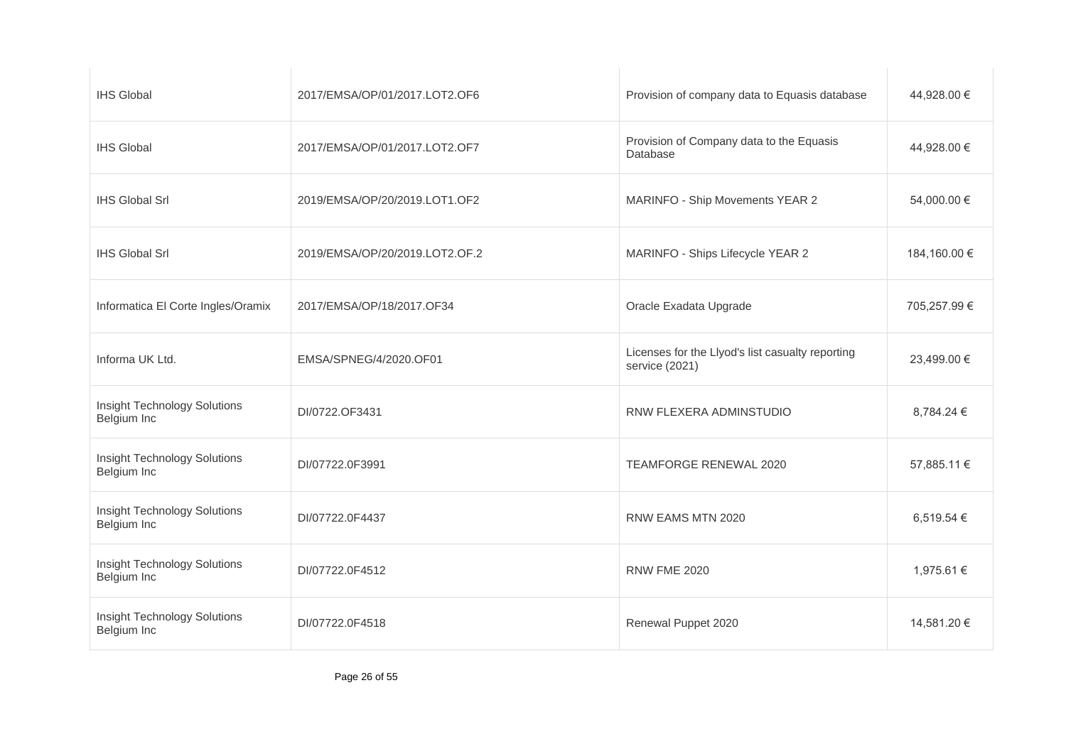| | | | |
|---|---|---|---|
| IHS Global | 2017/EMSA/OP/01/2017.LOT2.OF6 | Provision of company data to Equasis database | 44,928.00 € |
| IHS Global | 2017/EMSA/OP/01/2017.LOT2.OF7 | Provision of Company data to the Equasis Database | 44,928.00 € |
| IHS Global Srl | 2019/EMSA/OP/20/2019.LOT1.OF2 | MARINFO - Ship Movements YEAR 2 | 54,000.00 € |
| IHS Global Srl | 2019/EMSA/OP/20/2019.LOT2.OF.2 | MARINFO - Ships Lifecycle YEAR 2 | 184,160.00 € |
| Informatica El Corte Ingles/Oramix | 2017/EMSA/OP/18/2017.OF34 | Oracle Exadata Upgrade | 705,257.99 € |
| Informa UK Ltd. | EMSA/SPNEG/4/2020.OF01 | Licenses for the Llyod's list casualty reporting service (2021) | 23,499.00 € |
| Insight Technology Solutions Belgium Inc | DI/0722.OF3431 | RNW FLEXERA ADMINSTUDIO | 8,784.24 € |
| Insight Technology Solutions Belgium Inc | DI/07722.0F3991 | TEAMFORGE RENEWAL 2020 | 57,885.11 € |
| Insight Technology Solutions Belgium Inc | DI/07722.0F4437 | RNW EAMS MTN 2020 | 6,519.54 € |
| Insight Technology Solutions Belgium Inc | DI/07722.0F4512 | RNW FME 2020 | 1,975.61 € |
| Insight Technology Solutions Belgium Inc | DI/07722.0F4518 | Renewal Puppet 2020 | 14,581.20 € |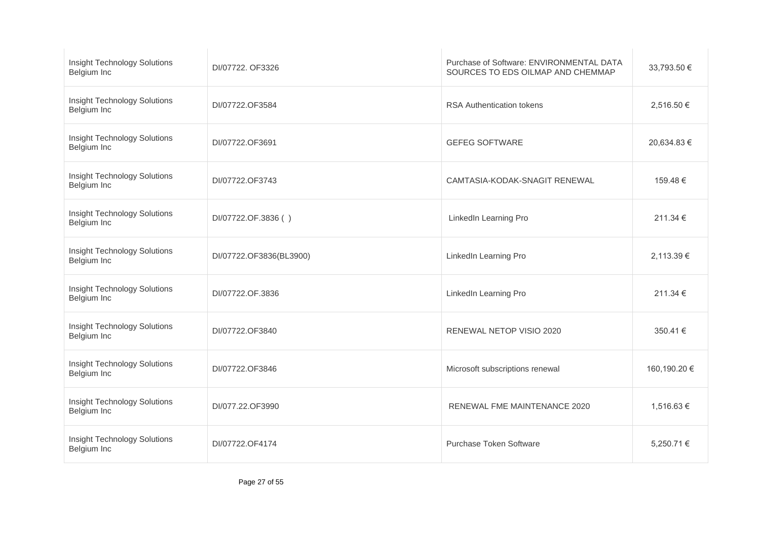| | | | |
|---|---|---|---|
| Insight Technology Solutions Belgium Inc | DI/07722. OF3326 | Purchase of Software: ENVIRONMENTAL DATA SOURCES TO EDS OILMAP AND CHEMMAP | 33,793.50 € |
| Insight Technology Solutions Belgium Inc | DI/07722.OF3584 | RSA Authentication tokens | 2,516.50 € |
| Insight Technology Solutions Belgium Inc | DI/07722.OF3691 | GEFEG SOFTWARE | 20,634.83 € |
| Insight Technology Solutions Belgium Inc | DI/07722.OF3743 | CAMTASIA-KODAK-SNAGIT RENEWAL | 159.48 € |
| Insight Technology Solutions Belgium Inc | DI/07722.OF.3836 ( ) | LinkedIn Learning Pro | 211.34 € |
| Insight Technology Solutions Belgium Inc | DI/07722.OF3836(BL3900) | LinkedIn Learning Pro | 2,113.39 € |
| Insight Technology Solutions Belgium Inc | DI/07722.OF.3836 | LinkedIn Learning Pro | 211.34 € |
| Insight Technology Solutions Belgium Inc | DI/07722.OF3840 | RENEWAL NETOP VISIO 2020 | 350.41 € |
| Insight Technology Solutions Belgium Inc | DI/07722.OF3846 | Microsoft subscriptions renewal | 160,190.20 € |
| Insight Technology Solutions Belgium Inc | DI/077.22.OF3990 | RENEWAL FME MAINTENANCE 2020 | 1,516.63 € |
| Insight Technology Solutions Belgium Inc | DI/07722.OF4174 | Purchase Token Software | 5,250.71 € |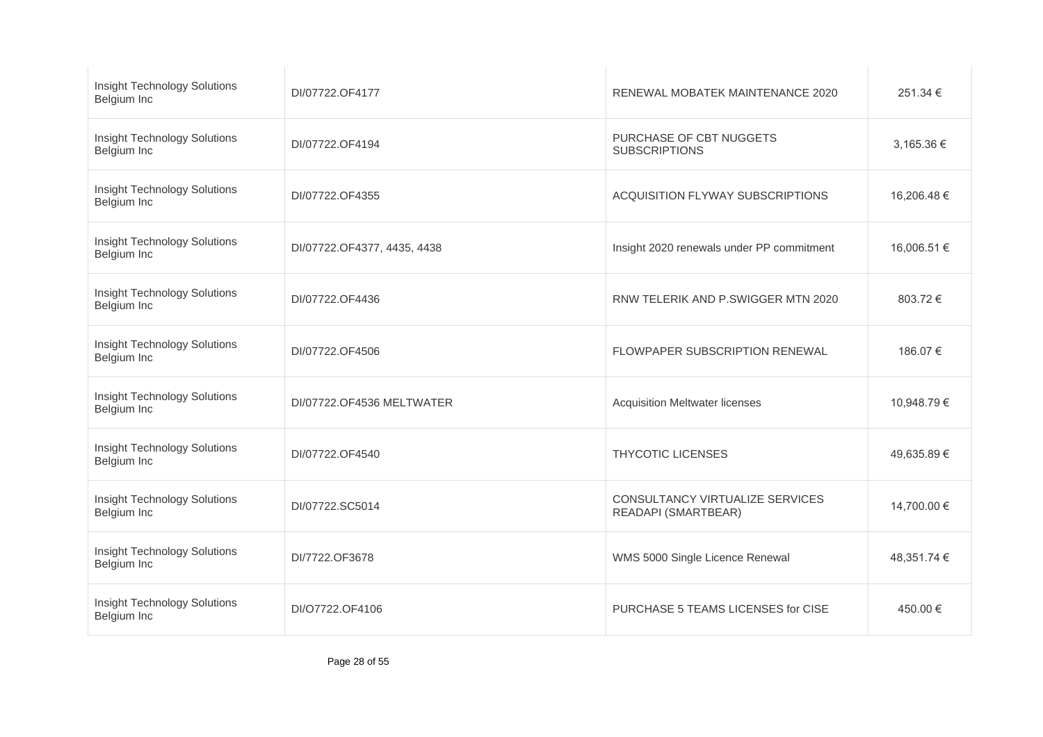| | | | |
|---|---|---|---|
| Insight Technology Solutions Belgium Inc | DI/07722.OF4177 | RENEWAL MOBATEK MAINTENANCE 2020 | 251.34 € |
| Insight Technology Solutions Belgium Inc | DI/07722.OF4194 | PURCHASE OF CBT NUGGETS SUBSCRIPTIONS | 3,165.36 € |
| Insight Technology Solutions Belgium Inc | DI/07722.OF4355 | ACQUISITION FLYWAY SUBSCRIPTIONS | 16,206.48 € |
| Insight Technology Solutions Belgium Inc | DI/07722.OF4377, 4435, 4438 | Insight 2020 renewals under PP commitment | 16,006.51 € |
| Insight Technology Solutions Belgium Inc | DI/07722.OF4436 | RNW TELERIK AND P.SWIGGER MTN 2020 | 803.72 € |
| Insight Technology Solutions Belgium Inc | DI/07722.OF4506 | FLOWPAPER SUBSCRIPTION RENEWAL | 186.07 € |
| Insight Technology Solutions Belgium Inc | DI/07722.OF4536 MELTWATER | Acquisition Meltwater licenses | 10,948.79 € |
| Insight Technology Solutions Belgium Inc | DI/07722.OF4540 | THYCOTIC LICENSES | 49,635.89 € |
| Insight Technology Solutions Belgium Inc | DI/07722.SC5014 | CONSULTANCY VIRTUALIZE SERVICES READAPI (SMARTBEAR) | 14,700.00 € |
| Insight Technology Solutions Belgium Inc | DI/7722.OF3678 | WMS 5000 Single Licence Renewal | 48,351.74 € |
| Insight Technology Solutions Belgium Inc | DI/O7722.OF4106 | PURCHASE 5 TEAMS LICENSES for CISE | 450.00 € |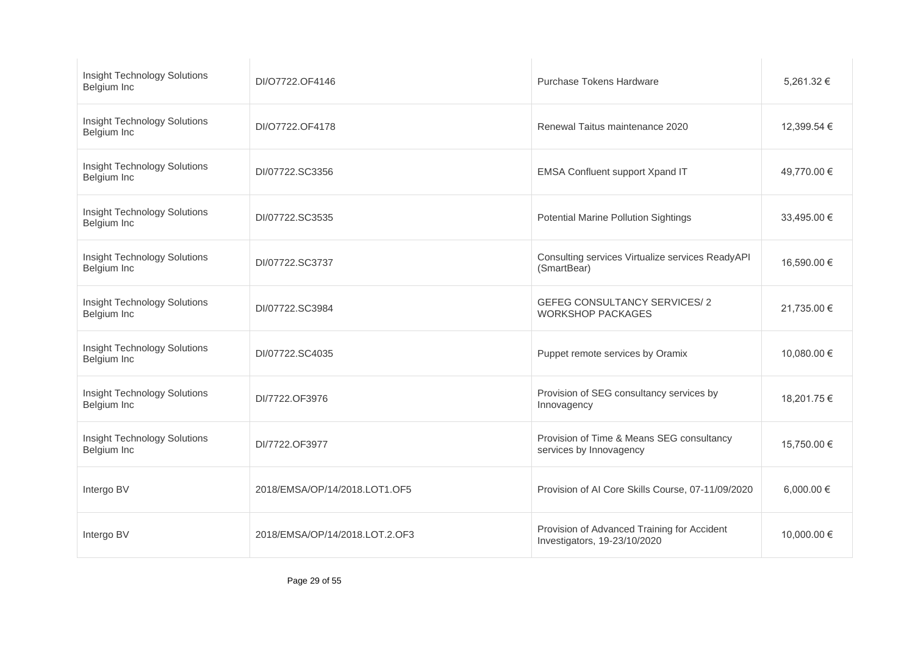| | | | |
|---|---|---|---|
| Insight Technology Solutions Belgium Inc | DI/O7722.OF4146 | Purchase Tokens Hardware | 5,261.32 € |
| Insight Technology Solutions Belgium Inc | DI/O7722.OF4178 | Renewal Taitus maintenance 2020 | 12,399.54 € |
| Insight Technology Solutions Belgium Inc | DI/07722.SC3356 | EMSA Confluent support Xpand IT | 49,770.00 € |
| Insight Technology Solutions Belgium Inc | DI/07722.SC3535 | Potential Marine Pollution Sightings | 33,495.00 € |
| Insight Technology Solutions Belgium Inc | DI/07722.SC3737 | Consulting services Virtualize services ReadyAPI (SmartBear) | 16,590.00 € |
| Insight Technology Solutions Belgium Inc | DI/07722.SC3984 | GEFEG CONSULTANCY SERVICES/ 2 WORKSHOP PACKAGES | 21,735.00 € |
| Insight Technology Solutions Belgium Inc | DI/07722.SC4035 | Puppet remote services by Oramix | 10,080.00 € |
| Insight Technology Solutions Belgium Inc | DI/7722.OF3976 | Provision of SEG consultancy services by Innovagency | 18,201.75 € |
| Insight Technology Solutions Belgium Inc | DI/7722.OF3977 | Provision of Time & Means SEG consultancy services by Innovagency | 15,750.00 € |
| Intergo BV | 2018/EMSA/OP/14/2018.LOT1.OF5 | Provision of AI Core Skills Course, 07-11/09/2020 | 6,000.00 € |
| Intergo BV | 2018/EMSA/OP/14/2018.LOT.2.OF3 | Provision of Advanced Training for Accident Investigators, 19-23/10/2020 | 10,000.00 € |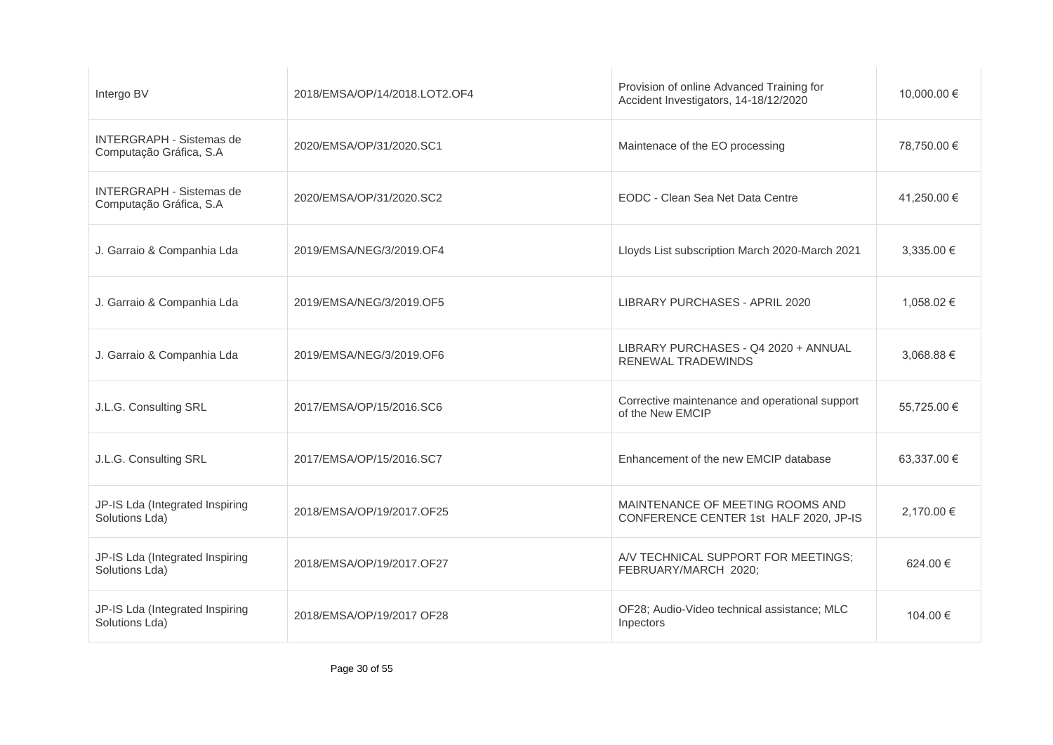| | | | |
|---|---|---|---|
| Intergo BV | 2018/EMSA/OP/14/2018.LOT2.OF4 | Provision of online Advanced Training for Accident Investigators, 14-18/12/2020 | 10,000.00 € |
| INTERGRAPH - Sistemas de Computação Gráfica, S.A | 2020/EMSA/OP/31/2020.SC1 | Maintenace of the EO processing | 78,750.00 € |
| INTERGRAPH - Sistemas de Computação Gráfica, S.A | 2020/EMSA/OP/31/2020.SC2 | EODC - Clean Sea Net Data Centre | 41,250.00 € |
| J. Garraio & Companhia Lda | 2019/EMSA/NEG/3/2019.OF4 | Lloyds List subscription March 2020-March 2021 | 3,335.00 € |
| J. Garraio & Companhia Lda | 2019/EMSA/NEG/3/2019.OF5 | LIBRARY PURCHASES - APRIL 2020 | 1,058.02 € |
| J. Garraio & Companhia Lda | 2019/EMSA/NEG/3/2019.OF6 | LIBRARY PURCHASES - Q4 2020 + ANNUAL RENEWAL TRADEWINDS | 3,068.88 € |
| J.L.G. Consulting SRL | 2017/EMSA/OP/15/2016.SC6 | Corrective maintenance and operational support of the New EMCIP | 55,725.00 € |
| J.L.G. Consulting SRL | 2017/EMSA/OP/15/2016.SC7 | Enhancement of the new EMCIP database | 63,337.00 € |
| JP-IS Lda (Integrated Inspiring Solutions Lda) | 2018/EMSA/OP/19/2017.OF25 | MAINTENANCE OF MEETING ROOMS AND CONFERENCE CENTER 1st HALF 2020, JP-IS | 2,170.00 € |
| JP-IS Lda (Integrated Inspiring Solutions Lda) | 2018/EMSA/OP/19/2017.OF27 | A/V TECHNICAL SUPPORT FOR MEETINGS; FEBRUARY/MARCH 2020; | 624.00 € |
| JP-IS Lda (Integrated Inspiring Solutions Lda) | 2018/EMSA/OP/19/2017 OF28 | OF28; Audio-Video technical assistance; MLC Inpectors | 104.00 € |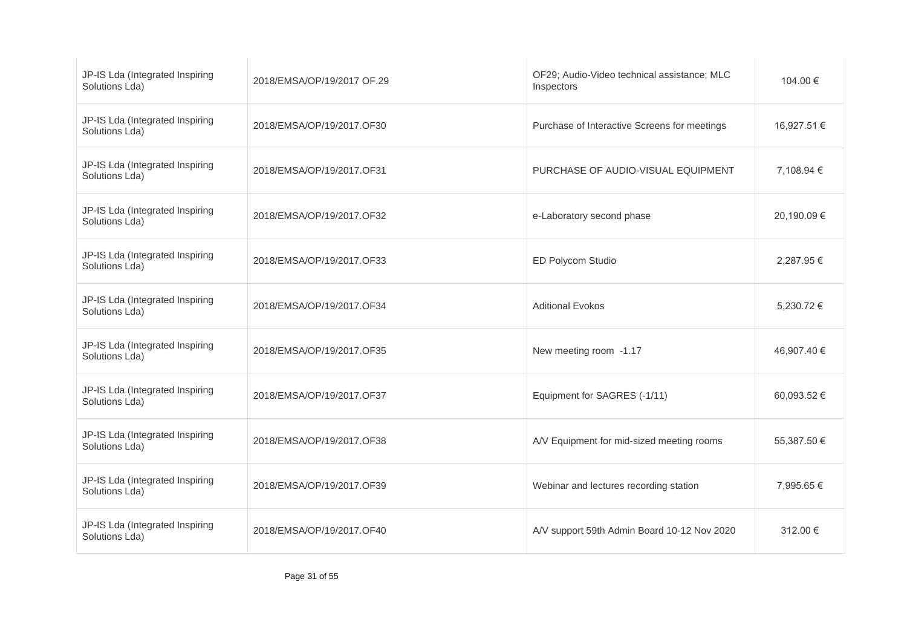| | | | |
|---|---|---|---|
| JP-IS Lda (Integrated Inspiring Solutions Lda) | 2018/EMSA/OP/19/2017 OF.29 | OF29; Audio-Video technical assistance; MLC Inspectors | 104.00 € |
| JP-IS Lda (Integrated Inspiring Solutions Lda) | 2018/EMSA/OP/19/2017.OF30 | Purchase of Interactive Screens for meetings | 16,927.51 € |
| JP-IS Lda (Integrated Inspiring Solutions Lda) | 2018/EMSA/OP/19/2017.OF31 | PURCHASE OF AUDIO-VISUAL EQUIPMENT | 7,108.94 € |
| JP-IS Lda (Integrated Inspiring Solutions Lda) | 2018/EMSA/OP/19/2017.OF32 | e-Laboratory second phase | 20,190.09 € |
| JP-IS Lda (Integrated Inspiring Solutions Lda) | 2018/EMSA/OP/19/2017.OF33 | ED Polycom Studio | 2,287.95 € |
| JP-IS Lda (Integrated Inspiring Solutions Lda) | 2018/EMSA/OP/19/2017.OF34 | Aditional Evokos | 5,230.72 € |
| JP-IS Lda (Integrated Inspiring Solutions Lda) | 2018/EMSA/OP/19/2017.OF35 | New meeting room -1.17 | 46,907.40 € |
| JP-IS Lda (Integrated Inspiring Solutions Lda) | 2018/EMSA/OP/19/2017.OF37 | Equipment for SAGRES (-1/11) | 60,093.52 € |
| JP-IS Lda (Integrated Inspiring Solutions Lda) | 2018/EMSA/OP/19/2017.OF38 | A/V Equipment for mid-sized meeting rooms | 55,387.50 € |
| JP-IS Lda (Integrated Inspiring Solutions Lda) | 2018/EMSA/OP/19/2017.OF39 | Webinar and lectures recording station | 7,995.65 € |
| JP-IS Lda (Integrated Inspiring Solutions Lda) | 2018/EMSA/OP/19/2017.OF40 | A/V support 59th Admin Board 10-12 Nov 2020 | 312.00 € |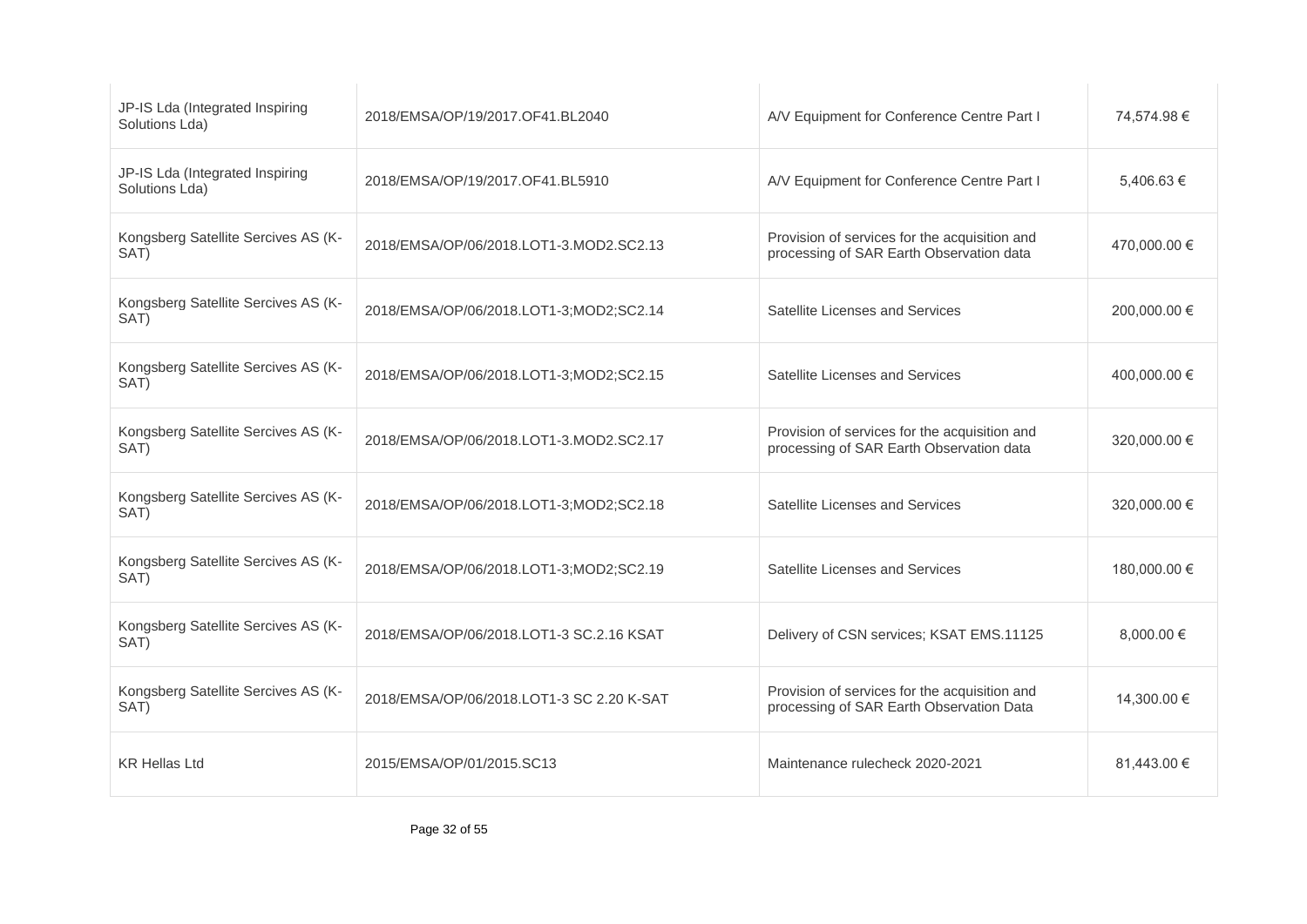| | | | |
|---|---|---|---|
| JP-IS Lda (Integrated Inspiring Solutions Lda) | 2018/EMSA/OP/19/2017.OF41.BL2040 | A/V Equipment for Conference Centre Part I | 74,574.98 € |
| JP-IS Lda (Integrated Inspiring Solutions Lda) | 2018/EMSA/OP/19/2017.OF41.BL5910 | A/V Equipment for Conference Centre Part I | 5,406.63 € |
| Kongsberg Satellite Sercives AS (K-SAT) | 2018/EMSA/OP/06/2018.LOT1-3.MOD2.SC2.13 | Provision of services for the acquisition and processing of SAR Earth Observation data | 470,000.00 € |
| Kongsberg Satellite Sercives AS (K-SAT) | 2018/EMSA/OP/06/2018.LOT1-3;MOD2;SC2.14 | Satellite Licenses and Services | 200,000.00 € |
| Kongsberg Satellite Sercives AS (K-SAT) | 2018/EMSA/OP/06/2018.LOT1-3;MOD2;SC2.15 | Satellite Licenses and Services | 400,000.00 € |
| Kongsberg Satellite Sercives AS (K-SAT) | 2018/EMSA/OP/06/2018.LOT1-3.MOD2.SC2.17 | Provision of services for the acquisition and processing of SAR Earth Observation data | 320,000.00 € |
| Kongsberg Satellite Sercives AS (K-SAT) | 2018/EMSA/OP/06/2018.LOT1-3;MOD2;SC2.18 | Satellite Licenses and Services | 320,000.00 € |
| Kongsberg Satellite Sercives AS (K-SAT) | 2018/EMSA/OP/06/2018.LOT1-3;MOD2;SC2.19 | Satellite Licenses and Services | 180,000.00 € |
| Kongsberg Satellite Sercives AS (K-SAT) | 2018/EMSA/OP/06/2018.LOT1-3 SC.2.16 KSAT | Delivery of CSN services; KSAT EMS.11125 | 8,000.00 € |
| Kongsberg Satellite Sercives AS (K-SAT) | 2018/EMSA/OP/06/2018.LOT1-3 SC 2.20 K-SAT | Provision of services for the acquisition and processing of SAR Earth Observation Data | 14,300.00 € |
| KR Hellas Ltd | 2015/EMSA/OP/01/2015.SC13 | Maintenance rulecheck 2020-2021 | 81,443.00 € |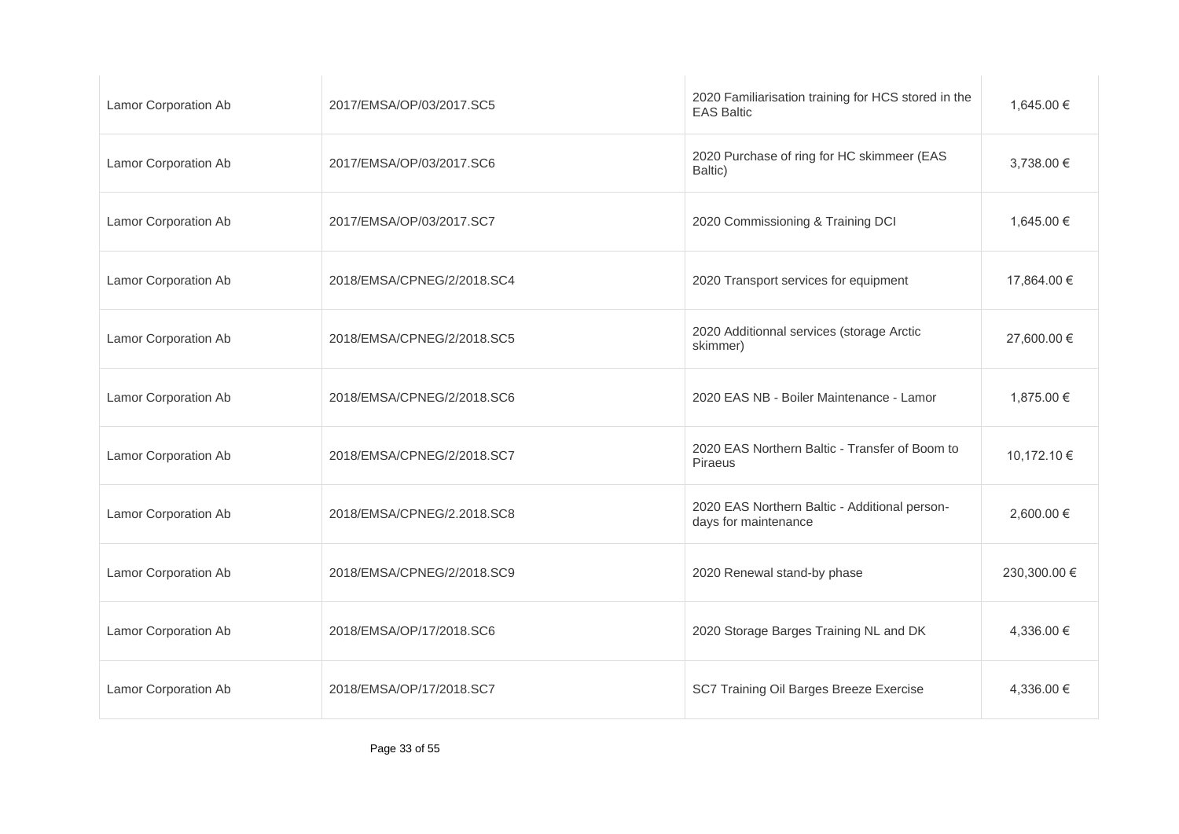| | | | |
|---|---|---|---|
| Lamor Corporation Ab | 2017/EMSA/OP/03/2017.SC5 | 2020 Familiarisation training for HCS stored in the EAS Baltic | 1,645.00 € |
| Lamor Corporation Ab | 2017/EMSA/OP/03/2017.SC6 | 2020 Purchase of ring for HC skimmeer (EAS Baltic) | 3,738.00 € |
| Lamor Corporation Ab | 2017/EMSA/OP/03/2017.SC7 | 2020 Commissioning & Training DCI | 1,645.00 € |
| Lamor Corporation Ab | 2018/EMSA/CPNEG/2/2018.SC4 | 2020 Transport services for equipment | 17,864.00 € |
| Lamor Corporation Ab | 2018/EMSA/CPNEG/2/2018.SC5 | 2020 Additionnal services (storage Arctic skimmer) | 27,600.00 € |
| Lamor Corporation Ab | 2018/EMSA/CPNEG/2/2018.SC6 | 2020 EAS NB - Boiler Maintenance - Lamor | 1,875.00 € |
| Lamor Corporation Ab | 2018/EMSA/CPNEG/2/2018.SC7 | 2020 EAS Northern Baltic - Transfer of Boom to Piraeus | 10,172.10 € |
| Lamor Corporation Ab | 2018/EMSA/CPNEG/2.2018.SC8 | 2020 EAS Northern Baltic - Additional person-days for maintenance | 2,600.00 € |
| Lamor Corporation Ab | 2018/EMSA/CPNEG/2/2018.SC9 | 2020 Renewal stand-by phase | 230,300.00 € |
| Lamor Corporation Ab | 2018/EMSA/OP/17/2018.SC6 | 2020 Storage Barges Training NL and DK | 4,336.00 € |
| Lamor Corporation Ab | 2018/EMSA/OP/17/2018.SC7 | SC7 Training Oil Barges Breeze Exercise | 4,336.00 € |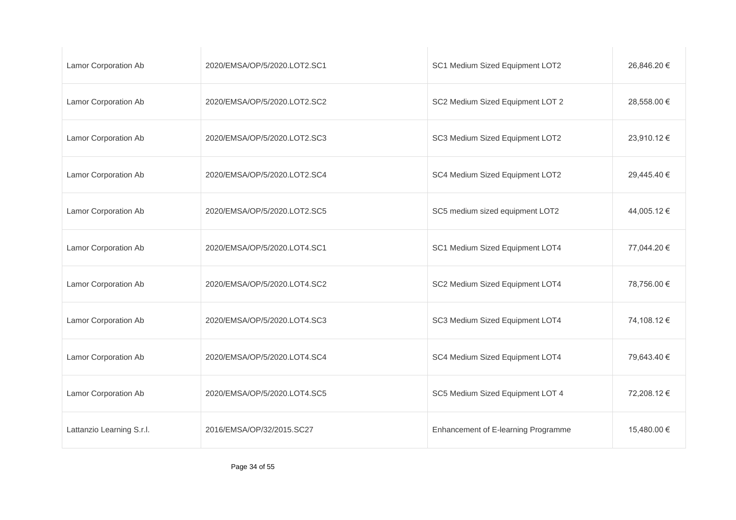| | | | |
|---|---|---|---|
| Lamor Corporation Ab | 2020/EMSA/OP/5/2020.LOT2.SC1 | SC1 Medium Sized Equipment LOT2 | 26,846.20 € |
| Lamor Corporation Ab | 2020/EMSA/OP/5/2020.LOT2.SC2 | SC2 Medium Sized Equipment LOT 2 | 28,558.00 € |
| Lamor Corporation Ab | 2020/EMSA/OP/5/2020.LOT2.SC3 | SC3 Medium Sized Equipment LOT2 | 23,910.12 € |
| Lamor Corporation Ab | 2020/EMSA/OP/5/2020.LOT2.SC4 | SC4 Medium Sized Equipment LOT2 | 29,445.40 € |
| Lamor Corporation Ab | 2020/EMSA/OP/5/2020.LOT2.SC5 | SC5 medium sized equipment LOT2 | 44,005.12 € |
| Lamor Corporation Ab | 2020/EMSA/OP/5/2020.LOT4.SC1 | SC1 Medium Sized Equipment LOT4 | 77,044.20 € |
| Lamor Corporation Ab | 2020/EMSA/OP/5/2020.LOT4.SC2 | SC2 Medium Sized Equipment LOT4 | 78,756.00 € |
| Lamor Corporation Ab | 2020/EMSA/OP/5/2020.LOT4.SC3 | SC3 Medium Sized Equipment LOT4 | 74,108.12 € |
| Lamor Corporation Ab | 2020/EMSA/OP/5/2020.LOT4.SC4 | SC4 Medium Sized Equipment LOT4 | 79,643.40 € |
| Lamor Corporation Ab | 2020/EMSA/OP/5/2020.LOT4.SC5 | SC5 Medium Sized Equipment LOT 4 | 72,208.12 € |
| Lattanzio Learning S.r.l. | 2016/EMSA/OP/32/2015.SC27 | Enhancement of E-learning Programme | 15,480.00 € |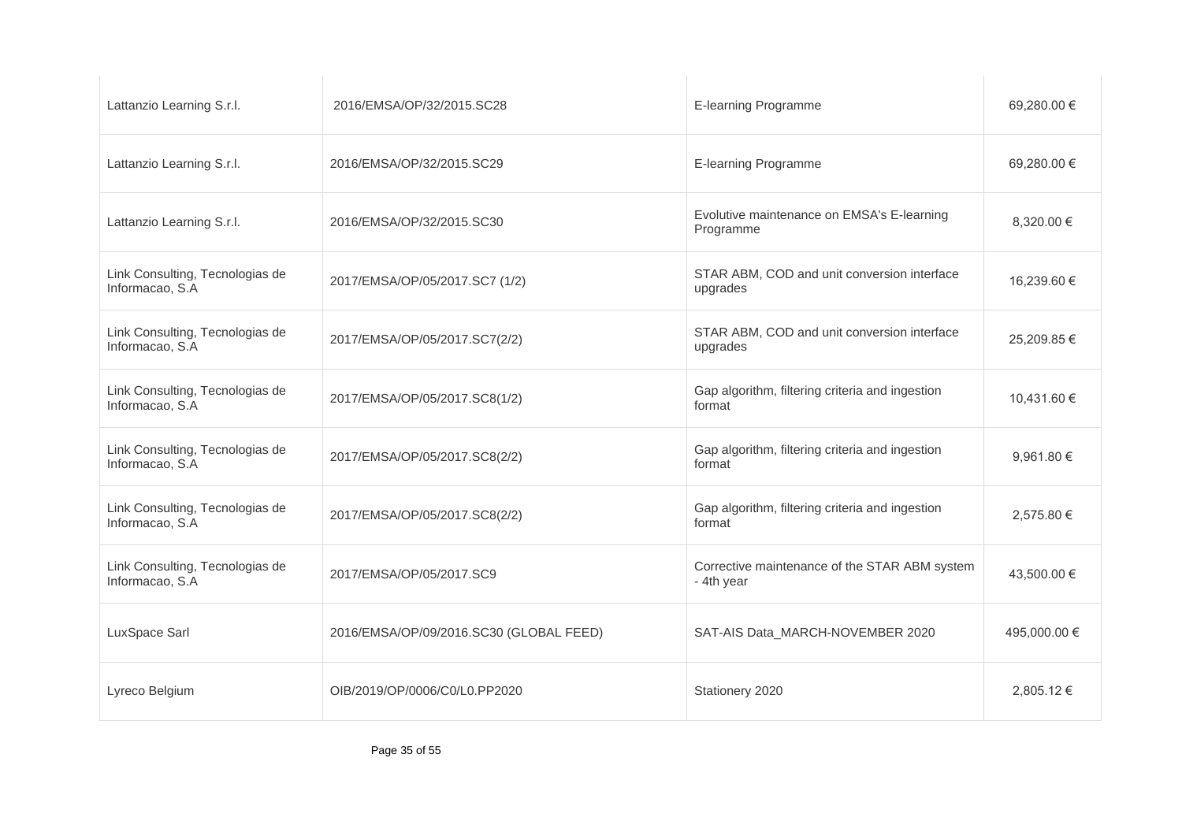| | | | |
|---|---|---|---|
| Lattanzio Learning S.r.l. | 2016/EMSA/OP/32/2015.SC28 | E-learning Programme | 69,280.00 € |
| Lattanzio Learning S.r.l. | 2016/EMSA/OP/32/2015.SC29 | E-learning Programme | 69,280.00 € |
| Lattanzio Learning S.r.l. | 2016/EMSA/OP/32/2015.SC30 | Evolutive maintenance on EMSA's E-learning Programme | 8,320.00 € |
| Link Consulting, Tecnologias de Informacao, S.A | 2017/EMSA/OP/05/2017.SC7 (1/2) | STAR ABM, COD and unit conversion interface upgrades | 16,239.60 € |
| Link Consulting, Tecnologias de Informacao, S.A | 2017/EMSA/OP/05/2017.SC7(2/2) | STAR ABM, COD and unit conversion interface upgrades | 25,209.85 € |
| Link Consulting, Tecnologias de Informacao, S.A | 2017/EMSA/OP/05/2017.SC8(1/2) | Gap algorithm, filtering criteria and ingestion format | 10,431.60 € |
| Link Consulting, Tecnologias de Informacao, S.A | 2017/EMSA/OP/05/2017.SC8(2/2) | Gap algorithm, filtering criteria and ingestion format | 9,961.80 € |
| Link Consulting, Tecnologias de Informacao, S.A | 2017/EMSA/OP/05/2017.SC8(2/2) | Gap algorithm, filtering criteria and ingestion format | 2,575.80 € |
| Link Consulting, Tecnologias de Informacao, S.A | 2017/EMSA/OP/05/2017.SC9 | Corrective maintenance of the STAR ABM system - 4th year | 43,500.00 € |
| LuxSpace Sarl | 2016/EMSA/OP/09/2016.SC30 (GLOBAL FEED) | SAT-AIS Data_MARCH-NOVEMBER 2020 | 495,000.00 € |
| Lyreco Belgium | OIB/2019/OP/0006/C0/L0.PP2020 | Stationery 2020 | 2,805.12 € |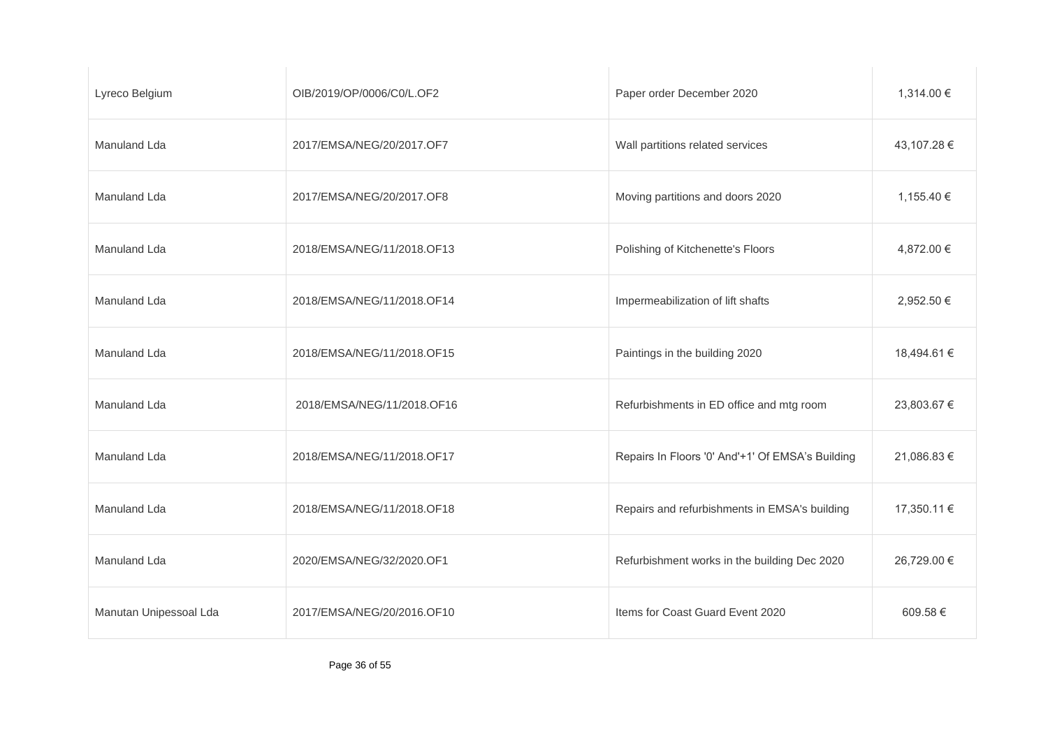| | | | |
|---|---|---|---|
| Lyreco Belgium | OIB/2019/OP/0006/C0/L.OF2 | Paper order December 2020 | 1,314.00 € |
| Manuland Lda | 2017/EMSA/NEG/20/2017.OF7 | Wall partitions related services | 43,107.28 € |
| Manuland Lda | 2017/EMSA/NEG/20/2017.OF8 | Moving partitions and doors 2020 | 1,155.40 € |
| Manuland Lda | 2018/EMSA/NEG/11/2018.OF13 | Polishing of Kitchenette's Floors | 4,872.00 € |
| Manuland Lda | 2018/EMSA/NEG/11/2018.OF14 | Impermeabilization of lift shafts | 2,952.50 € |
| Manuland Lda | 2018/EMSA/NEG/11/2018.OF15 | Paintings in the building 2020 | 18,494.61 € |
| Manuland Lda | 2018/EMSA/NEG/11/2018.OF16 | Refurbishments in ED office and mtg room | 23,803.67 € |
| Manuland Lda | 2018/EMSA/NEG/11/2018.OF17 | Repairs In Floors '0' And'+1' Of EMSA's Building | 21,086.83 € |
| Manuland Lda | 2018/EMSA/NEG/11/2018.OF18 | Repairs and refurbishments in EMSA's building | 17,350.11 € |
| Manuland Lda | 2020/EMSA/NEG/32/2020.OF1 | Refurbishment works in the building Dec 2020 | 26,729.00 € |
| Manutan Unipessoal Lda | 2017/EMSA/NEG/20/2016.OF10 | Items for Coast Guard Event 2020 | 609.58 € |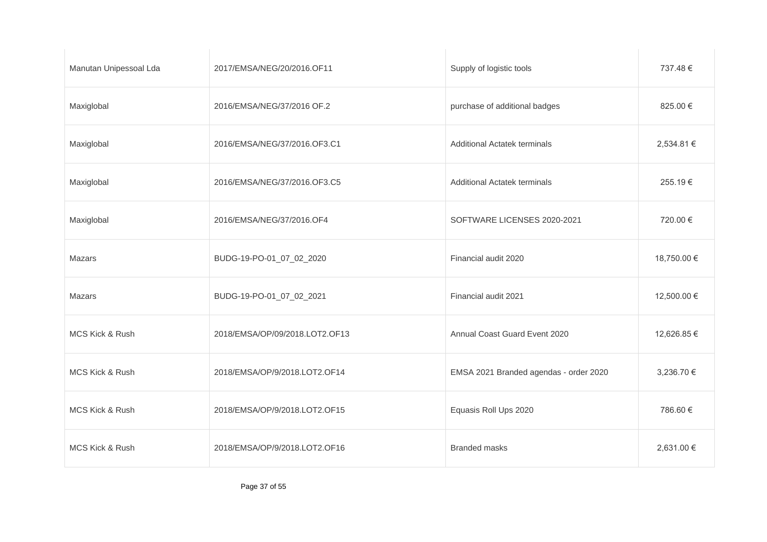| | | | |
|---|---|---|---|
| Manutan Unipessoal Lda | 2017/EMSA/NEG/20/2016.OF11 | Supply of logistic tools | 737.48 € |
| Maxiglobal | 2016/EMSA/NEG/37/2016 OF.2 | purchase of additional badges | 825.00 € |
| Maxiglobal | 2016/EMSA/NEG/37/2016.OF3.C1 | Additional Actatek terminals | 2,534.81 € |
| Maxiglobal | 2016/EMSA/NEG/37/2016.OF3.C5 | Additional Actatek terminals | 255.19 € |
| Maxiglobal | 2016/EMSA/NEG/37/2016.OF4 | SOFTWARE LICENSES 2020-2021 | 720.00 € |
| Mazars | BUDG-19-PO-01_07_02_2020 | Financial audit 2020 | 18,750.00 € |
| Mazars | BUDG-19-PO-01_07_02_2021 | Financial audit 2021 | 12,500.00 € |
| MCS Kick & Rush | 2018/EMSA/OP/09/2018.LOT2.OF13 | Annual Coast Guard Event 2020 | 12,626.85 € |
| MCS Kick & Rush | 2018/EMSA/OP/9/2018.LOT2.OF14 | EMSA 2021 Branded agendas - order 2020 | 3,236.70 € |
| MCS Kick & Rush | 2018/EMSA/OP/9/2018.LOT2.OF15 | Equasis Roll Ups 2020 | 786.60 € |
| MCS Kick & Rush | 2018/EMSA/OP/9/2018.LOT2.OF16 | Branded masks | 2,631.00 € |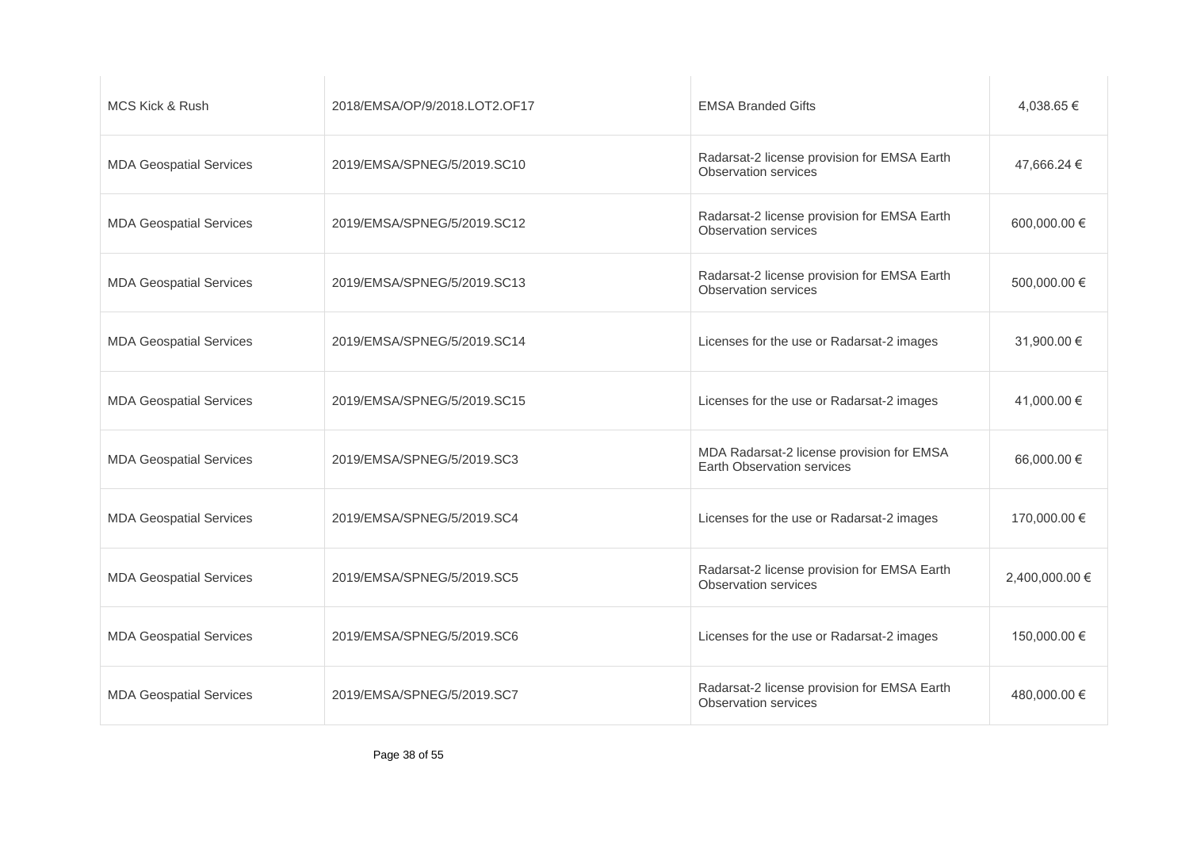| | | | |
|---|---|---|---|
| MCS Kick & Rush | 2018/EMSA/OP/9/2018.LOT2.OF17 | EMSA Branded Gifts | 4,038.65 € |
| MDA Geospatial Services | 2019/EMSA/SPNEG/5/2019.SC10 | Radarsat-2 license provision for EMSA Earth Observation services | 47,666.24 € |
| MDA Geospatial Services | 2019/EMSA/SPNEG/5/2019.SC12 | Radarsat-2 license provision for EMSA Earth Observation services | 600,000.00 € |
| MDA Geospatial Services | 2019/EMSA/SPNEG/5/2019.SC13 | Radarsat-2 license provision for EMSA Earth Observation services | 500,000.00 € |
| MDA Geospatial Services | 2019/EMSA/SPNEG/5/2019.SC14 | Licenses for the use or Radarsat-2 images | 31,900.00 € |
| MDA Geospatial Services | 2019/EMSA/SPNEG/5/2019.SC15 | Licenses for the use or Radarsat-2 images | 41,000.00 € |
| MDA Geospatial Services | 2019/EMSA/SPNEG/5/2019.SC3 | MDA Radarsat-2 license provision for EMSA Earth Observation services | 66,000.00 € |
| MDA Geospatial Services | 2019/EMSA/SPNEG/5/2019.SC4 | Licenses for the use or Radarsat-2 images | 170,000.00 € |
| MDA Geospatial Services | 2019/EMSA/SPNEG/5/2019.SC5 | Radarsat-2 license provision for EMSA Earth Observation services | 2,400,000.00 € |
| MDA Geospatial Services | 2019/EMSA/SPNEG/5/2019.SC6 | Licenses for the use or Radarsat-2 images | 150,000.00 € |
| MDA Geospatial Services | 2019/EMSA/SPNEG/5/2019.SC7 | Radarsat-2 license provision for EMSA Earth Observation services | 480,000.00 € |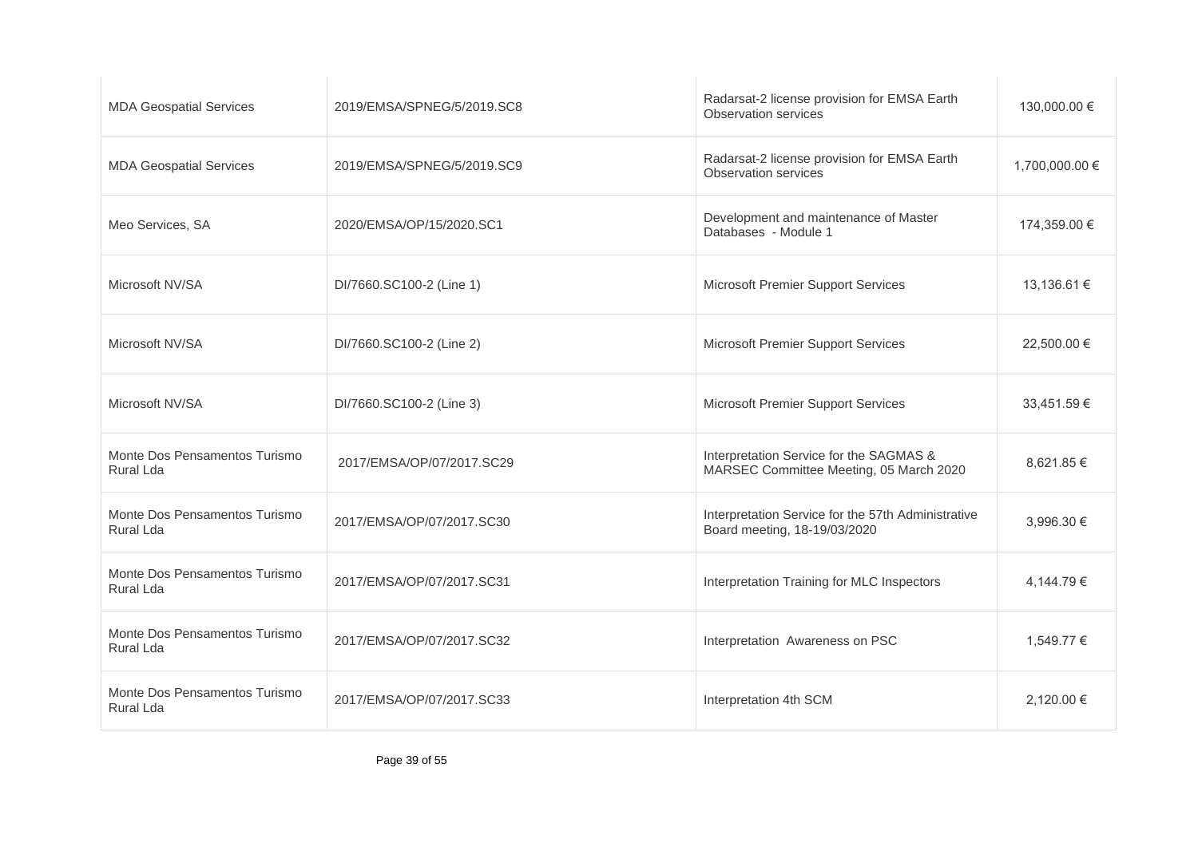| | | | |
|---|---|---|---|
| MDA Geospatial Services | 2019/EMSA/SPNEG/5/2019.SC8 | Radarsat-2 license provision for EMSA Earth Observation services | 130,000.00 € |
| MDA Geospatial Services | 2019/EMSA/SPNEG/5/2019.SC9 | Radarsat-2 license provision for EMSA Earth Observation services | 1,700,000.00 € |
| Meo Services, SA | 2020/EMSA/OP/15/2020.SC1 | Development and maintenance of Master Databases - Module 1 | 174,359.00 € |
| Microsoft NV/SA | DI/7660.SC100-2 (Line 1) | Microsoft Premier Support Services | 13,136.61 € |
| Microsoft NV/SA | DI/7660.SC100-2 (Line 2) | Microsoft Premier Support Services | 22,500.00 € |
| Microsoft NV/SA | DI/7660.SC100-2 (Line 3) | Microsoft Premier Support Services | 33,451.59 € |
| Monte Dos Pensamentos Turismo Rural Lda | 2017/EMSA/OP/07/2017.SC29 | Interpretation Service for the SAGMAS & MARSEC Committee Meeting, 05 March 2020 | 8,621.85 € |
| Monte Dos Pensamentos Turismo Rural Lda | 2017/EMSA/OP/07/2017.SC30 | Interpretation Service for the 57th Administrative Board meeting, 18-19/03/2020 | 3,996.30 € |
| Monte Dos Pensamentos Turismo Rural Lda | 2017/EMSA/OP/07/2017.SC31 | Interpretation Training for MLC Inspectors | 4,144.79 € |
| Monte Dos Pensamentos Turismo Rural Lda | 2017/EMSA/OP/07/2017.SC32 | Interpretation Awareness on PSC | 1,549.77 € |
| Monte Dos Pensamentos Turismo Rural Lda | 2017/EMSA/OP/07/2017.SC33 | Interpretation 4th SCM | 2,120.00 € |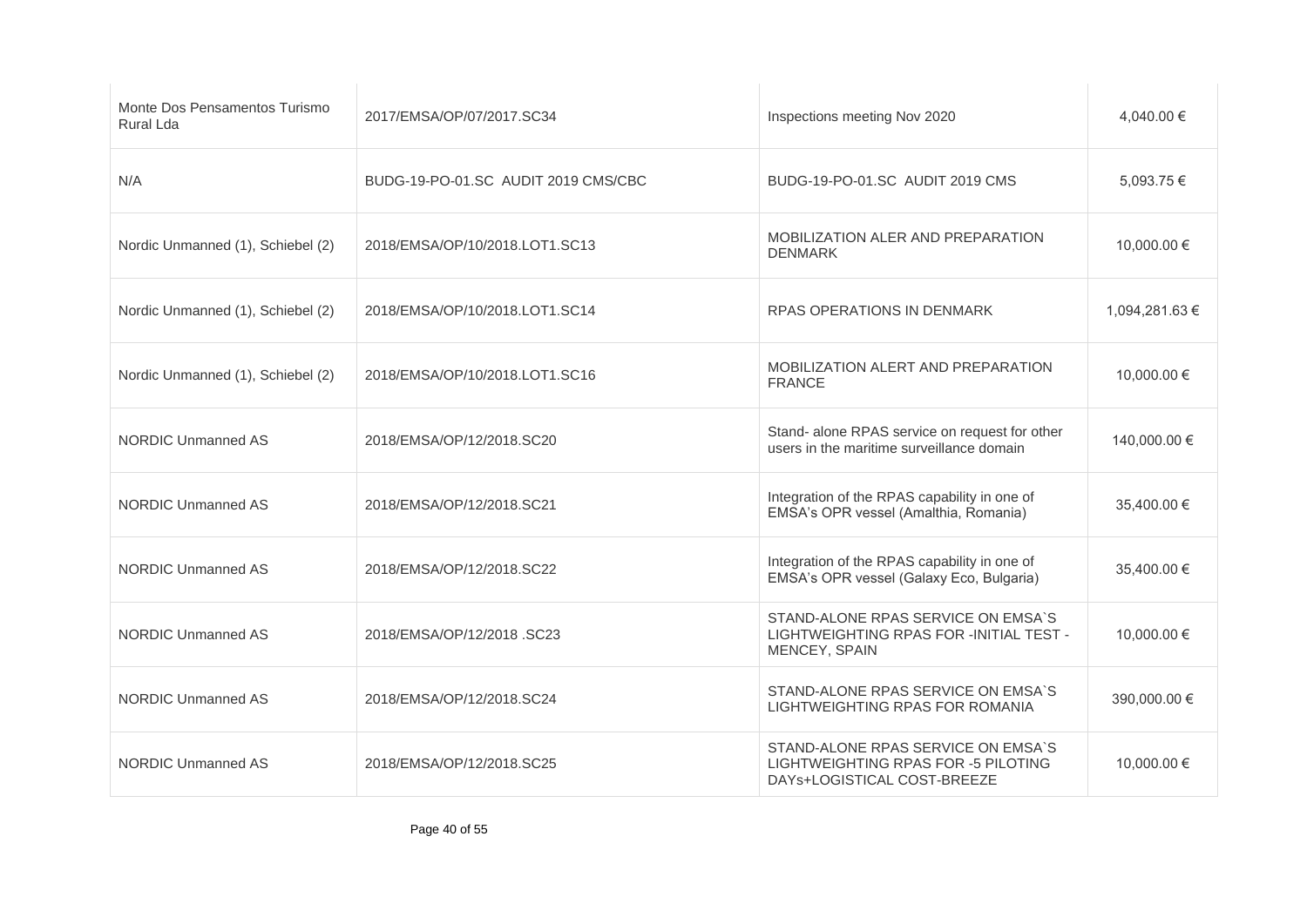| Monte Dos Pensamentos Turismo Rural Lda | 2017/EMSA/OP/07/2017.SC34 | Inspections meeting Nov 2020 | 4,040.00 € |
|---|---|---|---|
| N/A | BUDG-19-PO-01.SC AUDIT 2019 CMS/CBC | BUDG-19-PO-01.SC AUDIT 2019 CMS | 5,093.75 € |
| Nordic Unmanned (1), Schiebel (2) | 2018/EMSA/OP/10/2018.LOT1.SC13 | MOBILIZATION ALER AND PREPARATION DENMARK | 10,000.00 € |
| Nordic Unmanned (1), Schiebel (2) | 2018/EMSA/OP/10/2018.LOT1.SC14 | RPAS OPERATIONS IN DENMARK | 1,094,281.63 € |
| Nordic Unmanned (1), Schiebel (2) | 2018/EMSA/OP/10/2018.LOT1.SC16 | MOBILIZATION ALERT AND PREPARATION FRANCE | 10,000.00 € |
| NORDIC Unmanned AS | 2018/EMSA/OP/12/2018.SC20 | Stand- alone RPAS service on request for other users in the maritime surveillance domain | 140,000.00 € |
| NORDIC Unmanned AS | 2018/EMSA/OP/12/2018.SC21 | Integration of the RPAS capability in one of EMSA's OPR vessel (Amalthia, Romania) | 35,400.00 € |
| NORDIC Unmanned AS | 2018/EMSA/OP/12/2018.SC22 | Integration of the RPAS capability in one of EMSA's OPR vessel (Galaxy Eco, Bulgaria) | 35,400.00 € |
| NORDIC Unmanned AS | 2018/EMSA/OP/12/2018 .SC23 | STAND-ALONE RPAS SERVICE ON EMSA`S LIGHTWEIGHTING RPAS FOR -INITIAL TEST - MENCEY, SPAIN | 10,000.00 € |
| NORDIC Unmanned AS | 2018/EMSA/OP/12/2018.SC24 | STAND-ALONE RPAS SERVICE ON EMSA`S LIGHTWEIGHTING RPAS FOR ROMANIA | 390,000.00 € |
| NORDIC Unmanned AS | 2018/EMSA/OP/12/2018.SC25 | STAND-ALONE RPAS SERVICE ON EMSA`S LIGHTWEIGHTING RPAS FOR -5 PILOTING DAYs+LOGISTICAL COST-BREEZE | 10,000.00 € |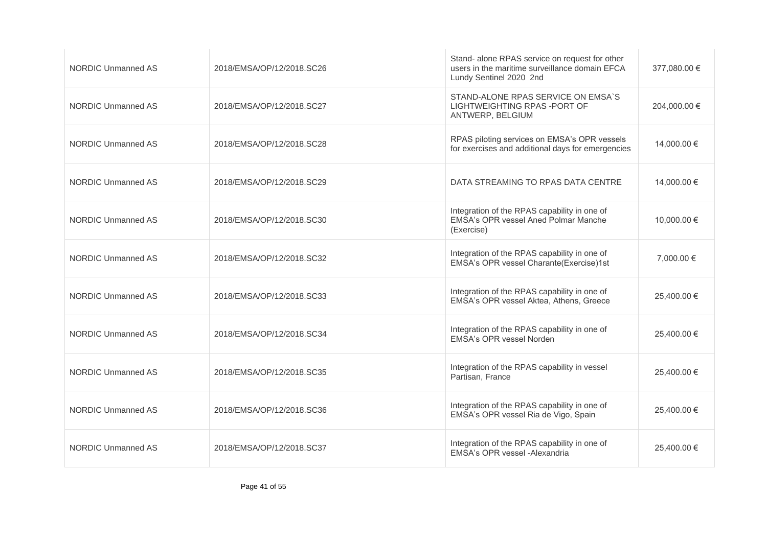| | | | |
|---|---|---|---|
| NORDIC Unmanned AS | 2018/EMSA/OP/12/2018.SC26 | Stand- alone RPAS service on request for other users in the maritime surveillance domain EFCA Lundy Sentinel 2020 2nd | 377,080.00 € |
| NORDIC Unmanned AS | 2018/EMSA/OP/12/2018.SC27 | STAND-ALONE RPAS SERVICE ON EMSA`S LIGHTWEIGHTING RPAS -PORT OF ANTWERP, BELGIUM | 204,000.00 € |
| NORDIC Unmanned AS | 2018/EMSA/OP/12/2018.SC28 | RPAS piloting services on EMSA's OPR vessels for exercises and additional days for emergencies | 14,000.00 € |
| NORDIC Unmanned AS | 2018/EMSA/OP/12/2018.SC29 | DATA STREAMING TO RPAS DATA CENTRE | 14,000.00 € |
| NORDIC Unmanned AS | 2018/EMSA/OP/12/2018.SC30 | Integration of the RPAS capability in one of EMSA's OPR vessel Aned Polmar Manche (Exercise) | 10,000.00 € |
| NORDIC Unmanned AS | 2018/EMSA/OP/12/2018.SC32 | Integration of the RPAS capability in one of EMSA's OPR vessel Charante(Exercise)1st | 7,000.00 € |
| NORDIC Unmanned AS | 2018/EMSA/OP/12/2018.SC33 | Integration of the RPAS capability in one of EMSA's OPR vessel Aktea, Athens, Greece | 25,400.00 € |
| NORDIC Unmanned AS | 2018/EMSA/OP/12/2018.SC34 | Integration of the RPAS capability in one of EMSA's OPR vessel Norden | 25,400.00 € |
| NORDIC Unmanned AS | 2018/EMSA/OP/12/2018.SC35 | Integration of the RPAS capability in vessel Partisan, France | 25,400.00 € |
| NORDIC Unmanned AS | 2018/EMSA/OP/12/2018.SC36 | Integration of the RPAS capability in one of EMSA's OPR vessel Ria de Vigo, Spain | 25,400.00 € |
| NORDIC Unmanned AS | 2018/EMSA/OP/12/2018.SC37 | Integration of the RPAS capability in one of EMSA's OPR vessel -Alexandria | 25,400.00 € |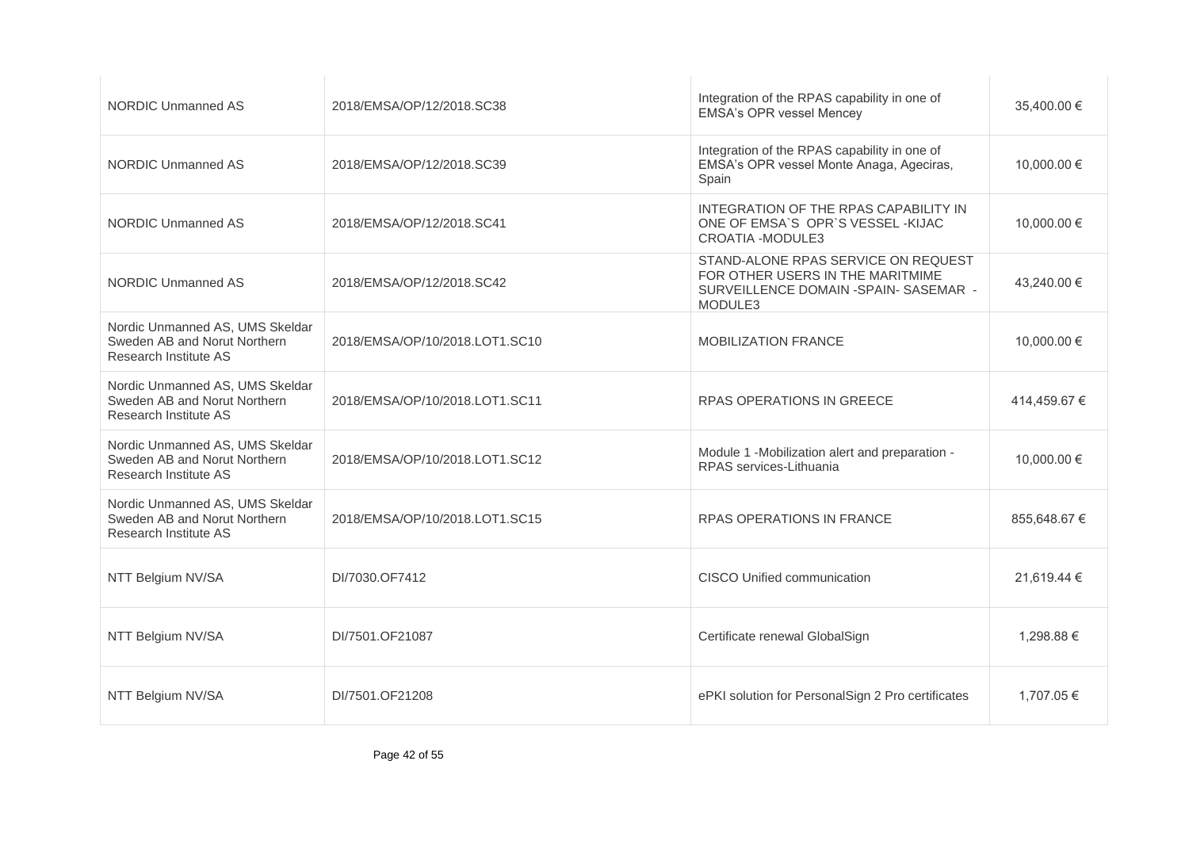| | | | |
|---|---|---|---|
| NORDIC Unmanned AS | 2018/EMSA/OP/12/2018.SC38 | Integration of the RPAS capability in one of EMSA's OPR vessel Mencey | 35,400.00 € |
| NORDIC Unmanned AS | 2018/EMSA/OP/12/2018.SC39 | Integration of the RPAS capability in one of EMSA's OPR vessel Monte Anaga, Ageciras, Spain | 10,000.00 € |
| NORDIC Unmanned AS | 2018/EMSA/OP/12/2018.SC41 | INTEGRATION OF THE RPAS CAPABILITY IN ONE OF EMSA`S OPR`S VESSEL -KIJAC CROATIA -MODULE3 | 10,000.00 € |
| NORDIC Unmanned AS | 2018/EMSA/OP/12/2018.SC42 | STAND-ALONE RPAS SERVICE ON REQUEST FOR OTHER USERS IN THE MARITMIME SURVEILLENCE DOMAIN -SPAIN- SASEMAR - MODULE3 | 43,240.00 € |
| Nordic Unmanned AS, UMS Skeldar Sweden AB and Norut Northern Research Institute AS | 2018/EMSA/OP/10/2018.LOT1.SC10 | MOBILIZATION FRANCE | 10,000.00 € |
| Nordic Unmanned AS, UMS Skeldar Sweden AB and Norut Northern Research Institute AS | 2018/EMSA/OP/10/2018.LOT1.SC11 | RPAS OPERATIONS IN GREECE | 414,459.67 € |
| Nordic Unmanned AS, UMS Skeldar Sweden AB and Norut Northern Research Institute AS | 2018/EMSA/OP/10/2018.LOT1.SC12 | Module 1 -Mobilization alert and preparation - RPAS services-Lithuania | 10,000.00 € |
| Nordic Unmanned AS, UMS Skeldar Sweden AB and Norut Northern Research Institute AS | 2018/EMSA/OP/10/2018.LOT1.SC15 | RPAS OPERATIONS IN FRANCE | 855,648.67 € |
| NTT Belgium NV/SA | DI/7030.OF7412 | CISCO Unified communication | 21,619.44 € |
| NTT Belgium NV/SA | DI/7501.OF21087 | Certificate renewal GlobalSign | 1,298.88 € |
| NTT Belgium NV/SA | DI/7501.OF21208 | ePKI solution for PersonalSign 2 Pro certificates | 1,707.05 € |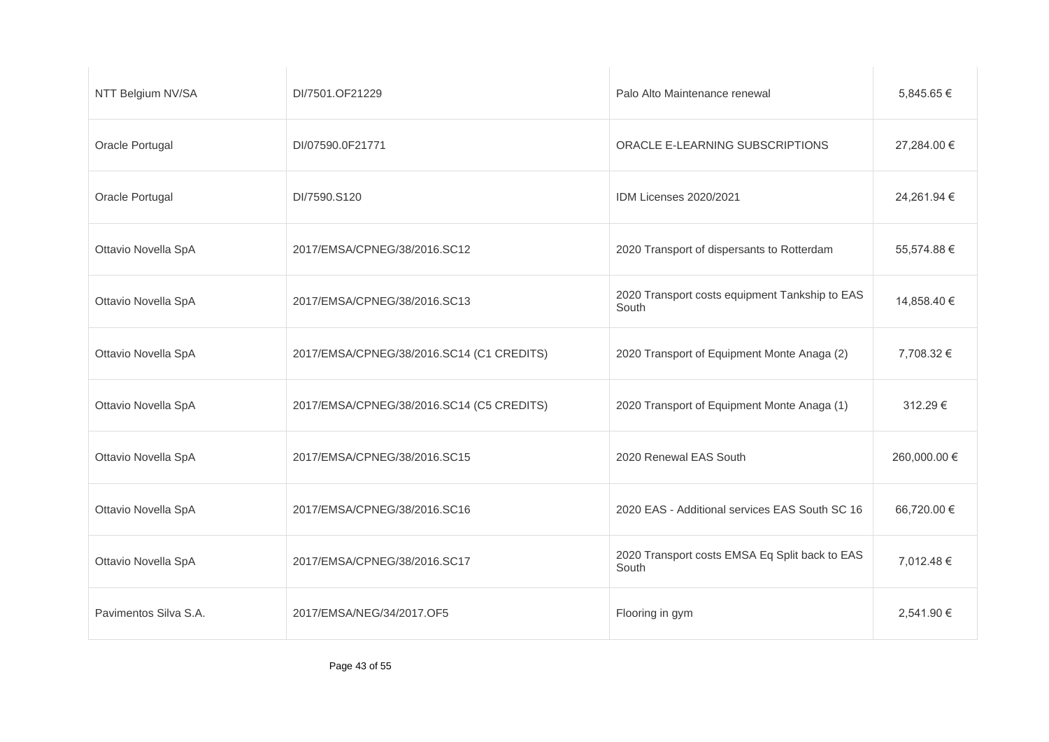| | | | |
|---|---|---|---|
| NTT Belgium NV/SA | DI/7501.OF21229 | Palo Alto Maintenance renewal | 5,845.65 € |
| Oracle Portugal | DI/07590.0F21771 | ORACLE E-LEARNING SUBSCRIPTIONS | 27,284.00 € |
| Oracle Portugal | DI/7590.S120 | IDM Licenses 2020/2021 | 24,261.94 € |
| Ottavio Novella SpA | 2017/EMSA/CPNEG/38/2016.SC12 | 2020 Transport of dispersants to Rotterdam | 55,574.88 € |
| Ottavio Novella SpA | 2017/EMSA/CPNEG/38/2016.SC13 | 2020 Transport costs equipment Tankship to EAS South | 14,858.40 € |
| Ottavio Novella SpA | 2017/EMSA/CPNEG/38/2016.SC14 (C1 CREDITS) | 2020 Transport of Equipment Monte Anaga (2) | 7,708.32 € |
| Ottavio Novella SpA | 2017/EMSA/CPNEG/38/2016.SC14 (C5 CREDITS) | 2020 Transport of Equipment Monte Anaga (1) | 312.29 € |
| Ottavio Novella SpA | 2017/EMSA/CPNEG/38/2016.SC15 | 2020 Renewal EAS South | 260,000.00 € |
| Ottavio Novella SpA | 2017/EMSA/CPNEG/38/2016.SC16 | 2020 EAS - Additional services EAS South SC 16 | 66,720.00 € |
| Ottavio Novella SpA | 2017/EMSA/CPNEG/38/2016.SC17 | 2020 Transport costs EMSA Eq Split back to EAS South | 7,012.48 € |
| Pavimentos Silva S.A. | 2017/EMSA/NEG/34/2017.OF5 | Flooring in gym | 2,541.90 € |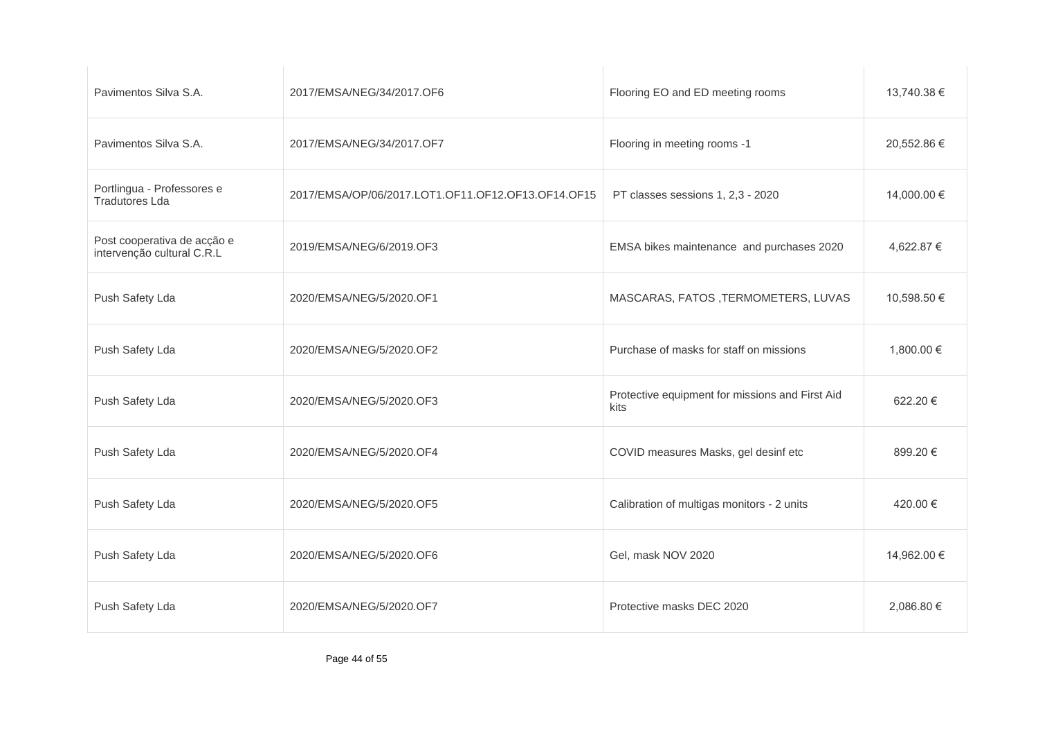| | | | |
|---|---|---|---|
| Pavimentos Silva S.A. | 2017/EMSA/NEG/34/2017.OF6 | Flooring EO and ED meeting rooms | 13,740.38 € |
| Pavimentos Silva S.A. | 2017/EMSA/NEG/34/2017.OF7 | Flooring in meeting rooms -1 | 20,552.86 € |
| Portlingua - Professores e Tradutores Lda | 2017/EMSA/OP/06/2017.LOT1.OF11.OF12.OF13.OF14.OF15 | PT classes sessions 1, 2,3 - 2020 | 14,000.00 € |
| Post cooperativa de acção e intervenção cultural C.R.L | 2019/EMSA/NEG/6/2019.OF3 | EMSA bikes maintenance and purchases 2020 | 4,622.87 € |
| Push Safety Lda | 2020/EMSA/NEG/5/2020.OF1 | MASCARAS, FATOS ,TERMOMETERS, LUVAS | 10,598.50 € |
| Push Safety Lda | 2020/EMSA/NEG/5/2020.OF2 | Purchase of masks for staff on missions | 1,800.00 € |
| Push Safety Lda | 2020/EMSA/NEG/5/2020.OF3 | Protective equipment for missions and First Aid kits | 622.20 € |
| Push Safety Lda | 2020/EMSA/NEG/5/2020.OF4 | COVID measures Masks, gel desinf etc | 899.20 € |
| Push Safety Lda | 2020/EMSA/NEG/5/2020.OF5 | Calibration of multigas monitors - 2 units | 420.00 € |
| Push Safety Lda | 2020/EMSA/NEG/5/2020.OF6 | Gel, mask NOV 2020 | 14,962.00 € |
| Push Safety Lda | 2020/EMSA/NEG/5/2020.OF7 | Protective masks DEC 2020 | 2,086.80 € |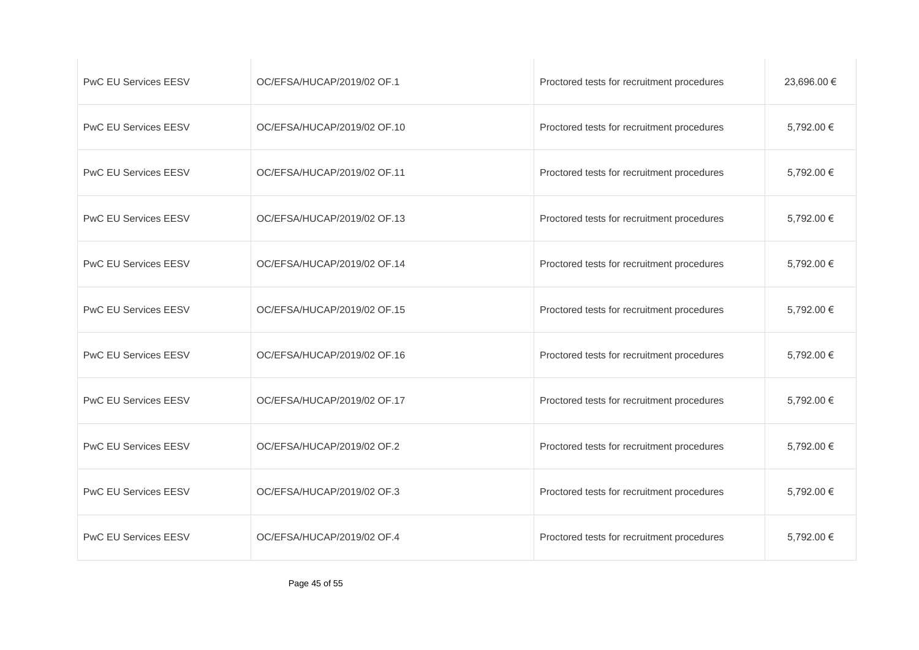| | | | |
|---|---|---|---|
| PwC EU Services EESV | OC/EFSA/HUCAP/2019/02 OF.1 | Proctored tests for recruitment procedures | 23,696.00 € |
| PwC EU Services EESV | OC/EFSA/HUCAP/2019/02 OF.10 | Proctored tests for recruitment procedures | 5,792.00 € |
| PwC EU Services EESV | OC/EFSA/HUCAP/2019/02 OF.11 | Proctored tests for recruitment procedures | 5,792.00 € |
| PwC EU Services EESV | OC/EFSA/HUCAP/2019/02 OF.13 | Proctored tests for recruitment procedures | 5,792.00 € |
| PwC EU Services EESV | OC/EFSA/HUCAP/2019/02 OF.14 | Proctored tests for recruitment procedures | 5,792.00 € |
| PwC EU Services EESV | OC/EFSA/HUCAP/2019/02 OF.15 | Proctored tests for recruitment procedures | 5,792.00 € |
| PwC EU Services EESV | OC/EFSA/HUCAP/2019/02 OF.16 | Proctored tests for recruitment procedures | 5,792.00 € |
| PwC EU Services EESV | OC/EFSA/HUCAP/2019/02 OF.17 | Proctored tests for recruitment procedures | 5,792.00 € |
| PwC EU Services EESV | OC/EFSA/HUCAP/2019/02 OF.2 | Proctored tests for recruitment procedures | 5,792.00 € |
| PwC EU Services EESV | OC/EFSA/HUCAP/2019/02 OF.3 | Proctored tests for recruitment procedures | 5,792.00 € |
| PwC EU Services EESV | OC/EFSA/HUCAP/2019/02 OF.4 | Proctored tests for recruitment procedures | 5,792.00 € |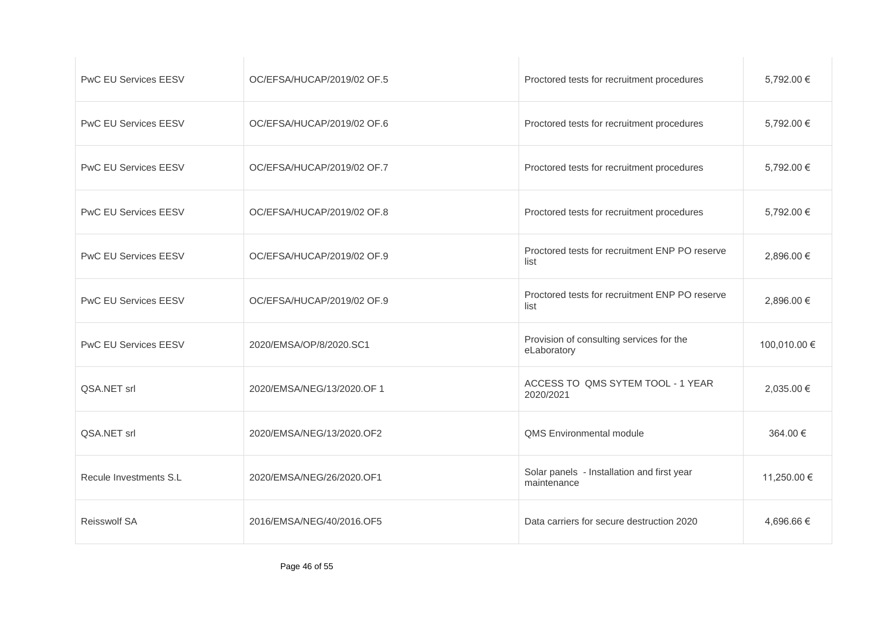| | | | |
|---|---|---|---|
| PwC EU Services EESV | OC/EFSA/HUCAP/2019/02 OF.5 | Proctored tests for recruitment procedures | 5,792.00 € |
| PwC EU Services EESV | OC/EFSA/HUCAP/2019/02 OF.6 | Proctored tests for recruitment procedures | 5,792.00 € |
| PwC EU Services EESV | OC/EFSA/HUCAP/2019/02 OF.7 | Proctored tests for recruitment procedures | 5,792.00 € |
| PwC EU Services EESV | OC/EFSA/HUCAP/2019/02 OF.8 | Proctored tests for recruitment procedures | 5,792.00 € |
| PwC EU Services EESV | OC/EFSA/HUCAP/2019/02 OF.9 | Proctored tests for recruitment ENP PO reserve list | 2,896.00 € |
| PwC EU Services EESV | OC/EFSA/HUCAP/2019/02 OF.9 | Proctored tests for recruitment ENP PO reserve list | 2,896.00 € |
| PwC EU Services EESV | 2020/EMSA/OP/8/2020.SC1 | Provision of consulting services for the eLaboratory | 100,010.00 € |
| QSA.NET srl | 2020/EMSA/NEG/13/2020.OF 1 | ACCESS TO QMS SYTEM TOOL - 1 YEAR 2020/2021 | 2,035.00 € |
| QSA.NET srl | 2020/EMSA/NEG/13/2020.OF2 | QMS Environmental module | 364.00 € |
| Recule Investments S.L | 2020/EMSA/NEG/26/2020.OF1 | Solar panels - Installation and first year maintenance | 11,250.00 € |
| Reisswolf SA | 2016/EMSA/NEG/40/2016.OF5 | Data carriers for secure destruction 2020 | 4,696.66 € |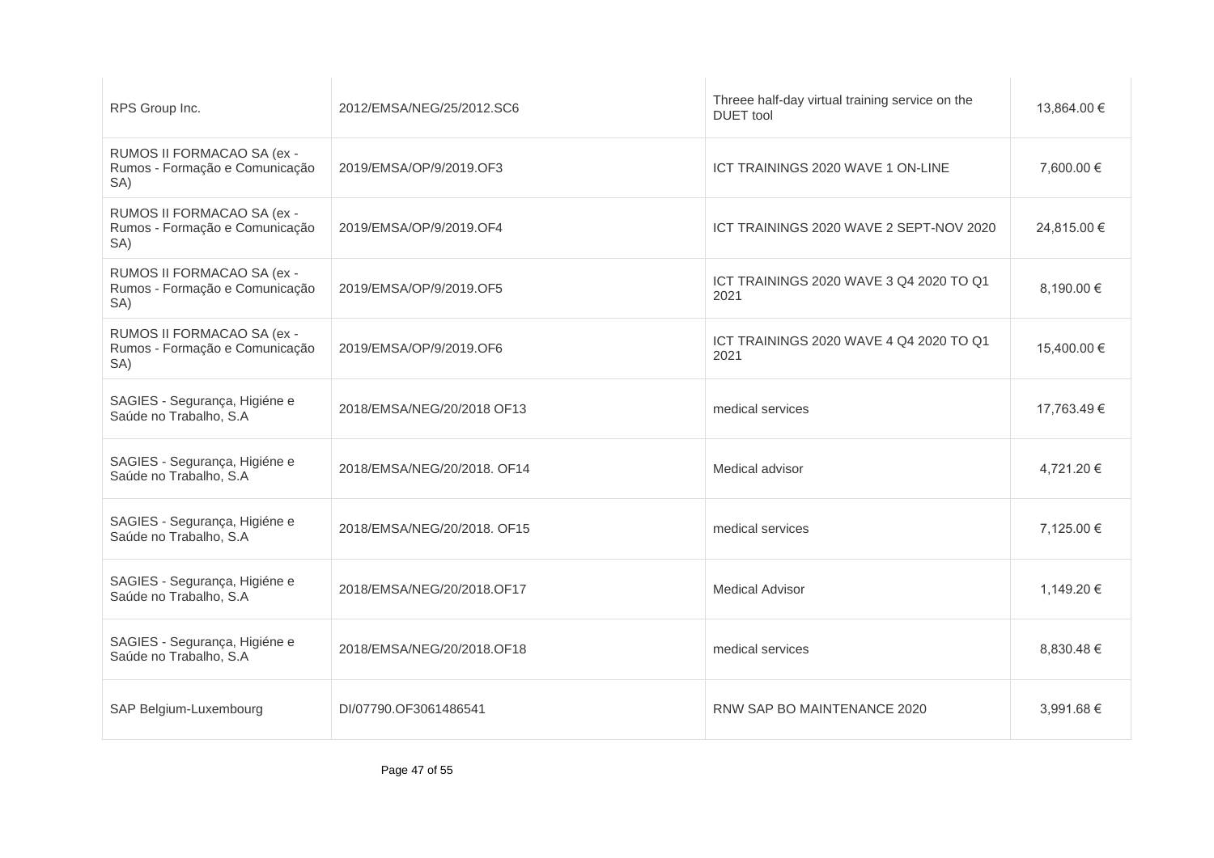| | | | |
|---|---|---|---|
| RPS Group Inc. | 2012/EMSA/NEG/25/2012.SC6 | Threee half-day virtual training service on the DUET tool | 13,864.00 € |
| RUMOS II FORMACAO SA (ex - Rumos - Formação e Comunicação SA) | 2019/EMSA/OP/9/2019.OF3 | ICT TRAININGS 2020 WAVE 1 ON-LINE | 7,600.00 € |
| RUMOS II FORMACAO SA (ex - Rumos - Formação e Comunicação SA) | 2019/EMSA/OP/9/2019.OF4 | ICT TRAININGS 2020 WAVE 2 SEPT-NOV 2020 | 24,815.00 € |
| RUMOS II FORMACAO SA (ex - Rumos - Formação e Comunicação SA) | 2019/EMSA/OP/9/2019.OF5 | ICT TRAININGS 2020 WAVE 3 Q4 2020 TO Q1 2021 | 8,190.00 € |
| RUMOS II FORMACAO SA (ex - Rumos - Formação e Comunicação SA) | 2019/EMSA/OP/9/2019.OF6 | ICT TRAININGS 2020 WAVE 4 Q4 2020 TO Q1 2021 | 15,400.00 € |
| SAGIES - Segurança, Higiéne e Saúde no Trabalho, S.A | 2018/EMSA/NEG/20/2018 OF13 | medical services | 17,763.49 € |
| SAGIES - Segurança, Higiéne e Saúde no Trabalho, S.A | 2018/EMSA/NEG/20/2018. OF14 | Medical advisor | 4,721.20 € |
| SAGIES - Segurança, Higiéne e Saúde no Trabalho, S.A | 2018/EMSA/NEG/20/2018. OF15 | medical services | 7,125.00 € |
| SAGIES - Segurança, Higiéne e Saúde no Trabalho, S.A | 2018/EMSA/NEG/20/2018.OF17 | Medical Advisor | 1,149.20 € |
| SAGIES - Segurança, Higiéne e Saúde no Trabalho, S.A | 2018/EMSA/NEG/20/2018.OF18 | medical services | 8,830.48 € |
| SAP Belgium-Luxembourg | DI/07790.OF3061486541 | RNW SAP BO MAINTENANCE 2020 | 3,991.68 € |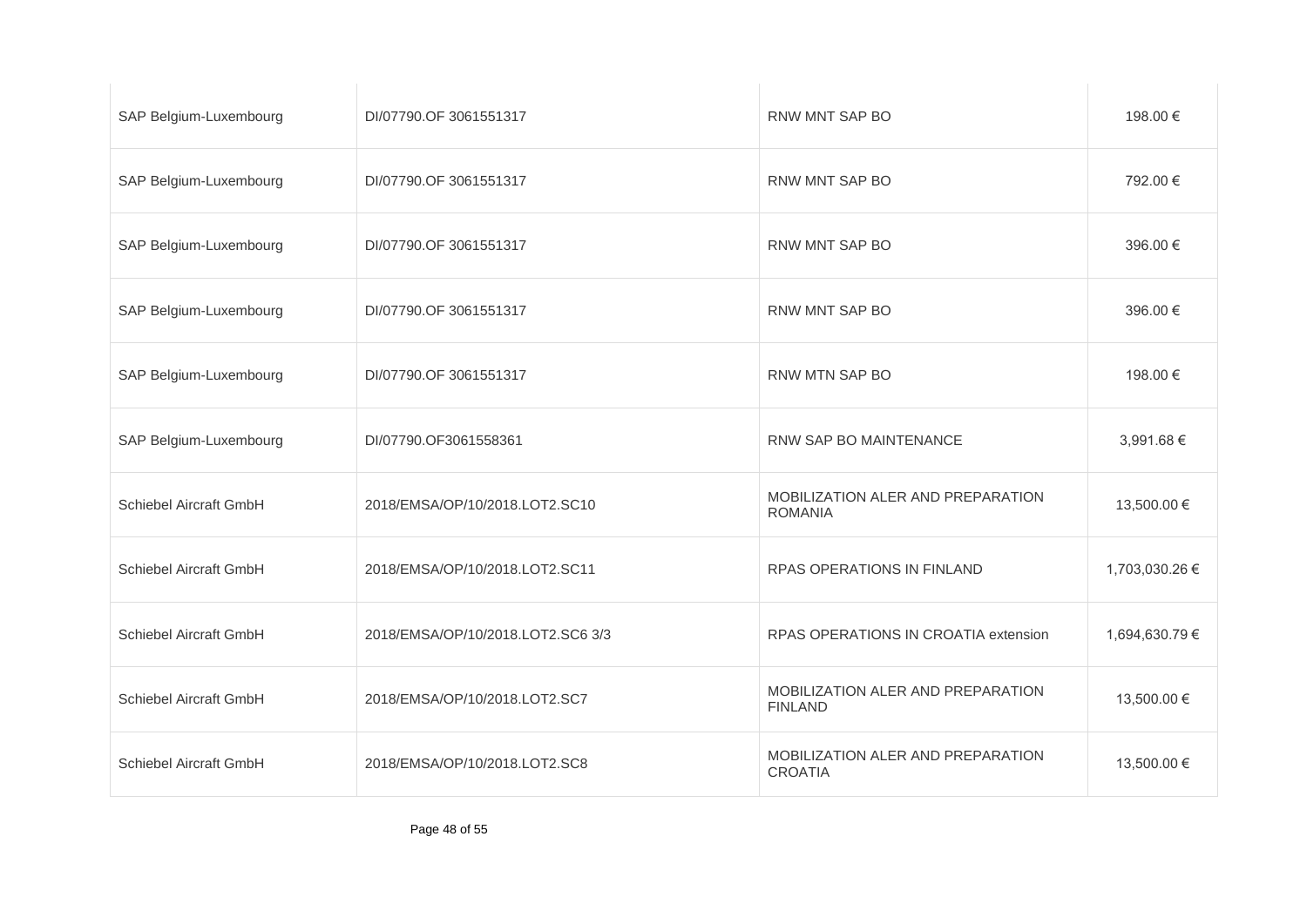| | | | |
|---|---|---|---|
| SAP Belgium-Luxembourg | DI/07790.OF 3061551317 | RNW MNT SAP BO | 198.00 € |
| SAP Belgium-Luxembourg | DI/07790.OF 3061551317 | RNW MNT SAP BO | 792.00 € |
| SAP Belgium-Luxembourg | DI/07790.OF 3061551317 | RNW MNT SAP BO | 396.00 € |
| SAP Belgium-Luxembourg | DI/07790.OF 3061551317 | RNW MNT SAP BO | 396.00 € |
| SAP Belgium-Luxembourg | DI/07790.OF 3061551317 | RNW MTN SAP BO | 198.00 € |
| SAP Belgium-Luxembourg | DI/07790.OF3061558361 | RNW SAP BO MAINTENANCE | 3,991.68 € |
| Schiebel Aircraft GmbH | 2018/EMSA/OP/10/2018.LOT2.SC10 | MOBILIZATION ALER AND PREPARATION ROMANIA | 13,500.00 € |
| Schiebel Aircraft GmbH | 2018/EMSA/OP/10/2018.LOT2.SC11 | RPAS OPERATIONS IN FINLAND | 1,703,030.26 € |
| Schiebel Aircraft GmbH | 2018/EMSA/OP/10/2018.LOT2.SC6 3/3 | RPAS OPERATIONS IN CROATIA extension | 1,694,630.79 € |
| Schiebel Aircraft GmbH | 2018/EMSA/OP/10/2018.LOT2.SC7 | MOBILIZATION ALER AND PREPARATION FINLAND | 13,500.00 € |
| Schiebel Aircraft GmbH | 2018/EMSA/OP/10/2018.LOT2.SC8 | MOBILIZATION ALER AND PREPARATION CROATIA | 13,500.00 € |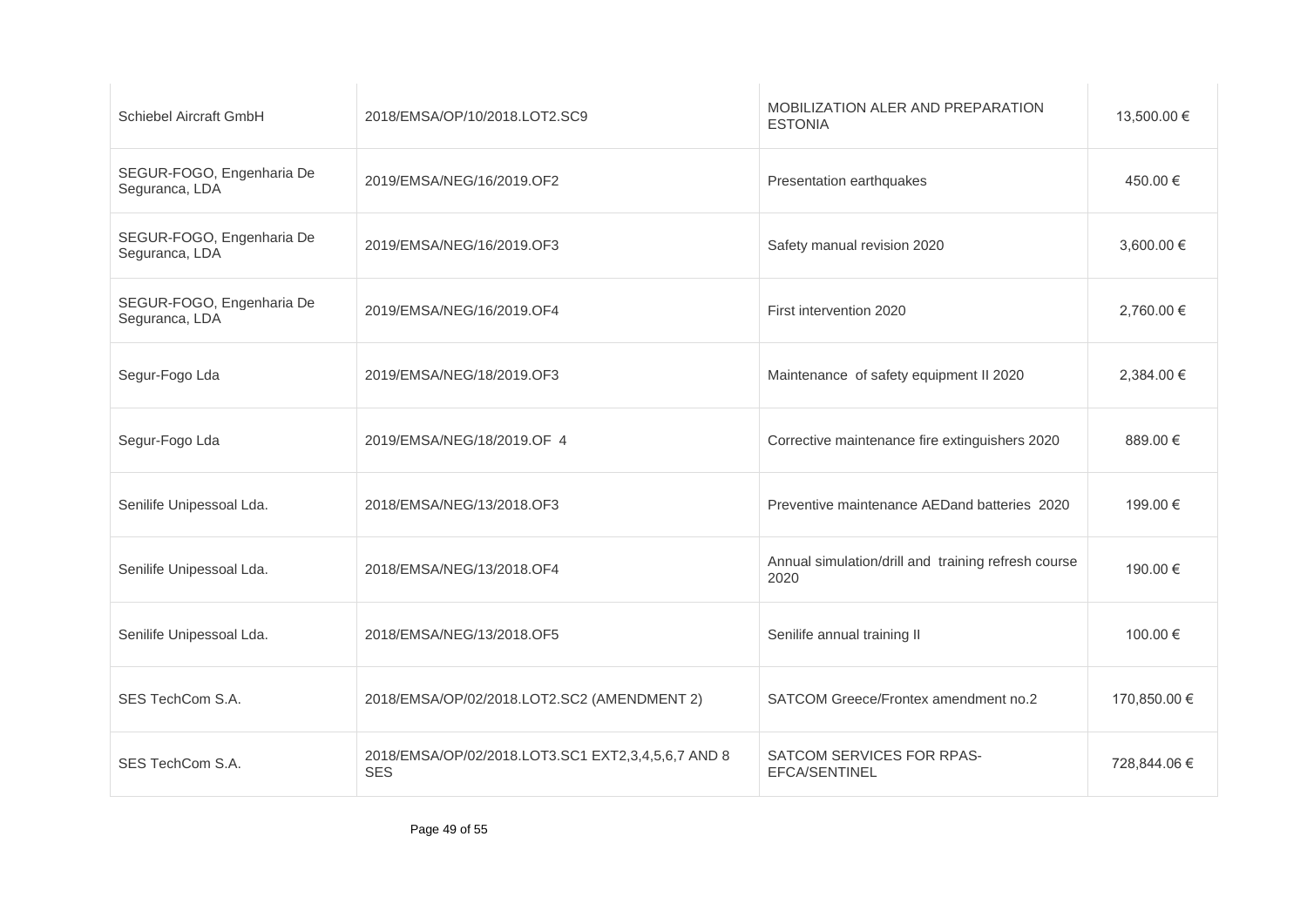| | | | |
|---|---|---|---|
| Schiebel Aircraft GmbH | 2018/EMSA/OP/10/2018.LOT2.SC9 | MOBILIZATION ALER AND PREPARATION ESTONIA | 13,500.00 € |
| SEGUR-FOGO, Engenharia De Seguranca, LDA | 2019/EMSA/NEG/16/2019.OF2 | Presentation earthquakes | 450.00 € |
| SEGUR-FOGO, Engenharia De Seguranca, LDA | 2019/EMSA/NEG/16/2019.OF3 | Safety manual revision 2020 | 3,600.00 € |
| SEGUR-FOGO, Engenharia De Seguranca, LDA | 2019/EMSA/NEG/16/2019.OF4 | First intervention 2020 | 2,760.00 € |
| Segur-Fogo Lda | 2019/EMSA/NEG/18/2019.OF3 | Maintenance of safety equipment II 2020 | 2,384.00 € |
| Segur-Fogo Lda | 2019/EMSA/NEG/18/2019.OF 4 | Corrective maintenance fire extinguishers 2020 | 889.00 € |
| Senilife Unipessoal Lda. | 2018/EMSA/NEG/13/2018.OF3 | Preventive maintenance AEDand batteries 2020 | 199.00 € |
| Senilife Unipessoal Lda. | 2018/EMSA/NEG/13/2018.OF4 | Annual simulation/drill and training refresh course 2020 | 190.00 € |
| Senilife Unipessoal Lda. | 2018/EMSA/NEG/13/2018.OF5 | Senilife annual training II | 100.00 € |
| SES TechCom S.A. | 2018/EMSA/OP/02/2018.LOT2.SC2 (AMENDMENT 2) | SATCOM Greece/Frontex amendment no.2 | 170,850.00 € |
| SES TechCom S.A. | 2018/EMSA/OP/02/2018.LOT3.SC1 EXT2,3,4,5,6,7 AND 8 SES | SATCOM SERVICES FOR RPAS-EFCA/SENTINEL | 728,844.06 € |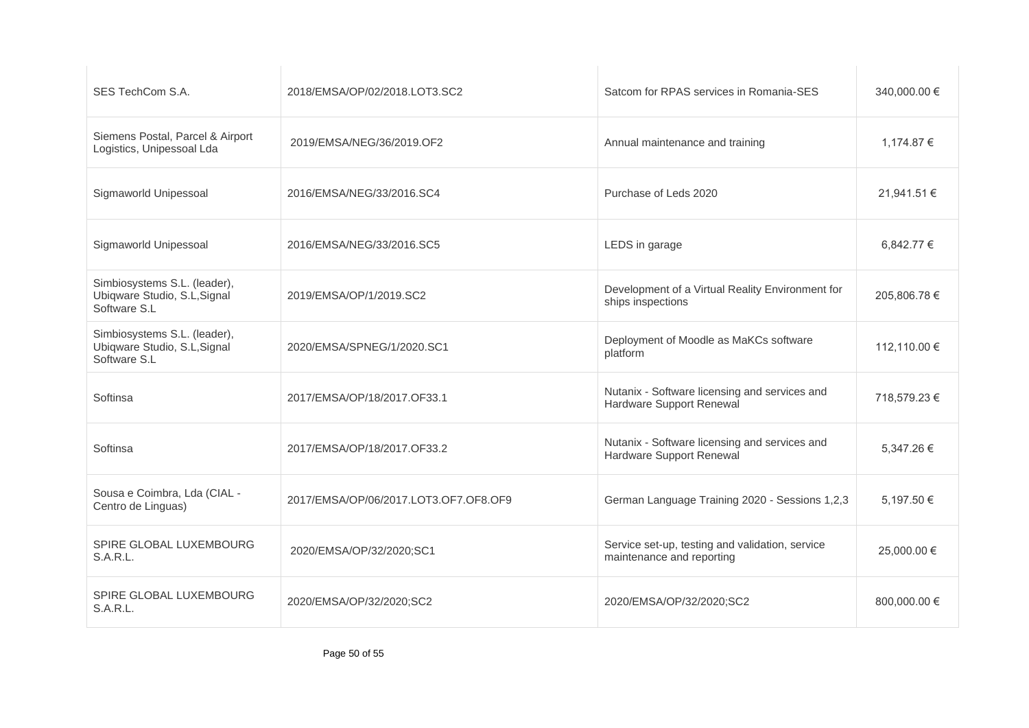| | | | |
|---|---|---|---|
| SES TechCom S.A. | 2018/EMSA/OP/02/2018.LOT3.SC2 | Satcom for RPAS services in Romania-SES | 340,000.00 € |
| Siemens Postal, Parcel & Airport Logistics, Unipessoal Lda | 2019/EMSA/NEG/36/2019.OF2 | Annual maintenance and training | 1,174.87 € |
| Sigmaworld Unipessoal | 2016/EMSA/NEG/33/2016.SC4 | Purchase of Leds 2020 | 21,941.51 € |
| Sigmaworld Unipessoal | 2016/EMSA/NEG/33/2016.SC5 | LEDS in garage | 6,842.77 € |
| Simbiosystems S.L. (leader), Ubiqware Studio, S.L,Signal Software S.L | 2019/EMSA/OP/1/2019.SC2 | Development of a Virtual Reality Environment for ships inspections | 205,806.78 € |
| Simbiosystems S.L. (leader), Ubiqware Studio, S.L,Signal Software S.L | 2020/EMSA/SPNEG/1/2020.SC1 | Deployment of Moodle as MaKCs software platform | 112,110.00 € |
| Softinsa | 2017/EMSA/OP/18/2017.OF33.1 | Nutanix - Software licensing and services and Hardware Support Renewal | 718,579.23 € |
| Softinsa | 2017/EMSA/OP/18/2017.OF33.2 | Nutanix - Software licensing and services and Hardware Support Renewal | 5,347.26 € |
| Sousa e Coimbra, Lda (CIAL - Centro de Linguas) | 2017/EMSA/OP/06/2017.LOT3.OF7.OF8.OF9 | German Language Training 2020 - Sessions 1,2,3 | 5,197.50 € |
| SPIRE GLOBAL LUXEMBOURG S.A.R.L. | 2020/EMSA/OP/32/2020;SC1 | Service set-up, testing and validation, service maintenance and reporting | 25,000.00 € |
| SPIRE GLOBAL LUXEMBOURG S.A.R.L. | 2020/EMSA/OP/32/2020;SC2 | 2020/EMSA/OP/32/2020;SC2 | 800,000.00 € |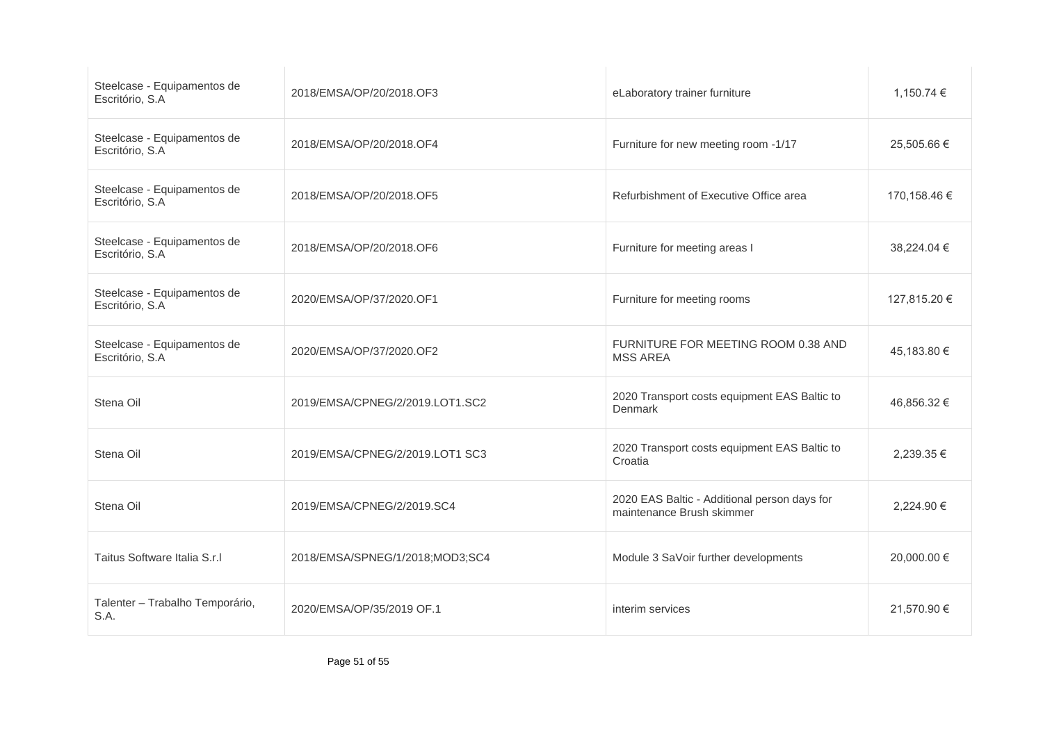| | | | |
|---|---|---|---|
| Steelcase - Equipamentos de Escritório, S.A | 2018/EMSA/OP/20/2018.OF3 | eLaboratory trainer furniture | 1,150.74 € |
| Steelcase - Equipamentos de Escritório, S.A | 2018/EMSA/OP/20/2018.OF4 | Furniture for new meeting room -1/17 | 25,505.66 € |
| Steelcase - Equipamentos de Escritório, S.A | 2018/EMSA/OP/20/2018.OF5 | Refurbishment of Executive Office area | 170,158.46 € |
| Steelcase - Equipamentos de Escritório, S.A | 2018/EMSA/OP/20/2018.OF6 | Furniture for meeting areas I | 38,224.04 € |
| Steelcase - Equipamentos de Escritório, S.A | 2020/EMSA/OP/37/2020.OF1 | Furniture for meeting rooms | 127,815.20 € |
| Steelcase - Equipamentos de Escritório, S.A | 2020/EMSA/OP/37/2020.OF2 | FURNITURE FOR MEETING ROOM 0.38 AND MSS AREA | 45,183.80 € |
| Stena Oil | 2019/EMSA/CPNEG/2/2019.LOT1.SC2 | 2020 Transport costs equipment EAS Baltic to Denmark | 46,856.32 € |
| Stena Oil | 2019/EMSA/CPNEG/2/2019.LOT1 SC3 | 2020 Transport costs equipment EAS Baltic to Croatia | 2,239.35 € |
| Stena Oil | 2019/EMSA/CPNEG/2/2019.SC4 | 2020 EAS Baltic - Additional person days for maintenance Brush skimmer | 2,224.90 € |
| Taitus Software Italia S.r.l | 2018/EMSA/SPNEG/1/2018;MOD3;SC4 | Module 3 SaVoir further developments | 20,000.00 € |
| Talenter – Trabalho Temporário, S.A. | 2020/EMSA/OP/35/2019 OF.1 | interim services | 21,570.90 € |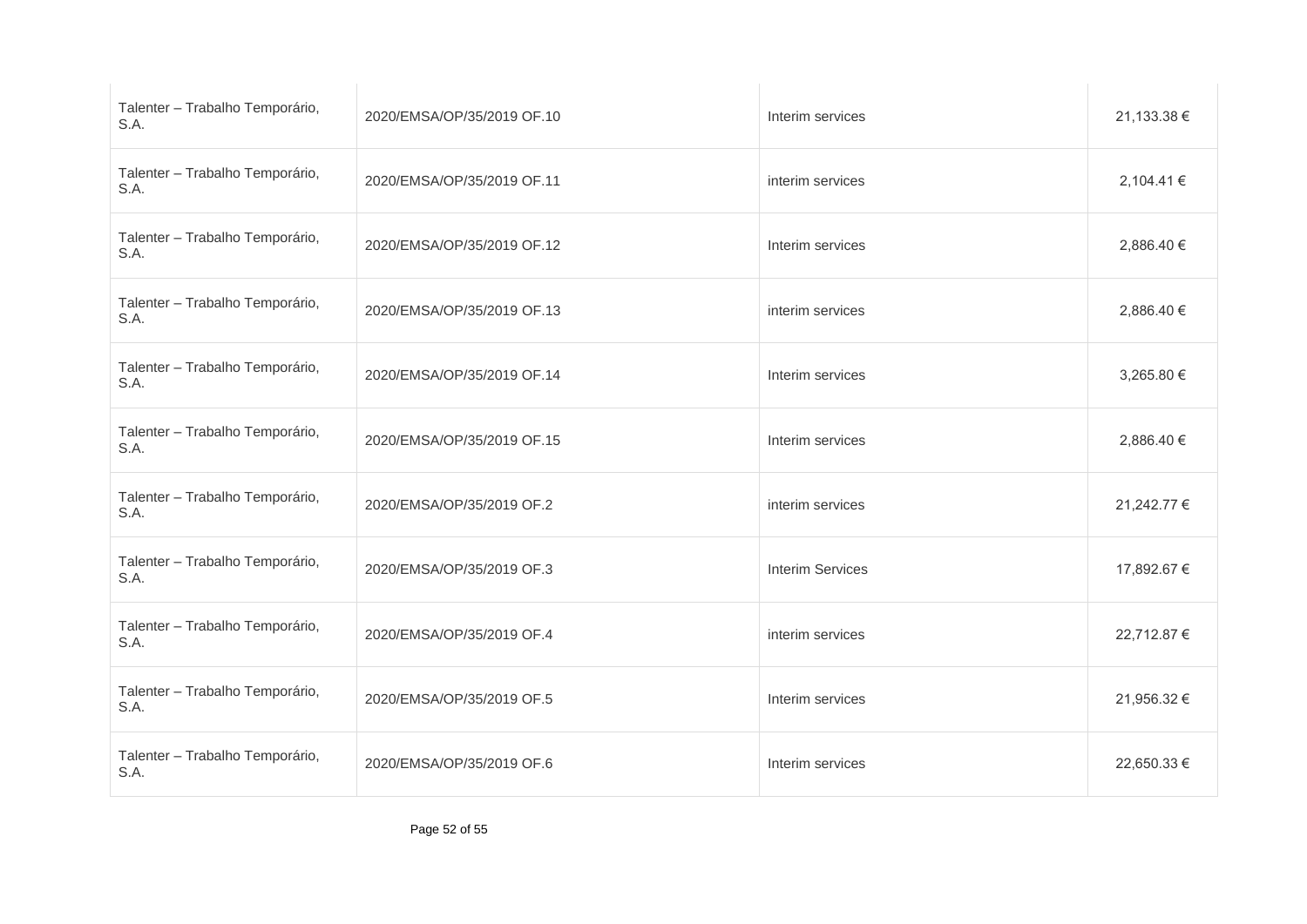| | | | |
|---|---|---|---|
| Talenter – Trabalho Temporário, S.A. | 2020/EMSA/OP/35/2019 OF.10 | Interim services | 21,133.38 € |
| Talenter – Trabalho Temporário, S.A. | 2020/EMSA/OP/35/2019 OF.11 | interim services | 2,104.41 € |
| Talenter – Trabalho Temporário, S.A. | 2020/EMSA/OP/35/2019 OF.12 | Interim services | 2,886.40 € |
| Talenter – Trabalho Temporário, S.A. | 2020/EMSA/OP/35/2019 OF.13 | interim services | 2,886.40 € |
| Talenter – Trabalho Temporário, S.A. | 2020/EMSA/OP/35/2019 OF.14 | Interim services | 3,265.80 € |
| Talenter – Trabalho Temporário, S.A. | 2020/EMSA/OP/35/2019 OF.15 | Interim services | 2,886.40 € |
| Talenter – Trabalho Temporário, S.A. | 2020/EMSA/OP/35/2019 OF.2 | interim services | 21,242.77 € |
| Talenter – Trabalho Temporário, S.A. | 2020/EMSA/OP/35/2019 OF.3 | Interim Services | 17,892.67 € |
| Talenter – Trabalho Temporário, S.A. | 2020/EMSA/OP/35/2019 OF.4 | interim services | 22,712.87 € |
| Talenter – Trabalho Temporário, S.A. | 2020/EMSA/OP/35/2019 OF.5 | Interim services | 21,956.32 € |
| Talenter – Trabalho Temporário, S.A. | 2020/EMSA/OP/35/2019 OF.6 | Interim services | 22,650.33 € |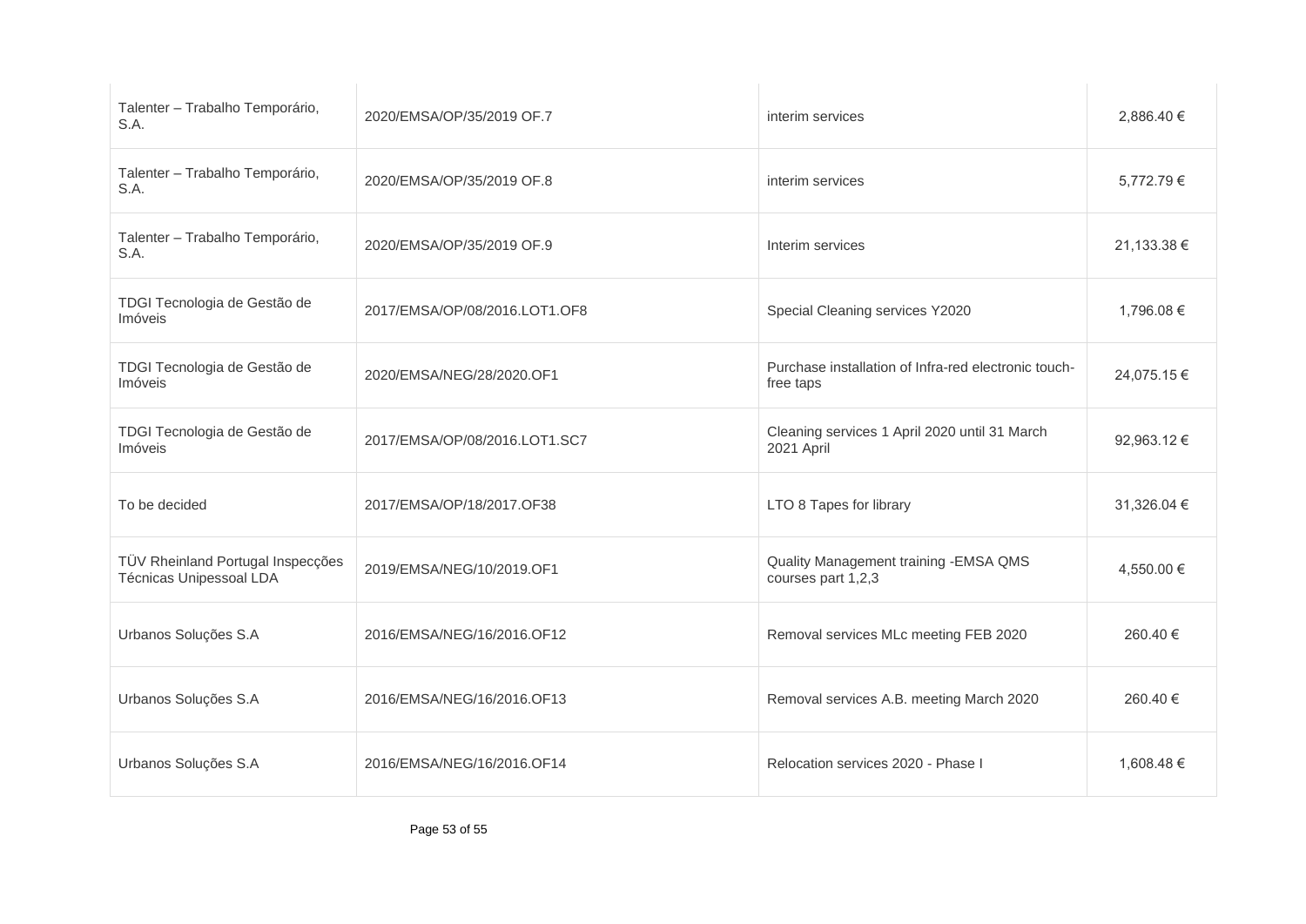| | | | |
|---|---|---|---|
| Talenter – Trabalho Temporário, S.A. | 2020/EMSA/OP/35/2019 OF.7 | interim services | 2,886.40 € |
| Talenter – Trabalho Temporário, S.A. | 2020/EMSA/OP/35/2019 OF.8 | interim services | 5,772.79 € |
| Talenter – Trabalho Temporário, S.A. | 2020/EMSA/OP/35/2019 OF.9 | Interim services | 21,133.38 € |
| TDGI Tecnologia de Gestão de Imóveis | 2017/EMSA/OP/08/2016.LOT1.OF8 | Special Cleaning services Y2020 | 1,796.08 € |
| TDGI Tecnologia de Gestão de Imóveis | 2020/EMSA/NEG/28/2020.OF1 | Purchase installation of Infra-red electronic touch-free taps | 24,075.15 € |
| TDGI Tecnologia de Gestão de Imóveis | 2017/EMSA/OP/08/2016.LOT1.SC7 | Cleaning services 1 April 2020 until 31 March 2021 April | 92,963.12 € |
| To be decided | 2017/EMSA/OP/18/2017.OF38 | LTO 8 Tapes for library | 31,326.04 € |
| TÜV Rheinland Portugal Inspecções Técnicas Unipessoal LDA | 2019/EMSA/NEG/10/2019.OF1 | Quality Management training -EMSA QMS courses part 1,2,3 | 4,550.00 € |
| Urbanos Soluções S.A | 2016/EMSA/NEG/16/2016.OF12 | Removal services MLc meeting FEB 2020 | 260.40 € |
| Urbanos Soluções S.A | 2016/EMSA/NEG/16/2016.OF13 | Removal services A.B. meeting March 2020 | 260.40 € |
| Urbanos Soluções S.A | 2016/EMSA/NEG/16/2016.OF14 | Relocation services 2020 - Phase I | 1,608.48 € |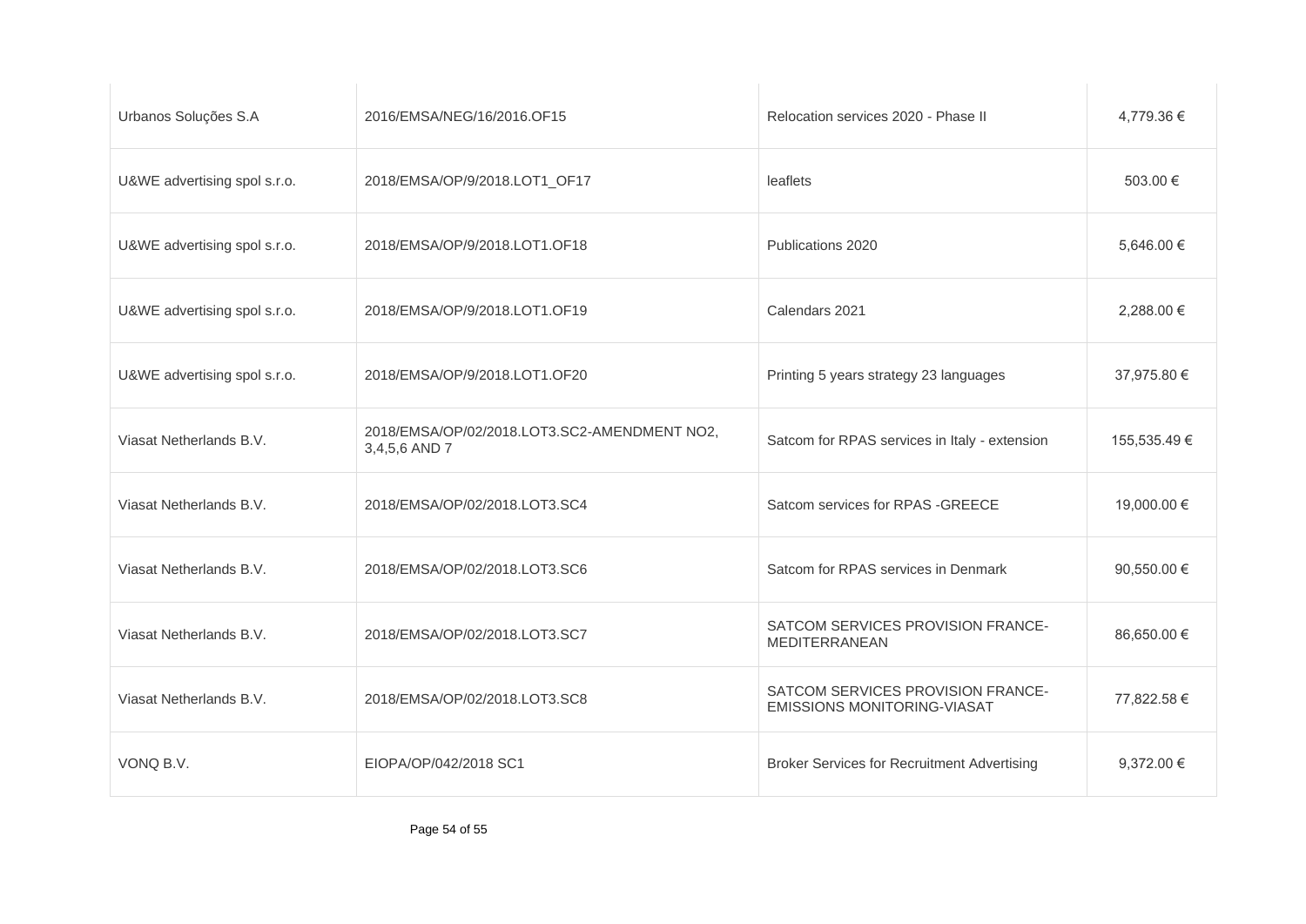| | | | |
|---|---|---|---|
| Urbanos Soluções S.A | 2016/EMSA/NEG/16/2016.OF15 | Relocation services 2020 - Phase II | 4,779.36 € |
| U&WE advertising spol s.r.o. | 2018/EMSA/OP/9/2018.LOT1_OF17 | leaflets | 503.00 € |
| U&WE advertising spol s.r.o. | 2018/EMSA/OP/9/2018.LOT1.OF18 | Publications 2020 | 5,646.00 € |
| U&WE advertising spol s.r.o. | 2018/EMSA/OP/9/2018.LOT1.OF19 | Calendars 2021 | 2,288.00 € |
| U&WE advertising spol s.r.o. | 2018/EMSA/OP/9/2018.LOT1.OF20 | Printing 5 years strategy 23 languages | 37,975.80 € |
| Viasat Netherlands B.V. | 2018/EMSA/OP/02/2018.LOT3.SC2-AMENDMENT NO2, 3,4,5,6 AND 7 | Satcom for RPAS services in Italy - extension | 155,535.49 € |
| Viasat Netherlands B.V. | 2018/EMSA/OP/02/2018.LOT3.SC4 | Satcom services for RPAS -GREECE | 19,000.00 € |
| Viasat Netherlands B.V. | 2018/EMSA/OP/02/2018.LOT3.SC6 | Satcom for RPAS services in Denmark | 90,550.00 € |
| Viasat Netherlands B.V. | 2018/EMSA/OP/02/2018.LOT3.SC7 | SATCOM SERVICES PROVISION FRANCE-MEDITERRANEAN | 86,650.00 € |
| Viasat Netherlands B.V. | 2018/EMSA/OP/02/2018.LOT3.SC8 | SATCOM SERVICES PROVISION FRANCE-EMISSIONS MONITORING-VIASAT | 77,822.58 € |
| VONQ B.V. | EIOPA/OP/042/2018 SC1 | Broker Services for Recruitment Advertising | 9,372.00 € |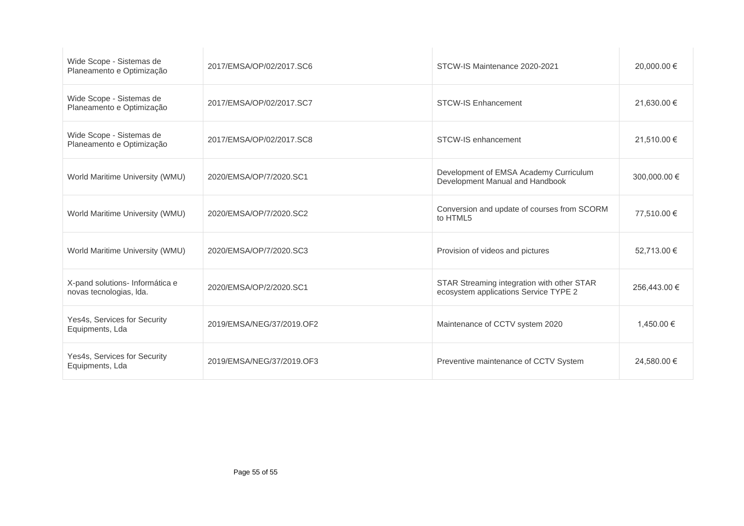| | | | |
|---|---|---|---|
| Wide Scope - Sistemas de Planeamento e Optimização | 2017/EMSA/OP/02/2017.SC6 | STCW-IS Maintenance 2020-2021 | 20,000.00 € |
| Wide Scope - Sistemas de Planeamento e Optimização | 2017/EMSA/OP/02/2017.SC7 | STCW-IS Enhancement | 21,630.00 € |
| Wide Scope - Sistemas de Planeamento e Optimização | 2017/EMSA/OP/02/2017.SC8 | STCW-IS enhancement | 21,510.00 € |
| World Maritime University (WMU) | 2020/EMSA/OP/7/2020.SC1 | Development of EMSA Academy Curriculum Development Manual and Handbook | 300,000.00 € |
| World Maritime University (WMU) | 2020/EMSA/OP/7/2020.SC2 | Conversion and update of courses from SCORM to HTML5 | 77,510.00 € |
| World Maritime University (WMU) | 2020/EMSA/OP/7/2020.SC3 | Provision of videos and pictures | 52,713.00 € |
| X-pand solutions- Informática e novas tecnologias, lda. | 2020/EMSA/OP/2/2020.SC1 | STAR Streaming integration with other STAR ecosystem applications Service TYPE 2 | 256,443.00 € |
| Yes4s, Services for Security Equipments, Lda | 2019/EMSA/NEG/37/2019.OF2 | Maintenance of CCTV system 2020 | 1,450.00 € |
| Yes4s, Services for Security Equipments, Lda | 2019/EMSA/NEG/37/2019.OF3 | Preventive maintenance of CCTV System | 24,580.00 € |